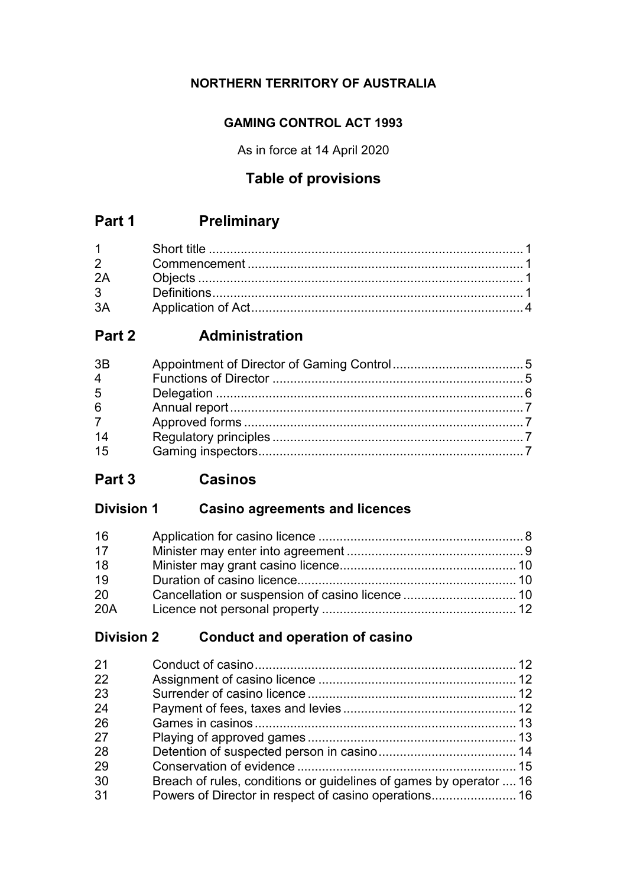**NORTHERN TERRITORY OF AUSTRALIA**

**GAMING CONTROL ACT 1993**

As in force at 14 April 2020

## Table of provisions

## Part 1 Preliminary

| | | |
|---|---|---|
| 1 | Short title | 1 |
| 2 | Commencement | 1 |
| 2A | Objects | 1 |
| 3 | Definitions | 1 |
| 3A | Application of Act | 4 |

## Part 2 Administration

| | | |
|---|---|---|
| 3B | Appointment of Director of Gaming Control | 5 |
| 4 | Functions of Director | 5 |
| 5 | Delegation | 6 |
| 6 | Annual report | 7 |
| 7 | Approved forms | 7 |
| 14 | Regulatory principles | 7 |
| 15 | Gaming inspectors | 7 |

## Part 3 Casinos

### Division 1 Casino agreements and licences

| | | |
|---|---|---|
| 16 | Application for casino licence | 8 |
| 17 | Minister may enter into agreement | 9 |
| 18 | Minister may grant casino licence | 10 |
| 19 | Duration of casino licence | 10 |
| 20 | Cancellation or suspension of casino licence | 10 |
| 20A | Licence not personal property | 12 |

### Division 2 Conduct and operation of casino

| | | |
|---|---|---|
| 21 | Conduct of casino | 12 |
| 22 | Assignment of casino licence | 12 |
| 23 | Surrender of casino licence | 12 |
| 24 | Payment of fees, taxes and levies | 12 |
| 26 | Games in casinos | 13 |
| 27 | Playing of approved games | 13 |
| 28 | Detention of suspected person in casino | 14 |
| 29 | Conservation of evidence | 15 |
| 30 | Breach of rules, conditions or guidelines of games by operator | 16 |
| 31 | Powers of Director in respect of casino operations | 16 |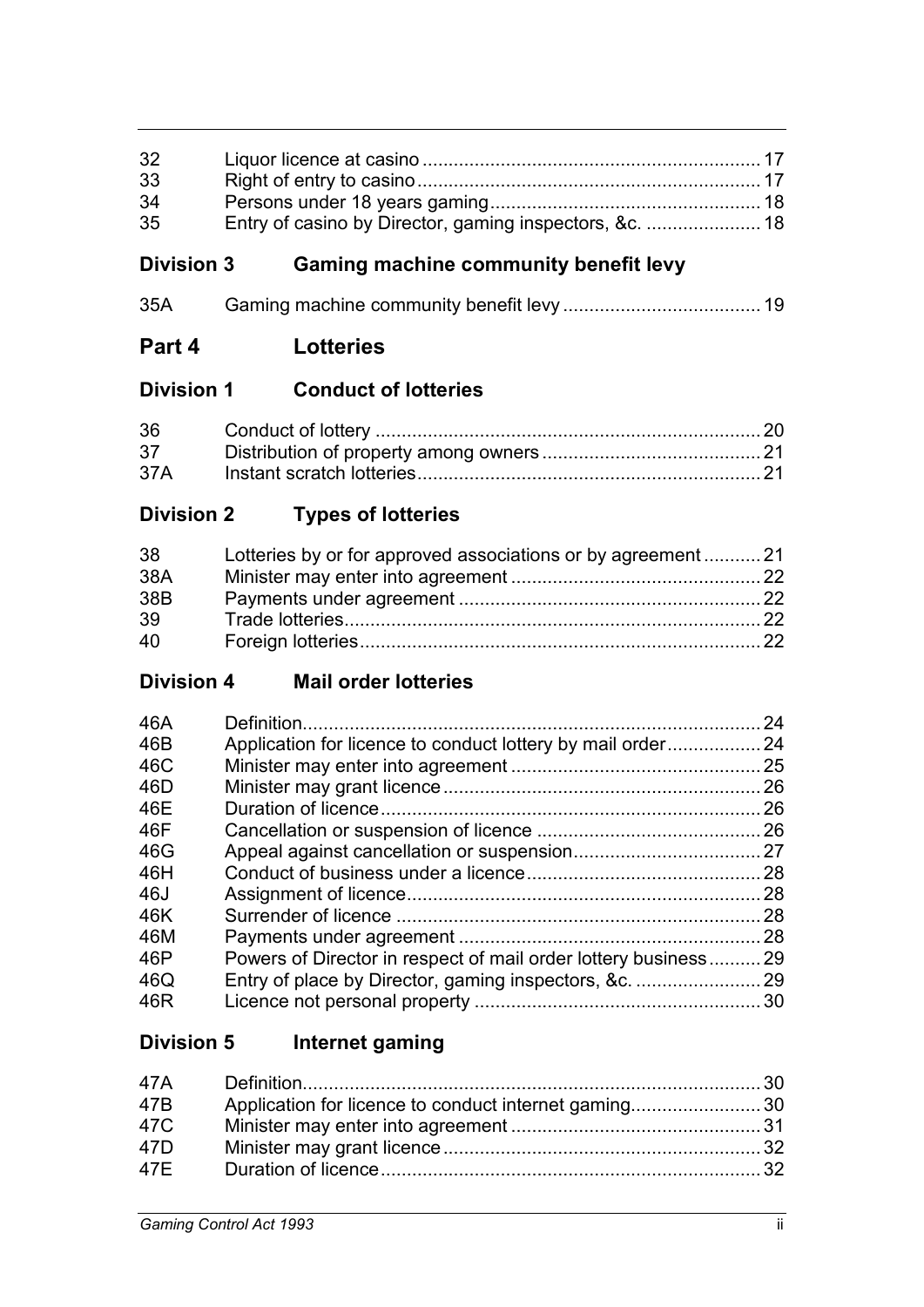| | | |
|---|---|---|
| 32 | Liquor licence at casino | 17 |
| 33 | Right of entry to casino | 17 |
| 34 | Persons under 18 years gaming | 18 |
| 35 | Entry of casino by Director, gaming inspectors, &c. | 18 |

## Division 3 Gaming machine community benefit levy

| | | |
|---|---|---|
| 35A | Gaming machine community benefit levy | 19 |

## Part 4 Lotteries

## Division 1 Conduct of lotteries

| | | |
|---|---|---|
| 36 | Conduct of lottery | 20 |
| 37 | Distribution of property among owners | 21 |
| 37A | Instant scratch lotteries | 21 |

## Division 2 Types of lotteries

| | | |
|---|---|---|
| 38 | Lotteries by or for approved associations or by agreement | 21 |
| 38A | Minister may enter into agreement | 22 |
| 38B | Payments under agreement | 22 |
| 39 | Trade lotteries | 22 |
| 40 | Foreign lotteries | 22 |

## Division 4 Mail order lotteries

| | | |
|---|---|---|
| 46A | Definition | 24 |
| 46B | Application for licence to conduct lottery by mail order | 24 |
| 46C | Minister may enter into agreement | 25 |
| 46D | Minister may grant licence | 26 |
| 46E | Duration of licence | 26 |
| 46F | Cancellation or suspension of licence | 26 |
| 46G | Appeal against cancellation or suspension | 27 |
| 46H | Conduct of business under a licence | 28 |
| 46J | Assignment of licence | 28 |
| 46K | Surrender of licence | 28 |
| 46M | Payments under agreement | 28 |
| 46P | Powers of Director in respect of mail order lottery business | 29 |
| 46Q | Entry of place by Director, gaming inspectors, &c. | 29 |
| 46R | Licence not personal property | 30 |

## Division 5 Internet gaming

| | | |
|---|---|---|
| 47A | Definition | 30 |
| 47B | Application for licence to conduct internet gaming | 30 |
| 47C | Minister may enter into agreement | 31 |
| 47D | Minister may grant licence | 32 |
| 47E | Duration of licence | 32 |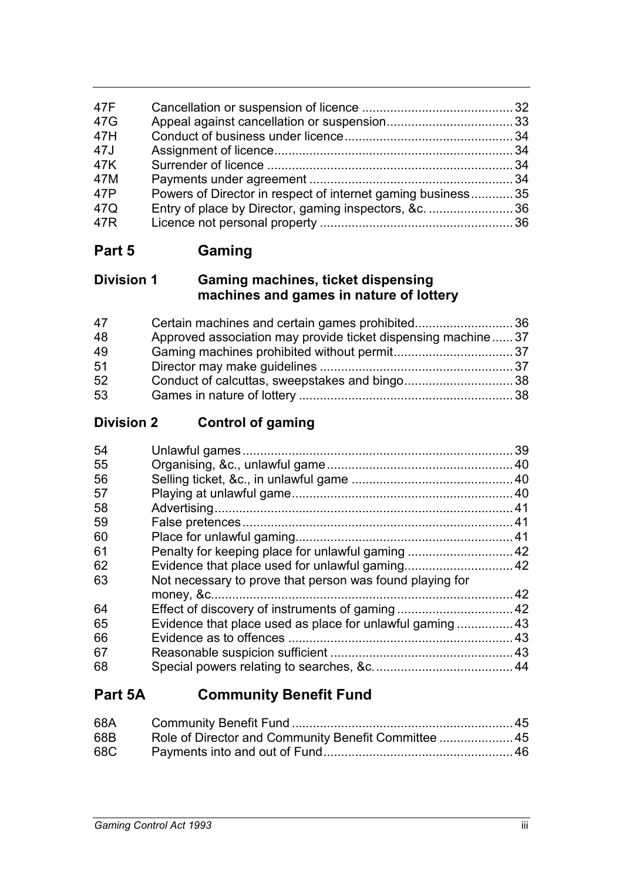| | | |
|---|---|---|
| 47F | Cancellation or suspension of licence | 32 |
| 47G | Appeal against cancellation or suspension | 33 |
| 47H | Conduct of business under licence | 34 |
| 47J | Assignment of licence | 34 |
| 47K | Surrender of licence | 34 |
| 47M | Payments under agreement | 34 |
| 47P | Powers of Director in respect of internet gaming business | 35 |
| 47Q | Entry of place by Director, gaming inspectors, &c. | 36 |
| 47R | Licence not personal property | 36 |

## Part 5 Gaming

### Division 1 Gaming machines, ticket dispensing machines and games in nature of lottery

| | | |
|---|---|---|
| 47 | Certain machines and certain games prohibited | 36 |
| 48 | Approved association may provide ticket dispensing machine | 37 |
| 49 | Gaming machines prohibited without permit | 37 |
| 51 | Director may make guidelines | 37 |
| 52 | Conduct of calcuttas, sweepstakes and bingo | 38 |
| 53 | Games in nature of lottery | 38 |

### Division 2 Control of gaming

| | | |
|---|---|---|
| 54 | Unlawful games | 39 |
| 55 | Organising, &c., unlawful game | 40 |
| 56 | Selling ticket, &c., in unlawful game | 40 |
| 57 | Playing at unlawful game | 40 |
| 58 | Advertising | 41 |
| 59 | False pretences | 41 |
| 60 | Place for unlawful gaming | 41 |
| 61 | Penalty for keeping place for unlawful gaming | 42 |
| 62 | Evidence that place used for unlawful gaming | 42 |
| 63 | Not necessary to prove that person was found playing for money, &c. | 42 |
| 64 | Effect of discovery of instruments of gaming | 42 |
| 65 | Evidence that place used as place for unlawful gaming | 43 |
| 66 | Evidence as to offences | 43 |
| 67 | Reasonable suspicion sufficient | 43 |
| 68 | Special powers relating to searches, &c. | 44 |

## Part 5A Community Benefit Fund

| | | |
|---|---|---|
| 68A | Community Benefit Fund | 45 |
| 68B | Role of Director and Community Benefit Committee | 45 |
| 68C | Payments into and out of Fund | 46 |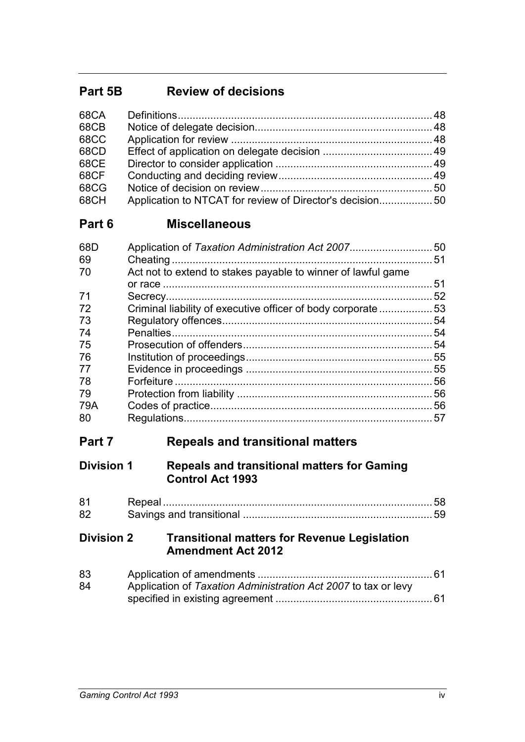## Part 5B Review of decisions

| | | |
|---|---|---|
| 68CA | Definitions | 48 |
| 68CB | Notice of delegate decision | 48 |
| 68CC | Application for review | 48 |
| 68CD | Effect of application on delegate decision | 49 |
| 68CE | Director to consider application | 49 |
| 68CF | Conducting and deciding review | 49 |
| 68CG | Notice of decision on review | 50 |
| 68CH | Application to NTCAT for review of Director's decision | 50 |

## Part 6 Miscellaneous

| | | |
|---|---|---|
| 68D | Application of *Taxation Administration Act 2007* | 50 |
| 69 | Cheating | 51 |
| 70 | Act not to extend to stakes payable to winner of lawful game or race | 51 |
| 71 | Secrecy | 52 |
| 72 | Criminal liability of executive officer of body corporate | 53 |
| 73 | Regulatory offences | 54 |
| 74 | Penalties | 54 |
| 75 | Prosecution of offenders | 54 |
| 76 | Institution of proceedings | 55 |
| 77 | Evidence in proceedings | 55 |
| 78 | Forfeiture | 56 |
| 79 | Protection from liability | 56 |
| 79A | Codes of practice | 56 |
| 80 | Regulations | 57 |

## Part 7 Repeals and transitional matters

### Division 1 Repeals and transitional matters for Gaming Control Act 1993

| | | |
|---|---|---|
| 81 | Repeal | 58 |
| 82 | Savings and transitional | 59 |

### Division 2 Transitional matters for Revenue Legislation Amendment Act 2012

| | | |
|---|---|---|
| 83 | Application of amendments | 61 |
| 84 | Application of *Taxation Administration Act 2007* to tax or levy specified in existing agreement | 61 |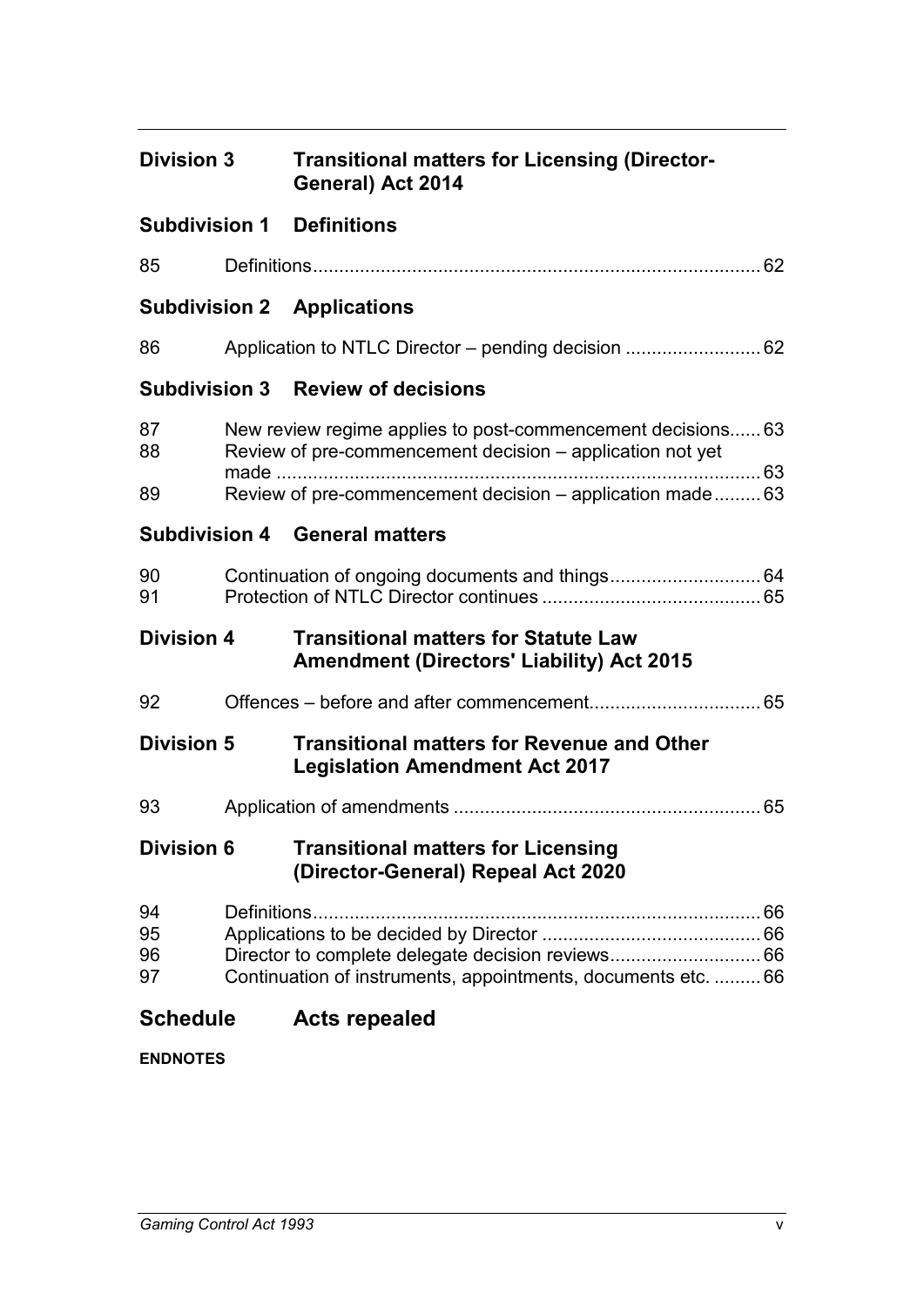## Division 3 Transitional matters for Licensing (Director-General) Act 2014

### Subdivision 1 Definitions

85 Definitions ..... 62

### Subdivision 2 Applications

86 Application to NTLC Director – pending decision ..... 62

### Subdivision 3 Review of decisions

87 New review regime applies to post-commencement decisions ..... 63
88 Review of pre-commencement decision – application not yet made ..... 63
89 Review of pre-commencement decision – application made ..... 63

### Subdivision 4 General matters

90 Continuation of ongoing documents and things ..... 64
91 Protection of NTLC Director continues ..... 65

## Division 4 Transitional matters for Statute Law Amendment (Directors' Liability) Act 2015

92 Offences – before and after commencement ..... 65

## Division 5 Transitional matters for Revenue and Other Legislation Amendment Act 2017

93 Application of amendments ..... 65

## Division 6 Transitional matters for Licensing (Director-General) Repeal Act 2020

94 Definitions ..... 66
95 Applications to be decided by Director ..... 66
96 Director to complete delegate decision reviews ..... 66
97 Continuation of instruments, appointments, documents etc. ..... 66

# Schedule Acts repealed

**ENDNOTES**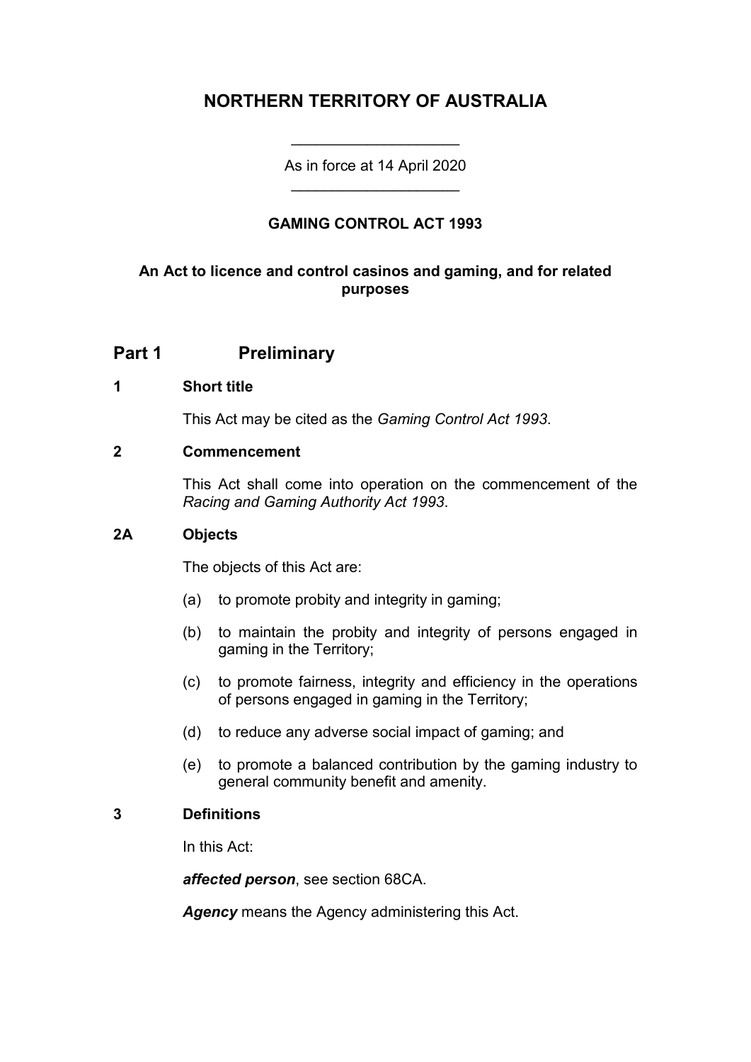# NORTHERN TERRITORY OF AUSTRALIA

As in force at 14 April 2020

## GAMING CONTROL ACT 1993

**An Act to licence and control casinos and gaming, and for related purposes**

## Part 1 Preliminary

### 1 Short title

This Act may be cited as the *Gaming Control Act 1993*.

### 2 Commencement

This Act shall come into operation on the commencement of the *Racing and Gaming Authority Act 1993*.

### 2A Objects

The objects of this Act are:

(a) to promote probity and integrity in gaming;

(b) to maintain the probity and integrity of persons engaged in gaming in the Territory;

(c) to promote fairness, integrity and efficiency in the operations of persons engaged in gaming in the Territory;

(d) to reduce any adverse social impact of gaming; and

(e) to promote a balanced contribution by the gaming industry to general community benefit and amenity.

### 3 Definitions

In this Act:

***affected person***, see section 68CA.

***Agency*** means the Agency administering this Act.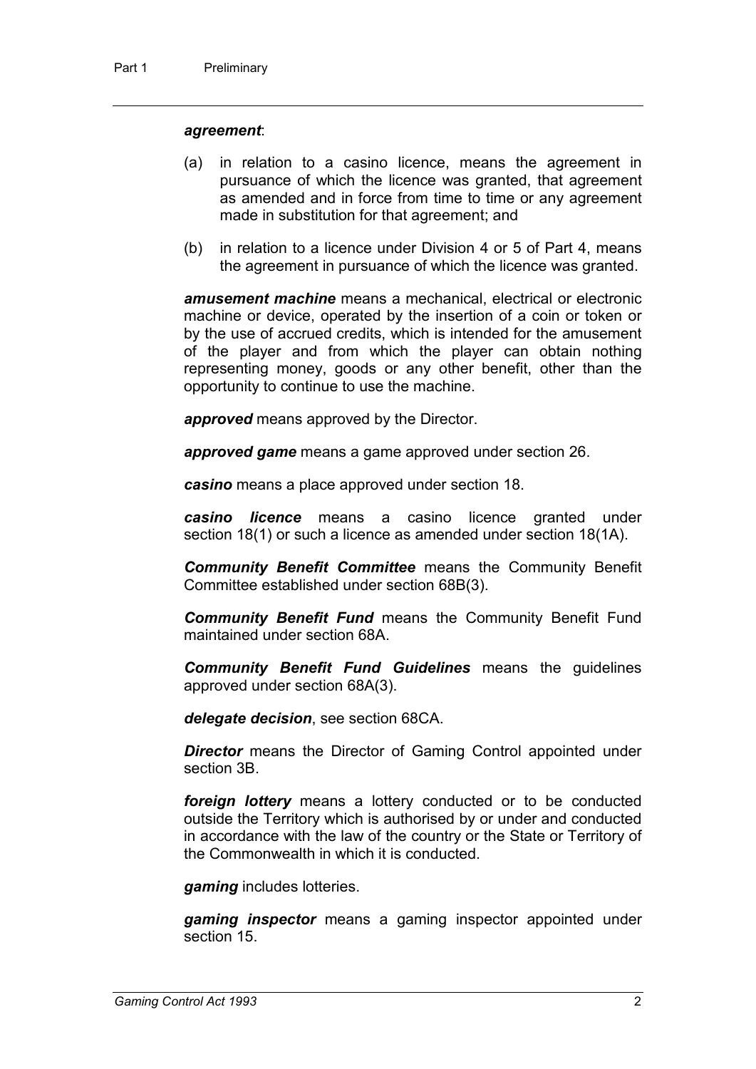***agreement***:

(a) in relation to a casino licence, means the agreement in pursuance of which the licence was granted, that agreement as amended and in force from time to time or any agreement made in substitution for that agreement; and

(b) in relation to a licence under Division 4 or 5 of Part 4, means the agreement in pursuance of which the licence was granted.

***amusement machine*** means a mechanical, electrical or electronic machine or device, operated by the insertion of a coin or token or by the use of accrued credits, which is intended for the amusement of the player and from which the player can obtain nothing representing money, goods or any other benefit, other than the opportunity to continue to use the machine.

***approved*** means approved by the Director.

***approved game*** means a game approved under section 26.

***casino*** means a place approved under section 18.

***casino licence*** means a casino licence granted under section 18(1) or such a licence as amended under section 18(1A).

***Community Benefit Committee*** means the Community Benefit Committee established under section 68B(3).

***Community Benefit Fund*** means the Community Benefit Fund maintained under section 68A.

***Community Benefit Fund Guidelines*** means the guidelines approved under section 68A(3).

***delegate decision***, see section 68CA.

***Director*** means the Director of Gaming Control appointed under section 3B.

***foreign lottery*** means a lottery conducted or to be conducted outside the Territory which is authorised by or under and conducted in accordance with the law of the country or the State or Territory of the Commonwealth in which it is conducted.

***gaming*** includes lotteries.

***gaming inspector*** means a gaming inspector appointed under section 15.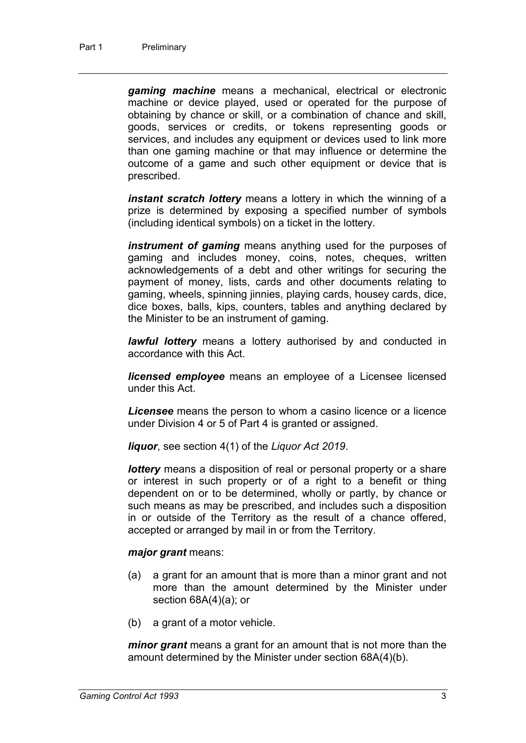***gaming machine*** means a mechanical, electrical or electronic machine or device played, used or operated for the purpose of obtaining by chance or skill, or a combination of chance and skill, goods, services or credits, or tokens representing goods or services, and includes any equipment or devices used to link more than one gaming machine or that may influence or determine the outcome of a game and such other equipment or device that is prescribed.

***instant scratch lottery*** means a lottery in which the winning of a prize is determined by exposing a specified number of symbols (including identical symbols) on a ticket in the lottery.

***instrument of gaming*** means anything used for the purposes of gaming and includes money, coins, notes, cheques, written acknowledgements of a debt and other writings for securing the payment of money, lists, cards and other documents relating to gaming, wheels, spinning jinnies, playing cards, housey cards, dice, dice boxes, balls, kips, counters, tables and anything declared by the Minister to be an instrument of gaming.

***lawful lottery*** means a lottery authorised by and conducted in accordance with this Act.

***licensed employee*** means an employee of a Licensee licensed under this Act.

***Licensee*** means the person to whom a casino licence or a licence under Division 4 or 5 of Part 4 is granted or assigned.

***liquor***, see section 4(1) of the *Liquor Act 2019*.

***lottery*** means a disposition of real or personal property or a share or interest in such property or of a right to a benefit or thing dependent on or to be determined, wholly or partly, by chance or such means as may be prescribed, and includes such a disposition in or outside of the Territory as the result of a chance offered, accepted or arranged by mail in or from the Territory.

***major grant*** means:

(a) a grant for an amount that is more than a minor grant and not more than the amount determined by the Minister under section 68A(4)(a); or

(b) a grant of a motor vehicle.

***minor grant*** means a grant for an amount that is not more than the amount determined by the Minister under section 68A(4)(b).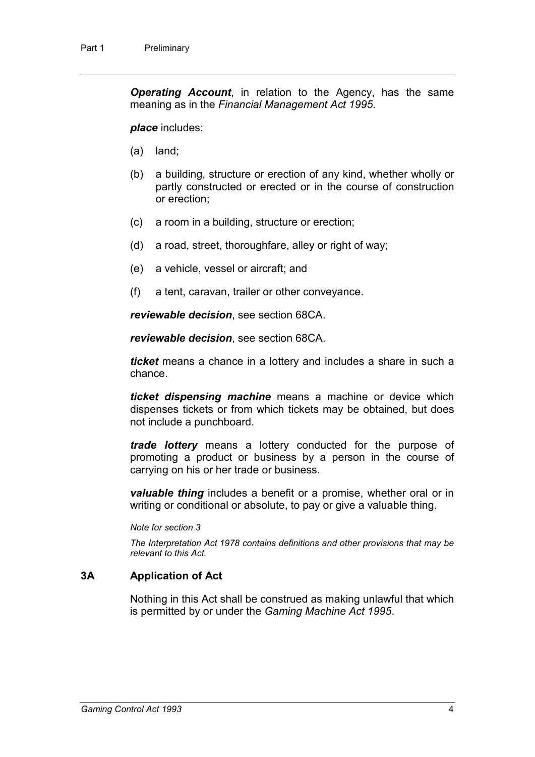***Operating Account***, in relation to the Agency, has the same meaning as in the *Financial Management Act 1995*.

***place*** includes:

(a) land;

(b) a building, structure or erection of any kind, whether wholly or partly constructed or erected or in the course of construction or erection;

(c) a room in a building, structure or erection;

(d) a road, street, thoroughfare, alley or right of way;

(e) a vehicle, vessel or aircraft; and

(f) a tent, caravan, trailer or other conveyance.

***reviewable decision***, see section 68CA.

***reviewable decision***, see section 68CA.

***ticket*** means a chance in a lottery and includes a share in such a chance.

***ticket dispensing machine*** means a machine or device which dispenses tickets or from which tickets may be obtained, but does not include a punchboard.

***trade lottery*** means a lottery conducted for the purpose of promoting a product or business by a person in the course of carrying on his or her trade or business.

***valuable thing*** includes a benefit or a promise, whether oral or in writing or conditional or absolute, to pay or give a valuable thing.

*Note for section 3*

*The Interpretation Act 1978 contains definitions and other provisions that may be relevant to this Act.*

### 3A Application of Act

Nothing in this Act shall be construed as making unlawful that which is permitted by or under the *Gaming Machine Act 1995*.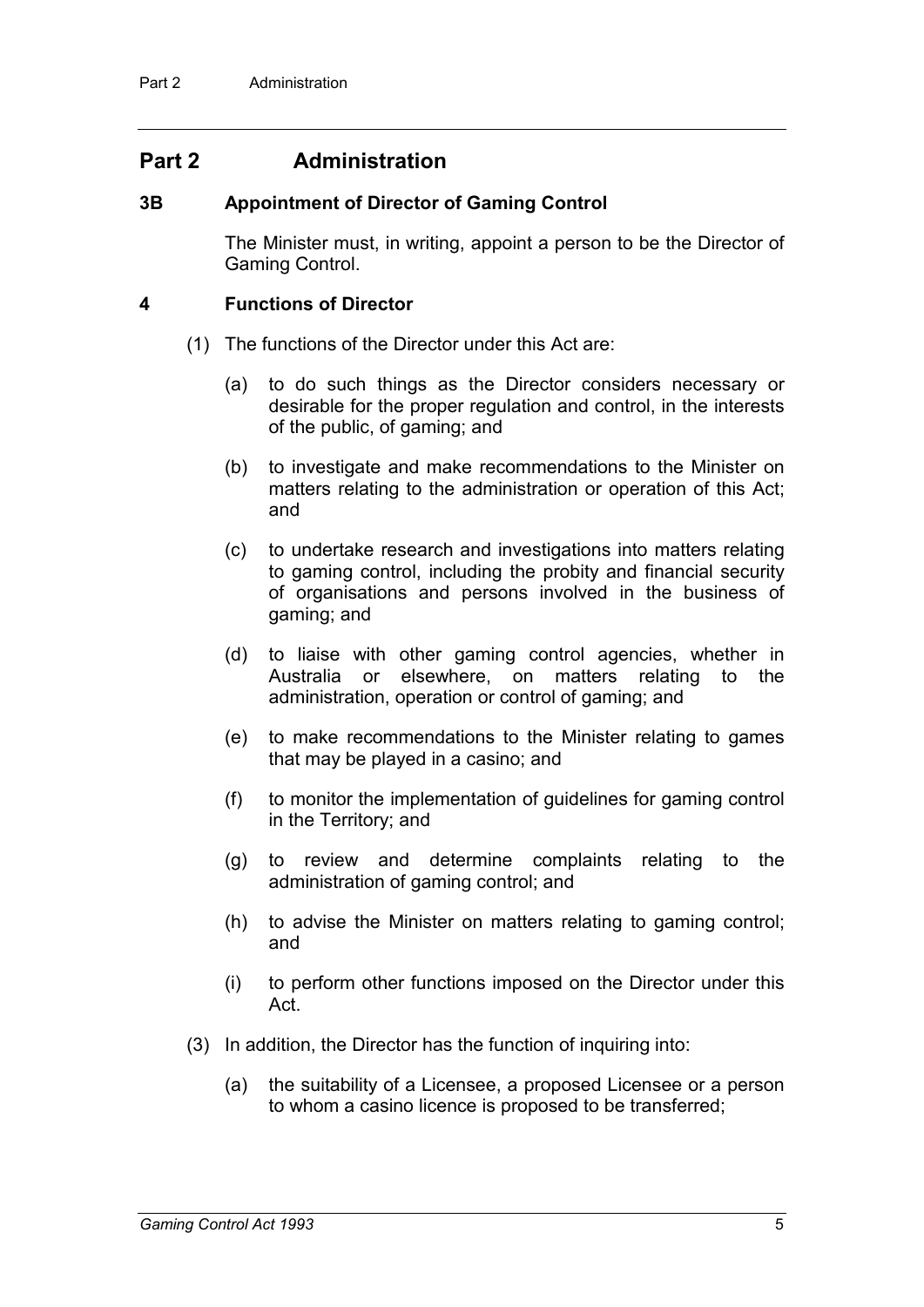# Part 2 Administration

### 3B Appointment of Director of Gaming Control

The Minister must, in writing, appoint a person to be the Director of Gaming Control.

### 4 Functions of Director

(1) The functions of the Director under this Act are:

(a) to do such things as the Director considers necessary or desirable for the proper regulation and control, in the interests of the public, of gaming; and

(b) to investigate and make recommendations to the Minister on matters relating to the administration or operation of this Act; and

(c) to undertake research and investigations into matters relating to gaming control, including the probity and financial security of organisations and persons involved in the business of gaming; and

(d) to liaise with other gaming control agencies, whether in Australia or elsewhere, on matters relating to the administration, operation or control of gaming; and

(e) to make recommendations to the Minister relating to games that may be played in a casino; and

(f) to monitor the implementation of guidelines for gaming control in the Territory; and

(g) to review and determine complaints relating to the administration of gaming control; and

(h) to advise the Minister on matters relating to gaming control; and

(i) to perform other functions imposed on the Director under this Act.

(3) In addition, the Director has the function of inquiring into:

(a) the suitability of a Licensee, a proposed Licensee or a person to whom a casino licence is proposed to be transferred;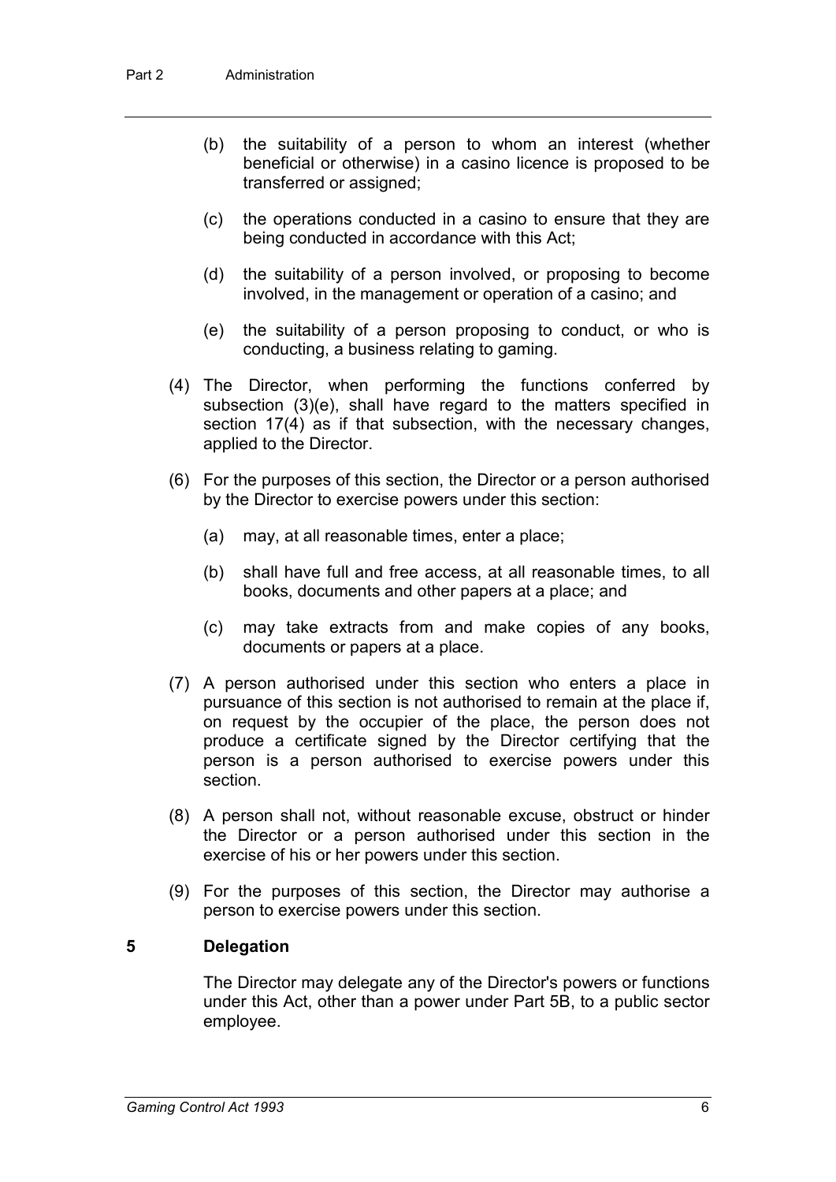(b) the suitability of a person to whom an interest (whether beneficial or otherwise) in a casino licence is proposed to be transferred or assigned;

(c) the operations conducted in a casino to ensure that they are being conducted in accordance with this Act;

(d) the suitability of a person involved, or proposing to become involved, in the management or operation of a casino; and

(e) the suitability of a person proposing to conduct, or who is conducting, a business relating to gaming.

(4) The Director, when performing the functions conferred by subsection (3)(e), shall have regard to the matters specified in section 17(4) as if that subsection, with the necessary changes, applied to the Director.

(6) For the purposes of this section, the Director or a person authorised by the Director to exercise powers under this section:

(a) may, at all reasonable times, enter a place;

(b) shall have full and free access, at all reasonable times, to all books, documents and other papers at a place; and

(c) may take extracts from and make copies of any books, documents or papers at a place.

(7) A person authorised under this section who enters a place in pursuance of this section is not authorised to remain at the place if, on request by the occupier of the place, the person does not produce a certificate signed by the Director certifying that the person is a person authorised to exercise powers under this section.

(8) A person shall not, without reasonable excuse, obstruct or hinder the Director or a person authorised under this section in the exercise of his or her powers under this section.

(9) For the purposes of this section, the Director may authorise a person to exercise powers under this section.

### 5 Delegation

The Director may delegate any of the Director's powers or functions under this Act, other than a power under Part 5B, to a public sector employee.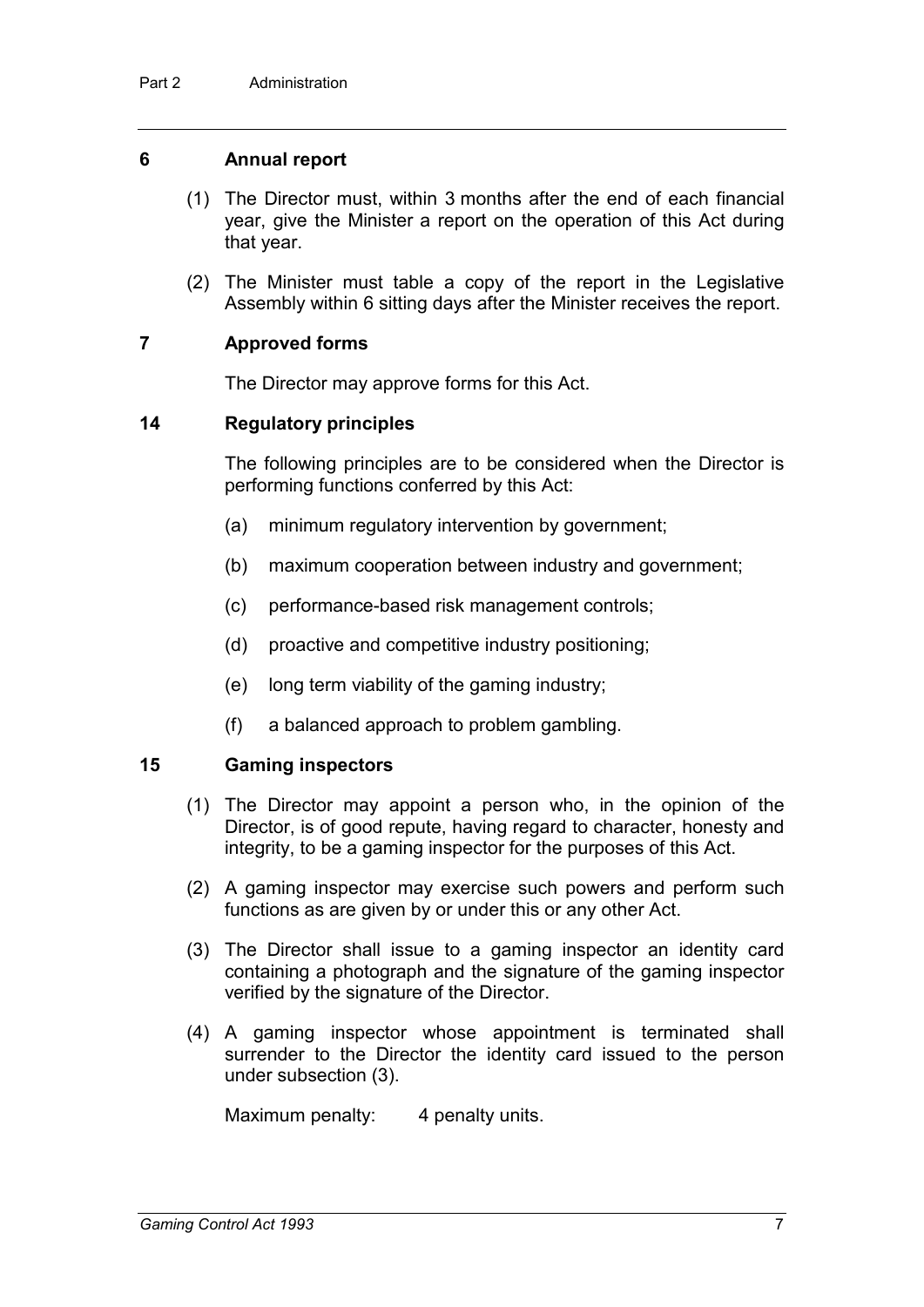### 6 Annual report

(1) The Director must, within 3 months after the end of each financial year, give the Minister a report on the operation of this Act during that year.

(2) The Minister must table a copy of the report in the Legislative Assembly within 6 sitting days after the Minister receives the report.

### 7 Approved forms

The Director may approve forms for this Act.

### 14 Regulatory principles

The following principles are to be considered when the Director is performing functions conferred by this Act:

(a) minimum regulatory intervention by government;

(b) maximum cooperation between industry and government;

(c) performance-based risk management controls;

(d) proactive and competitive industry positioning;

(e) long term viability of the gaming industry;

(f) a balanced approach to problem gambling.

### 15 Gaming inspectors

(1) The Director may appoint a person who, in the opinion of the Director, is of good repute, having regard to character, honesty and integrity, to be a gaming inspector for the purposes of this Act.

(2) A gaming inspector may exercise such powers and perform such functions as are given by or under this or any other Act.

(3) The Director shall issue to a gaming inspector an identity card containing a photograph and the signature of the gaming inspector verified by the signature of the Director.

(4) A gaming inspector whose appointment is terminated shall surrender to the Director the identity card issued to the person under subsection (3).

Maximum penalty: 4 penalty units.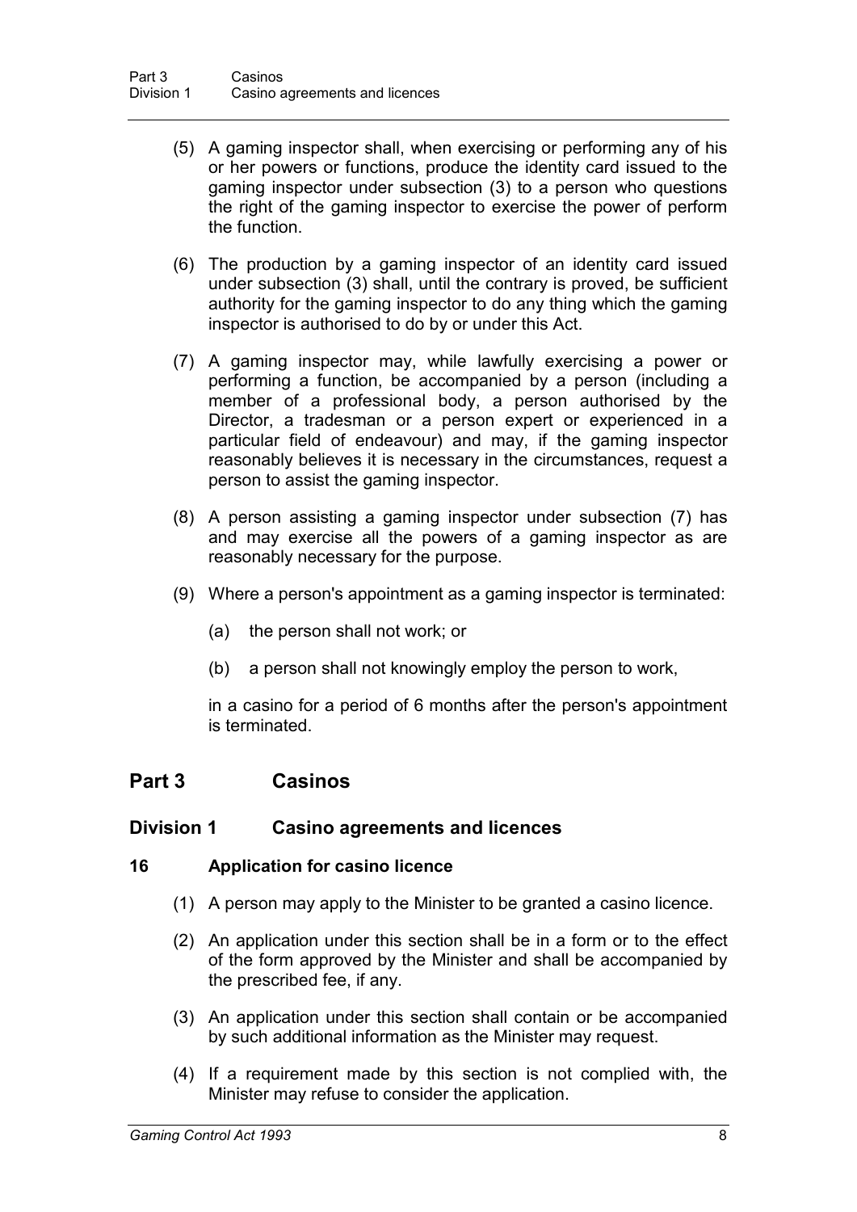(5) A gaming inspector shall, when exercising or performing any of his or her powers or functions, produce the identity card issued to the gaming inspector under subsection (3) to a person who questions the right of the gaming inspector to exercise the power of perform the function.

(6) The production by a gaming inspector of an identity card issued under subsection (3) shall, until the contrary is proved, be sufficient authority for the gaming inspector to do any thing which the gaming inspector is authorised to do by or under this Act.

(7) A gaming inspector may, while lawfully exercising a power or performing a function, be accompanied by a person (including a member of a professional body, a person authorised by the Director, a tradesman or a person expert or experienced in a particular field of endeavour) and may, if the gaming inspector reasonably believes it is necessary in the circumstances, request a person to assist the gaming inspector.

(8) A person assisting a gaming inspector under subsection (7) has and may exercise all the powers of a gaming inspector as are reasonably necessary for the purpose.

(9) Where a person's appointment as a gaming inspector is terminated:

- (a) the person shall not work; or
- (b) a person shall not knowingly employ the person to work,

in a casino for a period of 6 months after the person's appointment is terminated.

## Part 3 Casinos

### Division 1 Casino agreements and licences

#### 16 Application for casino licence

(1) A person may apply to the Minister to be granted a casino licence.

(2) An application under this section shall be in a form or to the effect of the form approved by the Minister and shall be accompanied by the prescribed fee, if any.

(3) An application under this section shall contain or be accompanied by such additional information as the Minister may request.

(4) If a requirement made by this section is not complied with, the Minister may refuse to consider the application.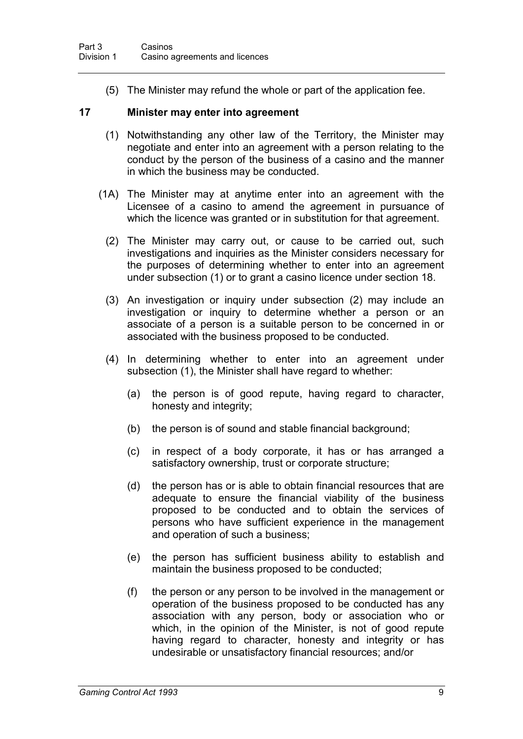(5) The Minister may refund the whole or part of the application fee.

### 17 Minister may enter into agreement

(1) Notwithstanding any other law of the Territory, the Minister may negotiate and enter into an agreement with a person relating to the conduct by the person of the business of a casino and the manner in which the business may be conducted.

(1A) The Minister may at anytime enter into an agreement with the Licensee of a casino to amend the agreement in pursuance of which the licence was granted or in substitution for that agreement.

(2) The Minister may carry out, or cause to be carried out, such investigations and inquiries as the Minister considers necessary for the purposes of determining whether to enter into an agreement under subsection (1) or to grant a casino licence under section 18.

(3) An investigation or inquiry under subsection (2) may include an investigation or inquiry to determine whether a person or an associate of a person is a suitable person to be concerned in or associated with the business proposed to be conducted.

(4) In determining whether to enter into an agreement under subsection (1), the Minister shall have regard to whether:

(a) the person is of good repute, having regard to character, honesty and integrity;

(b) the person is of sound and stable financial background;

(c) in respect of a body corporate, it has or has arranged a satisfactory ownership, trust or corporate structure;

(d) the person has or is able to obtain financial resources that are adequate to ensure the financial viability of the business proposed to be conducted and to obtain the services of persons who have sufficient experience in the management and operation of such a business;

(e) the person has sufficient business ability to establish and maintain the business proposed to be conducted;

(f) the person or any person to be involved in the management or operation of the business proposed to be conducted has any association with any person, body or association who or which, in the opinion of the Minister, is not of good repute having regard to character, honesty and integrity or has undesirable or unsatisfactory financial resources; and/or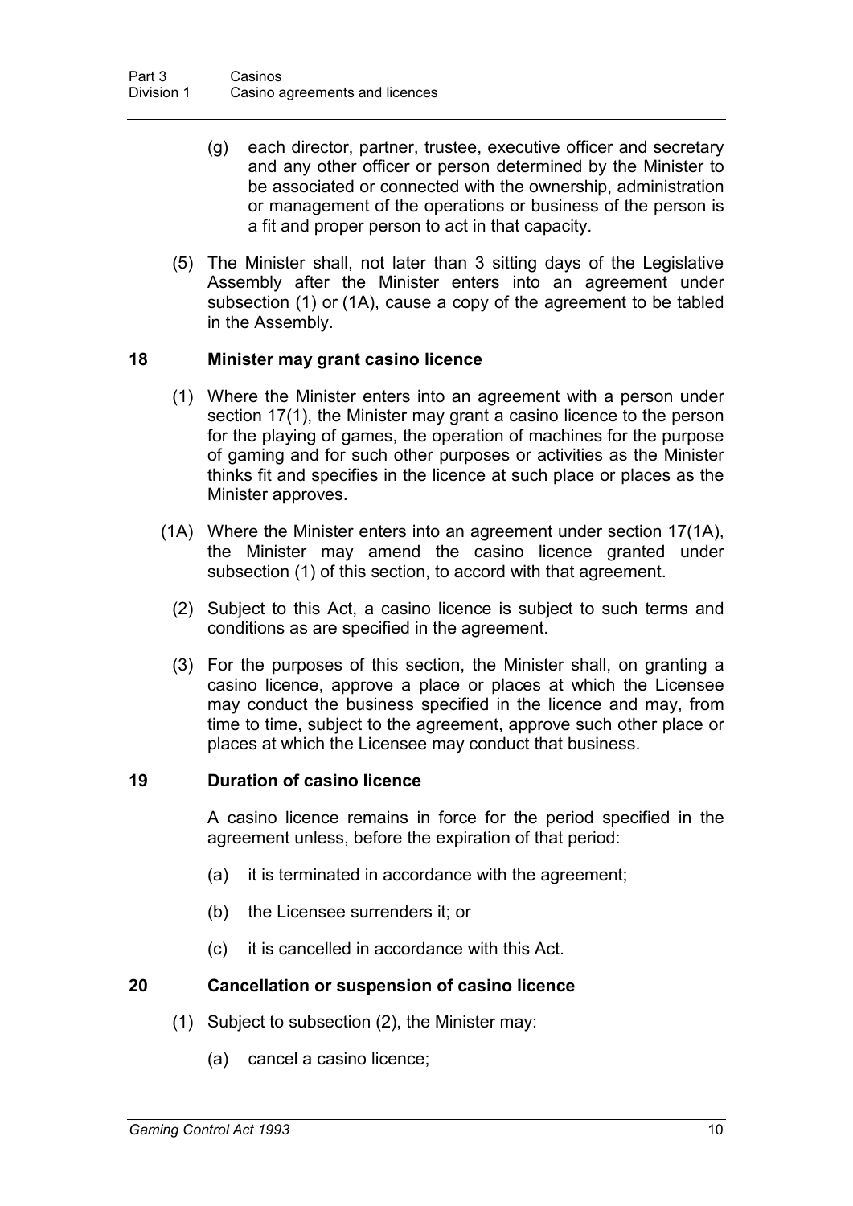(g) each director, partner, trustee, executive officer and secretary and any other officer or person determined by the Minister to be associated or connected with the ownership, administration or management of the operations or business of the person is a fit and proper person to act in that capacity.

(5) The Minister shall, not later than 3 sitting days of the Legislative Assembly after the Minister enters into an agreement under subsection (1) or (1A), cause a copy of the agreement to be tabled in the Assembly.

### 18 Minister may grant casino licence

(1) Where the Minister enters into an agreement with a person under section 17(1), the Minister may grant a casino licence to the person for the playing of games, the operation of machines for the purpose of gaming and for such other purposes or activities as the Minister thinks fit and specifies in the licence at such place or places as the Minister approves.

(1A) Where the Minister enters into an agreement under section 17(1A), the Minister may amend the casino licence granted under subsection (1) of this section, to accord with that agreement.

(2) Subject to this Act, a casino licence is subject to such terms and conditions as are specified in the agreement.

(3) For the purposes of this section, the Minister shall, on granting a casino licence, approve a place or places at which the Licensee may conduct the business specified in the licence and may, from time to time, subject to the agreement, approve such other place or places at which the Licensee may conduct that business.

### 19 Duration of casino licence

A casino licence remains in force for the period specified in the agreement unless, before the expiration of that period:

(a) it is terminated in accordance with the agreement;

(b) the Licensee surrenders it; or

(c) it is cancelled in accordance with this Act.

### 20 Cancellation or suspension of casino licence

(1) Subject to subsection (2), the Minister may:

(a) cancel a casino licence;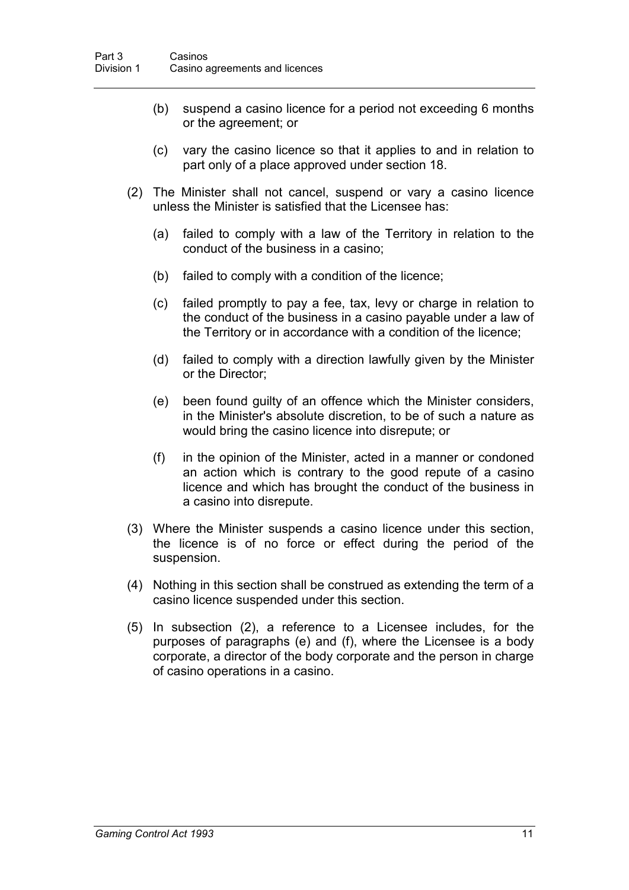(b) suspend a casino licence for a period not exceeding 6 months or the agreement; or

(c) vary the casino licence so that it applies to and in relation to part only of a place approved under section 18.

(2) The Minister shall not cancel, suspend or vary a casino licence unless the Minister is satisfied that the Licensee has:

(a) failed to comply with a law of the Territory in relation to the conduct of the business in a casino;

(b) failed to comply with a condition of the licence;

(c) failed promptly to pay a fee, tax, levy or charge in relation to the conduct of the business in a casino payable under a law of the Territory or in accordance with a condition of the licence;

(d) failed to comply with a direction lawfully given by the Minister or the Director;

(e) been found guilty of an offence which the Minister considers, in the Minister's absolute discretion, to be of such a nature as would bring the casino licence into disrepute; or

(f) in the opinion of the Minister, acted in a manner or condoned an action which is contrary to the good repute of a casino licence and which has brought the conduct of the business in a casino into disrepute.

(3) Where the Minister suspends a casino licence under this section, the licence is of no force or effect during the period of the suspension.

(4) Nothing in this section shall be construed as extending the term of a casino licence suspended under this section.

(5) In subsection (2), a reference to a Licensee includes, for the purposes of paragraphs (e) and (f), where the Licensee is a body corporate, a director of the body corporate and the person in charge of casino operations in a casino.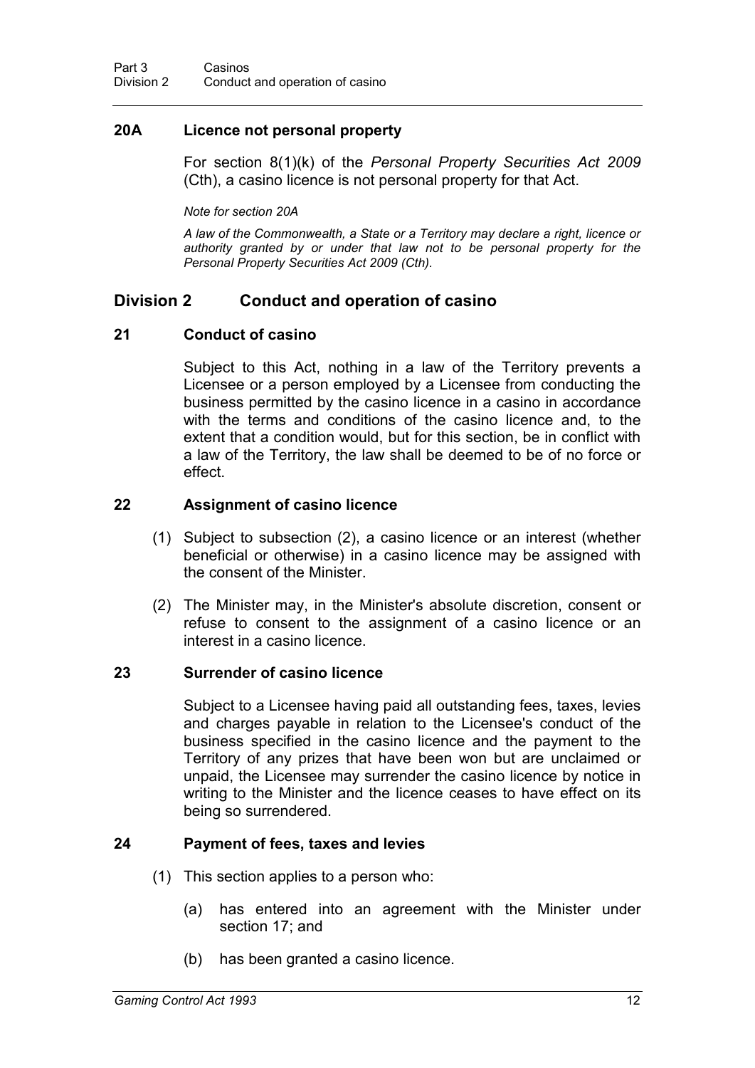### 20A Licence not personal property

For section 8(1)(k) of the *Personal Property Securities Act 2009* (Cth), a casino licence is not personal property for that Act.

*Note for section 20A*

*A law of the Commonwealth, a State or a Territory may declare a right, licence or authority granted by or under that law not to be personal property for the Personal Property Securities Act 2009 (Cth).*

## Division 2 Conduct and operation of casino

### 21 Conduct of casino

Subject to this Act, nothing in a law of the Territory prevents a Licensee or a person employed by a Licensee from conducting the business permitted by the casino licence in a casino in accordance with the terms and conditions of the casino licence and, to the extent that a condition would, but for this section, be in conflict with a law of the Territory, the law shall be deemed to be of no force or effect.

### 22 Assignment of casino licence

(1) Subject to subsection (2), a casino licence or an interest (whether beneficial or otherwise) in a casino licence may be assigned with the consent of the Minister.

(2) The Minister may, in the Minister's absolute discretion, consent or refuse to consent to the assignment of a casino licence or an interest in a casino licence.

### 23 Surrender of casino licence

Subject to a Licensee having paid all outstanding fees, taxes, levies and charges payable in relation to the Licensee's conduct of the business specified in the casino licence and the payment to the Territory of any prizes that have been won but are unclaimed or unpaid, the Licensee may surrender the casino licence by notice in writing to the Minister and the licence ceases to have effect on its being so surrendered.

### 24 Payment of fees, taxes and levies

(1) This section applies to a person who:

(a) has entered into an agreement with the Minister under section 17; and

(b) has been granted a casino licence.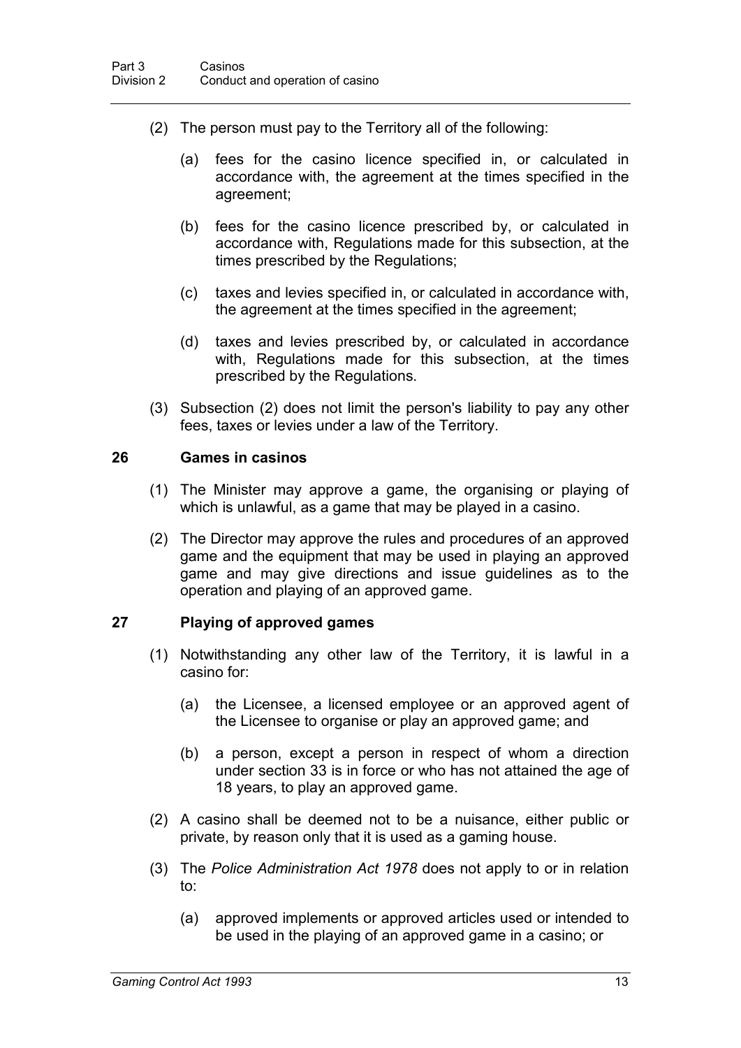(2) The person must pay to the Territory all of the following:

(a) fees for the casino licence specified in, or calculated in accordance with, the agreement at the times specified in the agreement;

(b) fees for the casino licence prescribed by, or calculated in accordance with, Regulations made for this subsection, at the times prescribed by the Regulations;

(c) taxes and levies specified in, or calculated in accordance with, the agreement at the times specified in the agreement;

(d) taxes and levies prescribed by, or calculated in accordance with, Regulations made for this subsection, at the times prescribed by the Regulations.

(3) Subsection (2) does not limit the person's liability to pay any other fees, taxes or levies under a law of the Territory.

### 26 Games in casinos

(1) The Minister may approve a game, the organising or playing of which is unlawful, as a game that may be played in a casino.

(2) The Director may approve the rules and procedures of an approved game and the equipment that may be used in playing an approved game and may give directions and issue guidelines as to the operation and playing of an approved game.

### 27 Playing of approved games

(1) Notwithstanding any other law of the Territory, it is lawful in a casino for:

(a) the Licensee, a licensed employee or an approved agent of the Licensee to organise or play an approved game; and

(b) a person, except a person in respect of whom a direction under section 33 is in force or who has not attained the age of 18 years, to play an approved game.

(2) A casino shall be deemed not to be a nuisance, either public or private, by reason only that it is used as a gaming house.

(3) The *Police Administration Act 1978* does not apply to or in relation to:

(a) approved implements or approved articles used or intended to be used in the playing of an approved game in a casino; or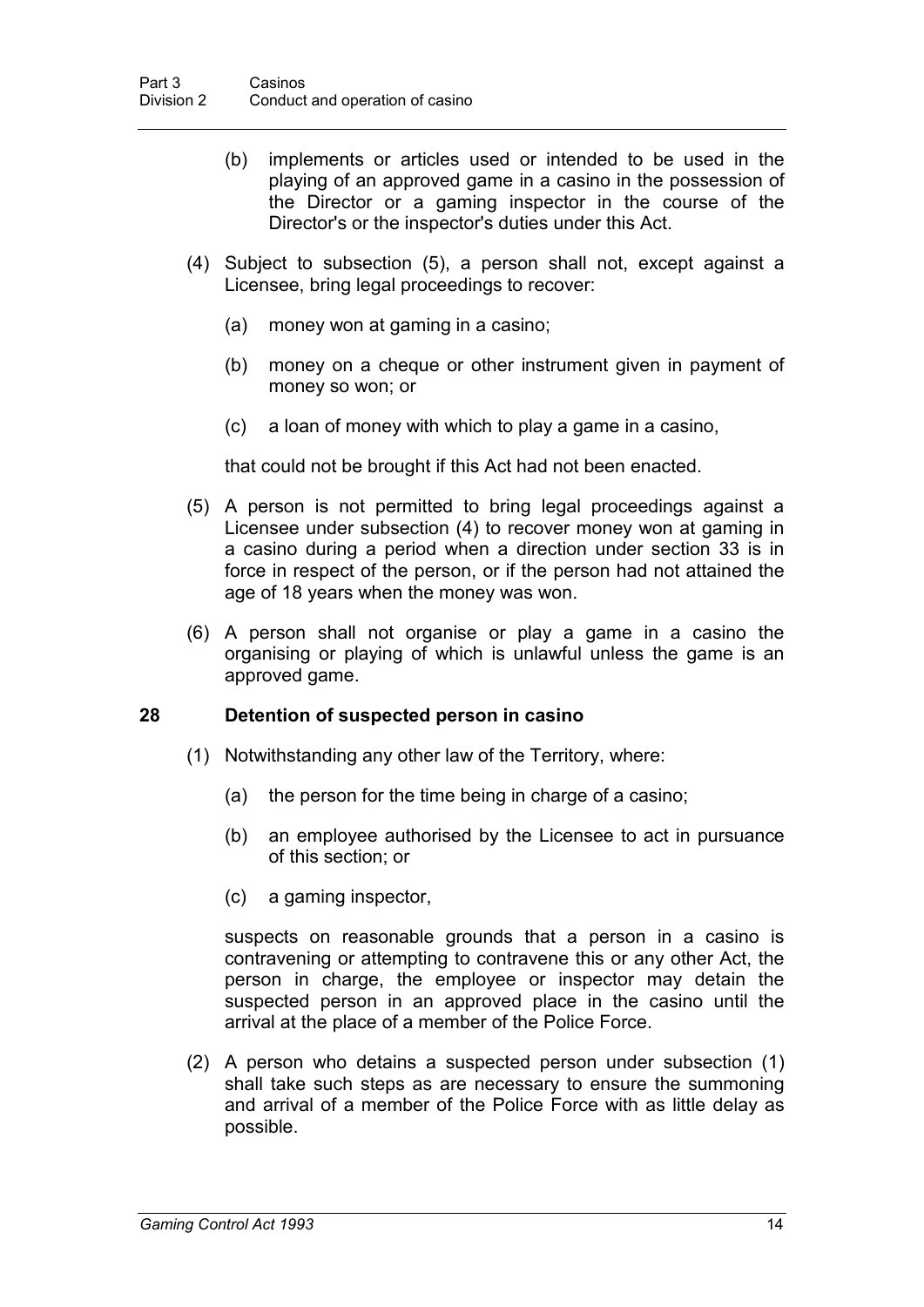(b) implements or articles used or intended to be used in the playing of an approved game in a casino in the possession of the Director or a gaming inspector in the course of the Director's or the inspector's duties under this Act.

(4) Subject to subsection (5), a person shall not, except against a Licensee, bring legal proceedings to recover:

(a) money won at gaming in a casino;

(b) money on a cheque or other instrument given in payment of money so won; or

(c) a loan of money with which to play a game in a casino,

that could not be brought if this Act had not been enacted.

(5) A person is not permitted to bring legal proceedings against a Licensee under subsection (4) to recover money won at gaming in a casino during a period when a direction under section 33 is in force in respect of the person, or if the person had not attained the age of 18 years when the money was won.

(6) A person shall not organise or play a game in a casino the organising or playing of which is unlawful unless the game is an approved game.

## 28 Detention of suspected person in casino

(1) Notwithstanding any other law of the Territory, where:

(a) the person for the time being in charge of a casino;

(b) an employee authorised by the Licensee to act in pursuance of this section; or

(c) a gaming inspector,

suspects on reasonable grounds that a person in a casino is contravening or attempting to contravene this or any other Act, the person in charge, the employee or inspector may detain the suspected person in an approved place in the casino until the arrival at the place of a member of the Police Force.

(2) A person who detains a suspected person under subsection (1) shall take such steps as are necessary to ensure the summoning and arrival of a member of the Police Force with as little delay as possible.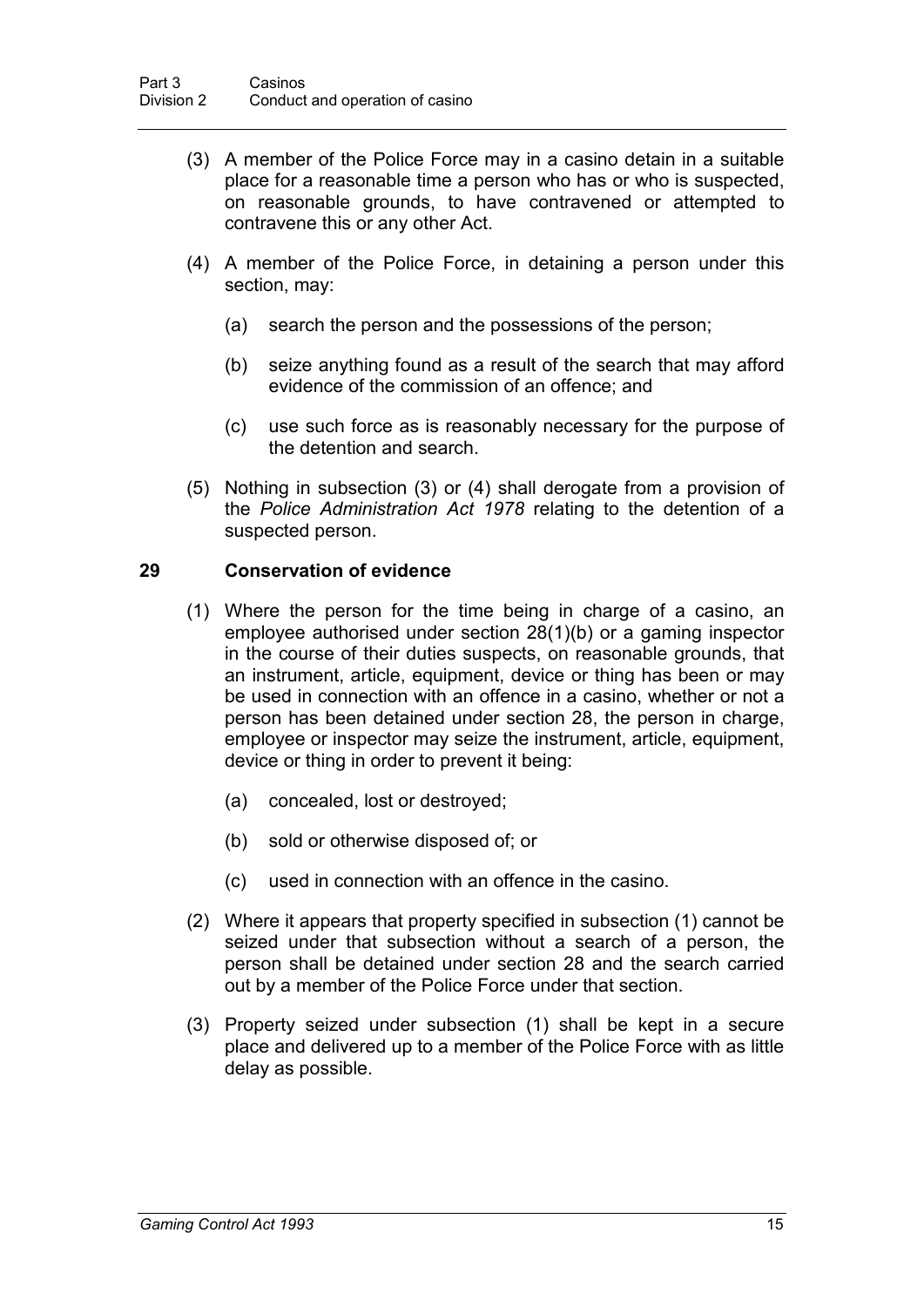(3) A member of the Police Force may in a casino detain in a suitable place for a reasonable time a person who has or who is suspected, on reasonable grounds, to have contravened or attempted to contravene this or any other Act.

(4) A member of the Police Force, in detaining a person under this section, may:

(a) search the person and the possessions of the person;

(b) seize anything found as a result of the search that may afford evidence of the commission of an offence; and

(c) use such force as is reasonably necessary for the purpose of the detention and search.

(5) Nothing in subsection (3) or (4) shall derogate from a provision of the *Police Administration Act 1978* relating to the detention of a suspected person.

### 29 Conservation of evidence

(1) Where the person for the time being in charge of a casino, an employee authorised under section 28(1)(b) or a gaming inspector in the course of their duties suspects, on reasonable grounds, that an instrument, article, equipment, device or thing has been or may be used in connection with an offence in a casino, whether or not a person has been detained under section 28, the person in charge, employee or inspector may seize the instrument, article, equipment, device or thing in order to prevent it being:

(a) concealed, lost or destroyed;

(b) sold or otherwise disposed of; or

(c) used in connection with an offence in the casino.

(2) Where it appears that property specified in subsection (1) cannot be seized under that subsection without a search of a person, the person shall be detained under section 28 and the search carried out by a member of the Police Force under that section.

(3) Property seized under subsection (1) shall be kept in a secure place and delivered up to a member of the Police Force with as little delay as possible.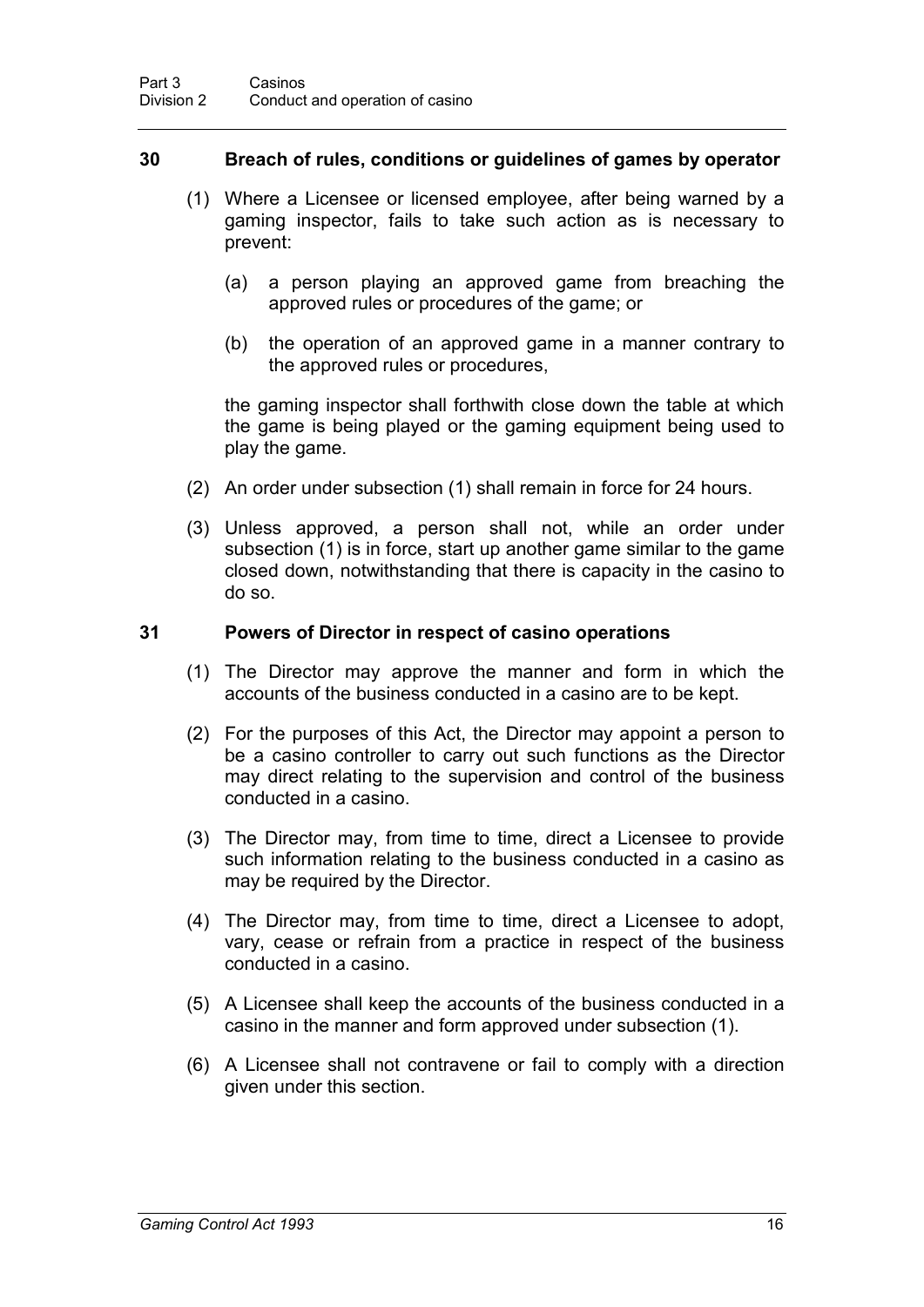### 30 Breach of rules, conditions or guidelines of games by operator

(1) Where a Licensee or licensed employee, after being warned by a gaming inspector, fails to take such action as is necessary to prevent:

- (a) a person playing an approved game from breaching the approved rules or procedures of the game; or
- (b) the operation of an approved game in a manner contrary to the approved rules or procedures,

the gaming inspector shall forthwith close down the table at which the game is being played or the gaming equipment being used to play the game.

(2) An order under subsection (1) shall remain in force for 24 hours.

(3) Unless approved, a person shall not, while an order under subsection (1) is in force, start up another game similar to the game closed down, notwithstanding that there is capacity in the casino to do so.

### 31 Powers of Director in respect of casino operations

(1) The Director may approve the manner and form in which the accounts of the business conducted in a casino are to be kept.

(2) For the purposes of this Act, the Director may appoint a person to be a casino controller to carry out such functions as the Director may direct relating to the supervision and control of the business conducted in a casino.

(3) The Director may, from time to time, direct a Licensee to provide such information relating to the business conducted in a casino as may be required by the Director.

(4) The Director may, from time to time, direct a Licensee to adopt, vary, cease or refrain from a practice in respect of the business conducted in a casino.

(5) A Licensee shall keep the accounts of the business conducted in a casino in the manner and form approved under subsection (1).

(6) A Licensee shall not contravene or fail to comply with a direction given under this section.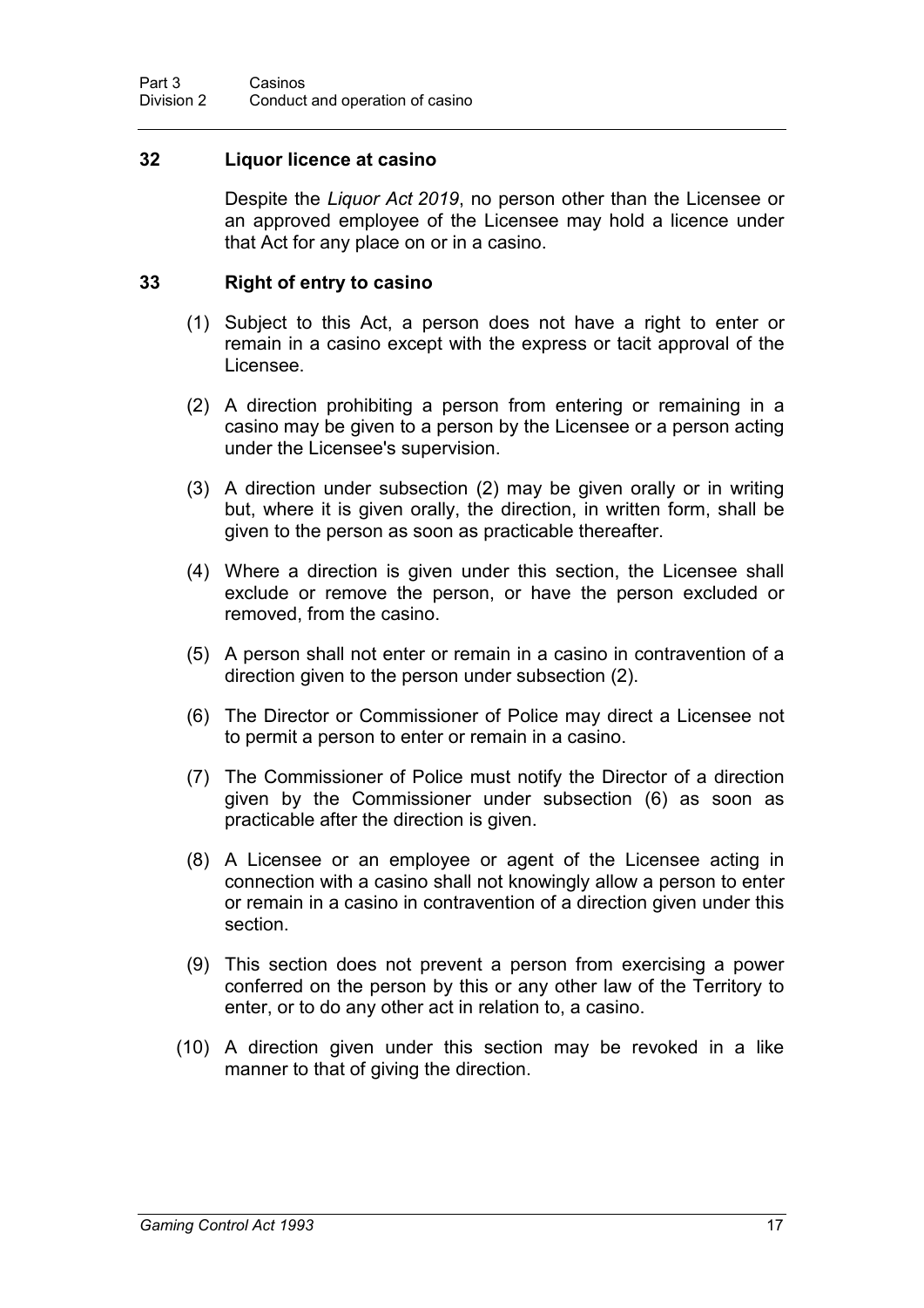### 32 Liquor licence at casino

Despite the *Liquor Act 2019*, no person other than the Licensee or an approved employee of the Licensee may hold a licence under that Act for any place on or in a casino.

### 33 Right of entry to casino

(1) Subject to this Act, a person does not have a right to enter or remain in a casino except with the express or tacit approval of the Licensee.

(2) A direction prohibiting a person from entering or remaining in a casino may be given to a person by the Licensee or a person acting under the Licensee's supervision.

(3) A direction under subsection (2) may be given orally or in writing but, where it is given orally, the direction, in written form, shall be given to the person as soon as practicable thereafter.

(4) Where a direction is given under this section, the Licensee shall exclude or remove the person, or have the person excluded or removed, from the casino.

(5) A person shall not enter or remain in a casino in contravention of a direction given to the person under subsection (2).

(6) The Director or Commissioner of Police may direct a Licensee not to permit a person to enter or remain in a casino.

(7) The Commissioner of Police must notify the Director of a direction given by the Commissioner under subsection (6) as soon as practicable after the direction is given.

(8) A Licensee or an employee or agent of the Licensee acting in connection with a casino shall not knowingly allow a person to enter or remain in a casino in contravention of a direction given under this section.

(9) This section does not prevent a person from exercising a power conferred on the person by this or any other law of the Territory to enter, or to do any other act in relation to, a casino.

(10) A direction given under this section may be revoked in a like manner to that of giving the direction.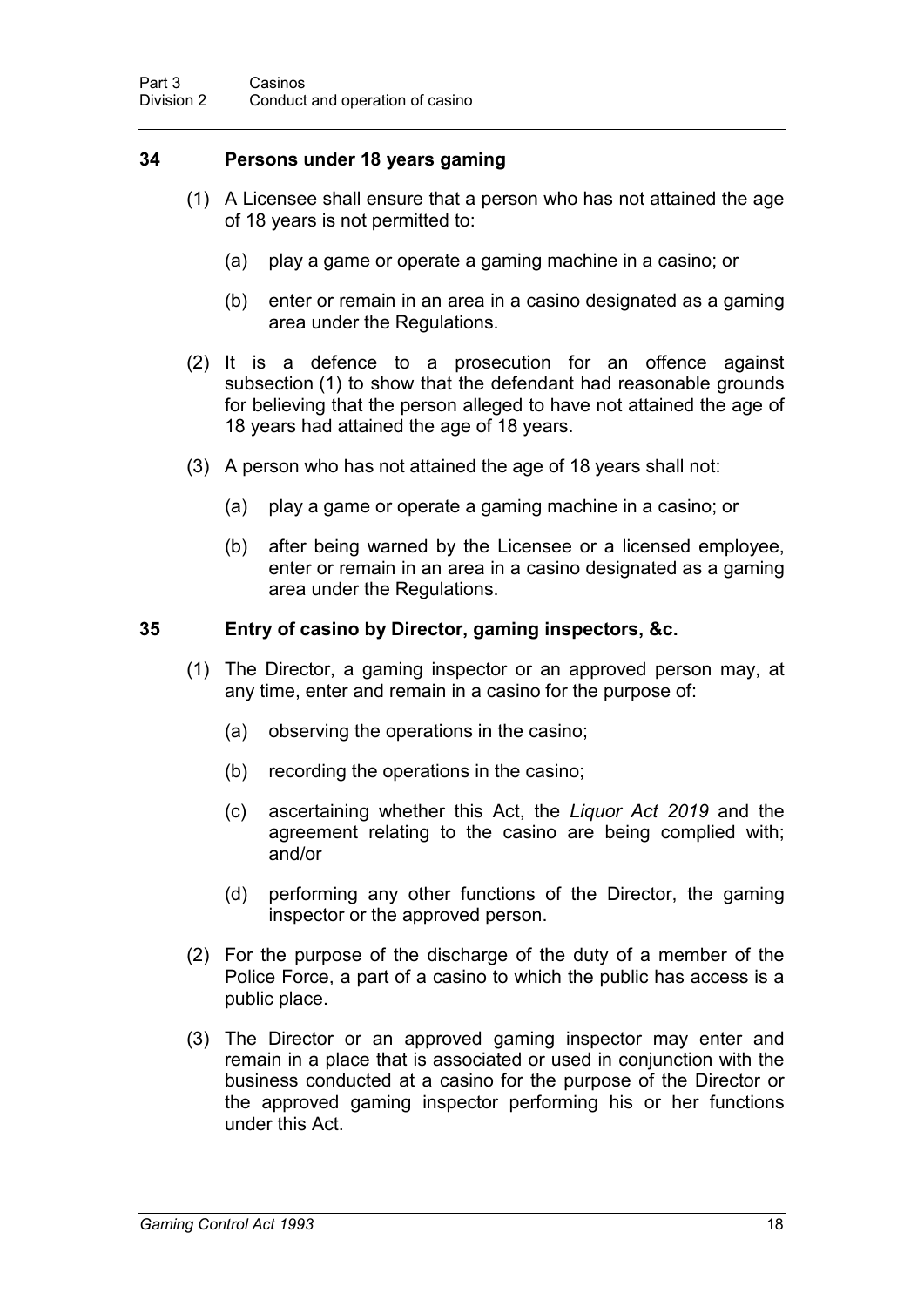## 34 Persons under 18 years gaming

(1) A Licensee shall ensure that a person who has not attained the age of 18 years is not permitted to:

(a) play a game or operate a gaming machine in a casino; or

(b) enter or remain in an area in a casino designated as a gaming area under the Regulations.

(2) It is a defence to a prosecution for an offence against subsection (1) to show that the defendant had reasonable grounds for believing that the person alleged to have not attained the age of 18 years had attained the age of 18 years.

(3) A person who has not attained the age of 18 years shall not:

(a) play a game or operate a gaming machine in a casino; or

(b) after being warned by the Licensee or a licensed employee, enter or remain in an area in a casino designated as a gaming area under the Regulations.

## 35 Entry of casino by Director, gaming inspectors, &c.

(1) The Director, a gaming inspector or an approved person may, at any time, enter and remain in a casino for the purpose of:

(a) observing the operations in the casino;

(b) recording the operations in the casino;

(c) ascertaining whether this Act, the *Liquor Act 2019* and the agreement relating to the casino are being complied with; and/or

(d) performing any other functions of the Director, the gaming inspector or the approved person.

(2) For the purpose of the discharge of the duty of a member of the Police Force, a part of a casino to which the public has access is a public place.

(3) The Director or an approved gaming inspector may enter and remain in a place that is associated or used in conjunction with the business conducted at a casino for the purpose of the Director or the approved gaming inspector performing his or her functions under this Act.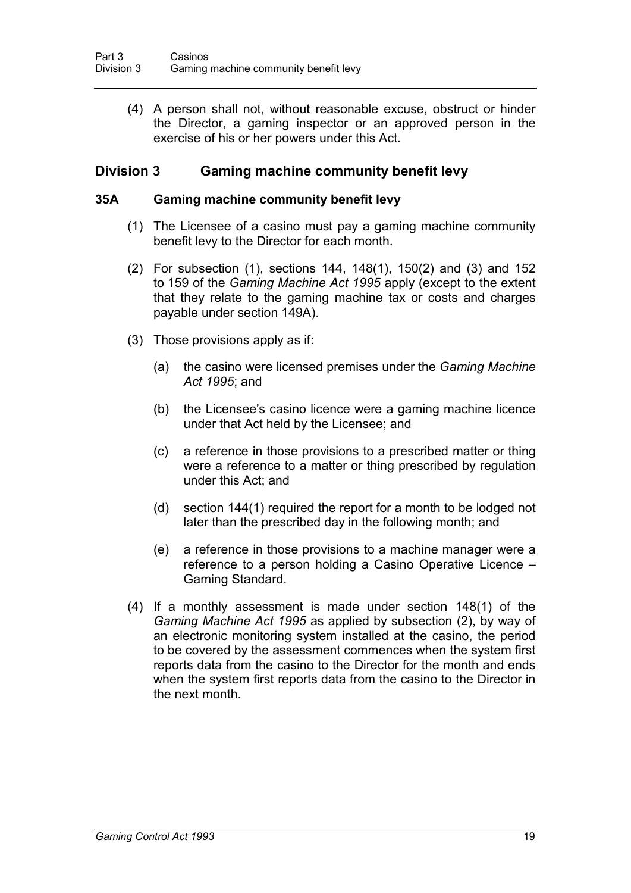(4) A person shall not, without reasonable excuse, obstruct or hinder the Director, a gaming inspector or an approved person in the exercise of his or her powers under this Act.

## Division 3 Gaming machine community benefit levy

### 35A Gaming machine community benefit levy

(1) The Licensee of a casino must pay a gaming machine community benefit levy to the Director for each month.

(2) For subsection (1), sections 144, 148(1), 150(2) and (3) and 152 to 159 of the *Gaming Machine Act 1995* apply (except to the extent that they relate to the gaming machine tax or costs and charges payable under section 149A).

(3) Those provisions apply as if:

(a) the casino were licensed premises under the *Gaming Machine Act 1995*; and

(b) the Licensee's casino licence were a gaming machine licence under that Act held by the Licensee; and

(c) a reference in those provisions to a prescribed matter or thing were a reference to a matter or thing prescribed by regulation under this Act; and

(d) section 144(1) required the report for a month to be lodged not later than the prescribed day in the following month; and

(e) a reference in those provisions to a machine manager were a reference to a person holding a Casino Operative Licence – Gaming Standard.

(4) If a monthly assessment is made under section 148(1) of the *Gaming Machine Act 1995* as applied by subsection (2), by way of an electronic monitoring system installed at the casino, the period to be covered by the assessment commences when the system first reports data from the casino to the Director for the month and ends when the system first reports data from the casino to the Director in the next month.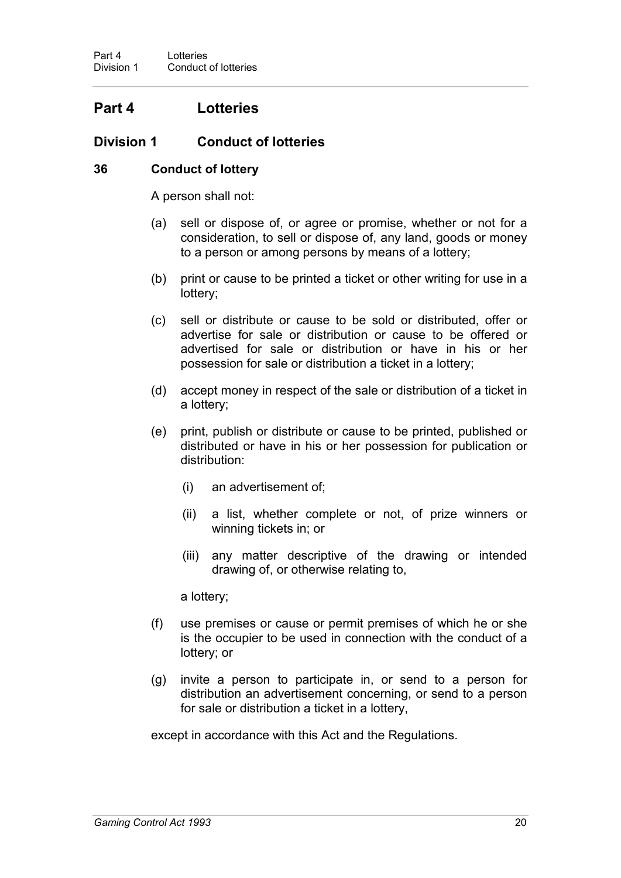# Part 4 Lotteries

## Division 1 Conduct of lotteries

### 36 Conduct of lottery

A person shall not:

(a) sell or dispose of, or agree or promise, whether or not for a consideration, to sell or dispose of, any land, goods or money to a person or among persons by means of a lottery;

(b) print or cause to be printed a ticket or other writing for use in a lottery;

(c) sell or distribute or cause to be sold or distributed, offer or advertise for sale or distribution or cause to be offered or advertised for sale or distribution or have in his or her possession for sale or distribution a ticket in a lottery;

(d) accept money in respect of the sale or distribution of a ticket in a lottery;

(e) print, publish or distribute or cause to be printed, published or distributed or have in his or her possession for publication or distribution:

 (i) an advertisement of;

 (ii) a list, whether complete or not, of prize winners or winning tickets in; or

 (iii) any matter descriptive of the drawing or intended drawing of, or otherwise relating to,

 a lottery;

(f) use premises or cause or permit premises of which he or she is the occupier to be used in connection with the conduct of a lottery; or

(g) invite a person to participate in, or send to a person for distribution an advertisement concerning, or send to a person for sale or distribution a ticket in a lottery,

except in accordance with this Act and the Regulations.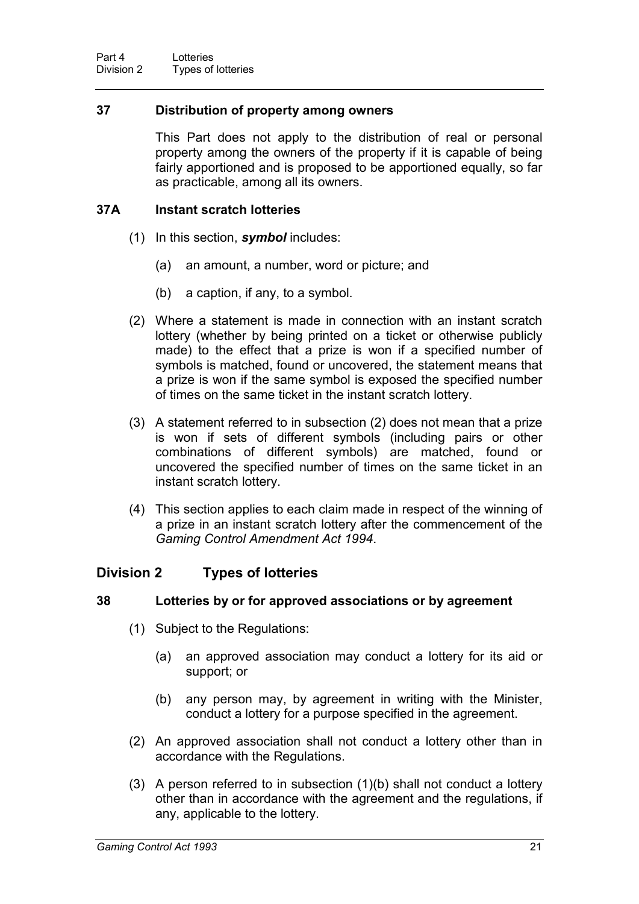### 37 Distribution of property among owners

This Part does not apply to the distribution of real or personal property among the owners of the property if it is capable of being fairly apportioned and is proposed to be apportioned equally, so far as practicable, among all its owners.

### 37A Instant scratch lotteries

(1) In this section, ***symbol*** includes:

(a) an amount, a number, word or picture; and

(b) a caption, if any, to a symbol.

(2) Where a statement is made in connection with an instant scratch lottery (whether by being printed on a ticket or otherwise publicly made) to the effect that a prize is won if a specified number of symbols is matched, found or uncovered, the statement means that a prize is won if the same symbol is exposed the specified number of times on the same ticket in the instant scratch lottery.

(3) A statement referred to in subsection (2) does not mean that a prize is won if sets of different symbols (including pairs or other combinations of different symbols) are matched, found or uncovered the specified number of times on the same ticket in an instant scratch lottery.

(4) This section applies to each claim made in respect of the winning of a prize in an instant scratch lottery after the commencement of the *Gaming Control Amendment Act 1994*.

## Division 2 Types of lotteries

### 38 Lotteries by or for approved associations or by agreement

(1) Subject to the Regulations:

(a) an approved association may conduct a lottery for its aid or support; or

(b) any person may, by agreement in writing with the Minister, conduct a lottery for a purpose specified in the agreement.

(2) An approved association shall not conduct a lottery other than in accordance with the Regulations.

(3) A person referred to in subsection (1)(b) shall not conduct a lottery other than in accordance with the agreement and the regulations, if any, applicable to the lottery.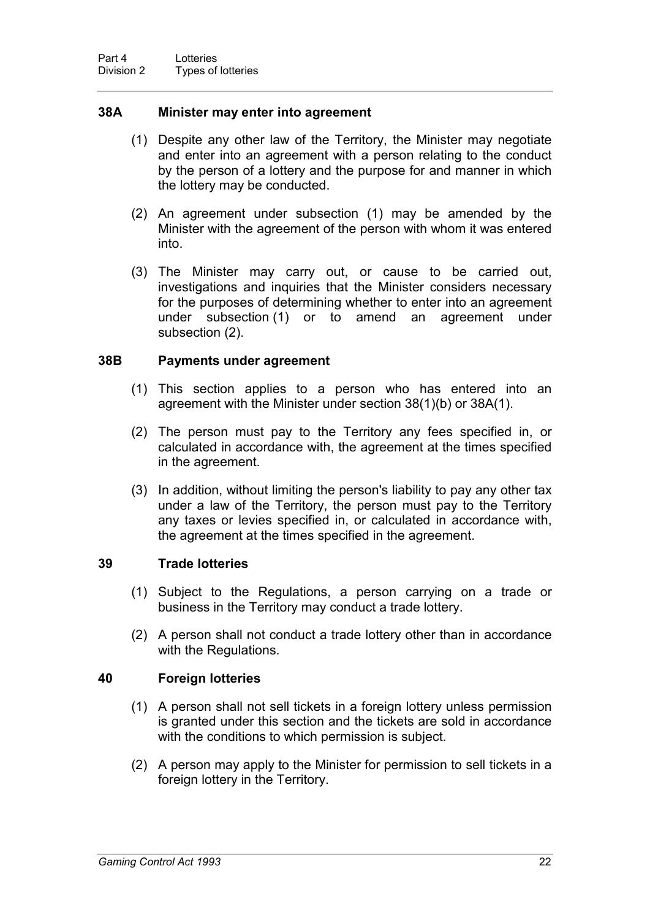### 38A Minister may enter into agreement

(1) Despite any other law of the Territory, the Minister may negotiate and enter into an agreement with a person relating to the conduct by the person of a lottery and the purpose for and manner in which the lottery may be conducted.

(2) An agreement under subsection (1) may be amended by the Minister with the agreement of the person with whom it was entered into.

(3) The Minister may carry out, or cause to be carried out, investigations and inquiries that the Minister considers necessary for the purposes of determining whether to enter into an agreement under subsection (1) or to amend an agreement under subsection (2).

### 38B Payments under agreement

(1) This section applies to a person who has entered into an agreement with the Minister under section 38(1)(b) or 38A(1).

(2) The person must pay to the Territory any fees specified in, or calculated in accordance with, the agreement at the times specified in the agreement.

(3) In addition, without limiting the person's liability to pay any other tax under a law of the Territory, the person must pay to the Territory any taxes or levies specified in, or calculated in accordance with, the agreement at the times specified in the agreement.

### 39 Trade lotteries

(1) Subject to the Regulations, a person carrying on a trade or business in the Territory may conduct a trade lottery.

(2) A person shall not conduct a trade lottery other than in accordance with the Regulations.

### 40 Foreign lotteries

(1) A person shall not sell tickets in a foreign lottery unless permission is granted under this section and the tickets are sold in accordance with the conditions to which permission is subject.

(2) A person may apply to the Minister for permission to sell tickets in a foreign lottery in the Territory.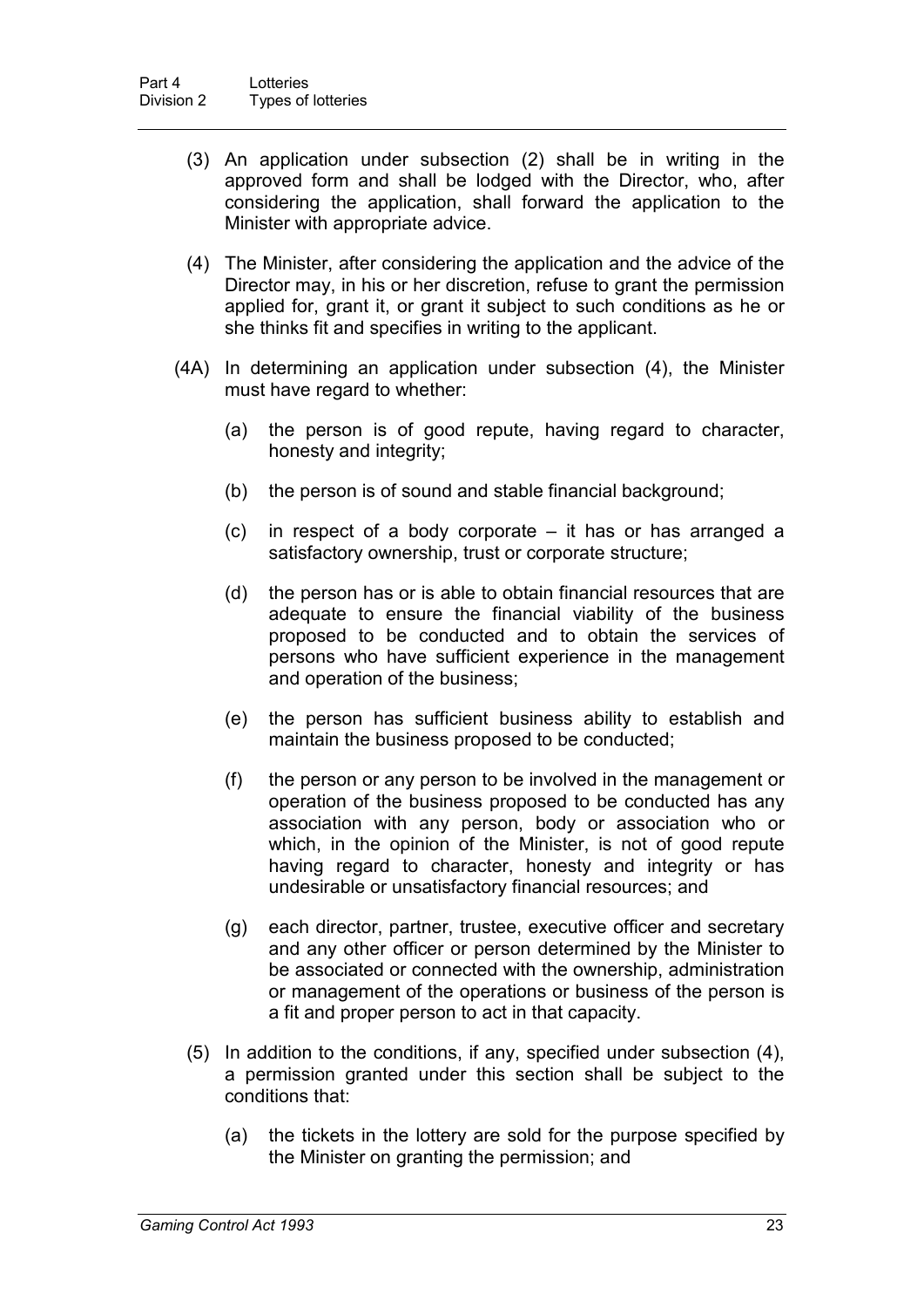(3) An application under subsection (2) shall be in writing in the approved form and shall be lodged with the Director, who, after considering the application, shall forward the application to the Minister with appropriate advice.

(4) The Minister, after considering the application and the advice of the Director may, in his or her discretion, refuse to grant the permission applied for, grant it, or grant it subject to such conditions as he or she thinks fit and specifies in writing to the applicant.

(4A) In determining an application under subsection (4), the Minister must have regard to whether:

(a) the person is of good repute, having regard to character, honesty and integrity;

(b) the person is of sound and stable financial background;

(c) in respect of a body corporate – it has or has arranged a satisfactory ownership, trust or corporate structure;

(d) the person has or is able to obtain financial resources that are adequate to ensure the financial viability of the business proposed to be conducted and to obtain the services of persons who have sufficient experience in the management and operation of the business;

(e) the person has sufficient business ability to establish and maintain the business proposed to be conducted;

(f) the person or any person to be involved in the management or operation of the business proposed to be conducted has any association with any person, body or association who or which, in the opinion of the Minister, is not of good repute having regard to character, honesty and integrity or has undesirable or unsatisfactory financial resources; and

(g) each director, partner, trustee, executive officer and secretary and any other officer or person determined by the Minister to be associated or connected with the ownership, administration or management of the operations or business of the person is a fit and proper person to act in that capacity.

(5) In addition to the conditions, if any, specified under subsection (4), a permission granted under this section shall be subject to the conditions that:

(a) the tickets in the lottery are sold for the purpose specified by the Minister on granting the permission; and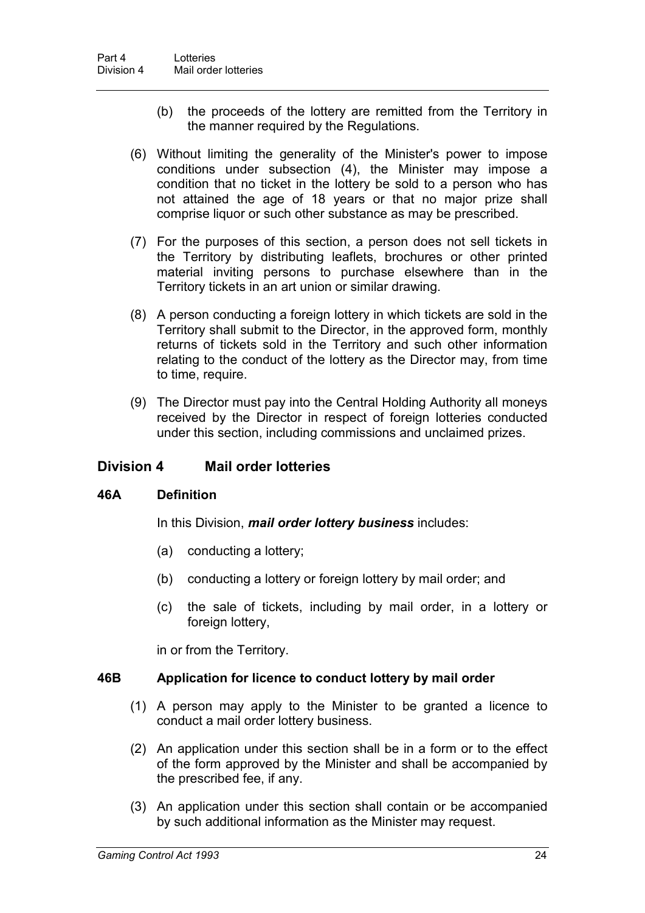(b) the proceeds of the lottery are remitted from the Territory in the manner required by the Regulations.

(6) Without limiting the generality of the Minister's power to impose conditions under subsection (4), the Minister may impose a condition that no ticket in the lottery be sold to a person who has not attained the age of 18 years or that no major prize shall comprise liquor or such other substance as may be prescribed.

(7) For the purposes of this section, a person does not sell tickets in the Territory by distributing leaflets, brochures or other printed material inviting persons to purchase elsewhere than in the Territory tickets in an art union or similar drawing.

(8) A person conducting a foreign lottery in which tickets are sold in the Territory shall submit to the Director, in the approved form, monthly returns of tickets sold in the Territory and such other information relating to the conduct of the lottery as the Director may, from time to time, require.

(9) The Director must pay into the Central Holding Authority all moneys received by the Director in respect of foreign lotteries conducted under this section, including commissions and unclaimed prizes.

## Division 4 Mail order lotteries

### 46A Definition

In this Division, ***mail order lottery business*** includes:

(a) conducting a lottery;

(b) conducting a lottery or foreign lottery by mail order; and

(c) the sale of tickets, including by mail order, in a lottery or foreign lottery,

in or from the Territory.

### 46B Application for licence to conduct lottery by mail order

(1) A person may apply to the Minister to be granted a licence to conduct a mail order lottery business.

(2) An application under this section shall be in a form or to the effect of the form approved by the Minister and shall be accompanied by the prescribed fee, if any.

(3) An application under this section shall contain or be accompanied by such additional information as the Minister may request.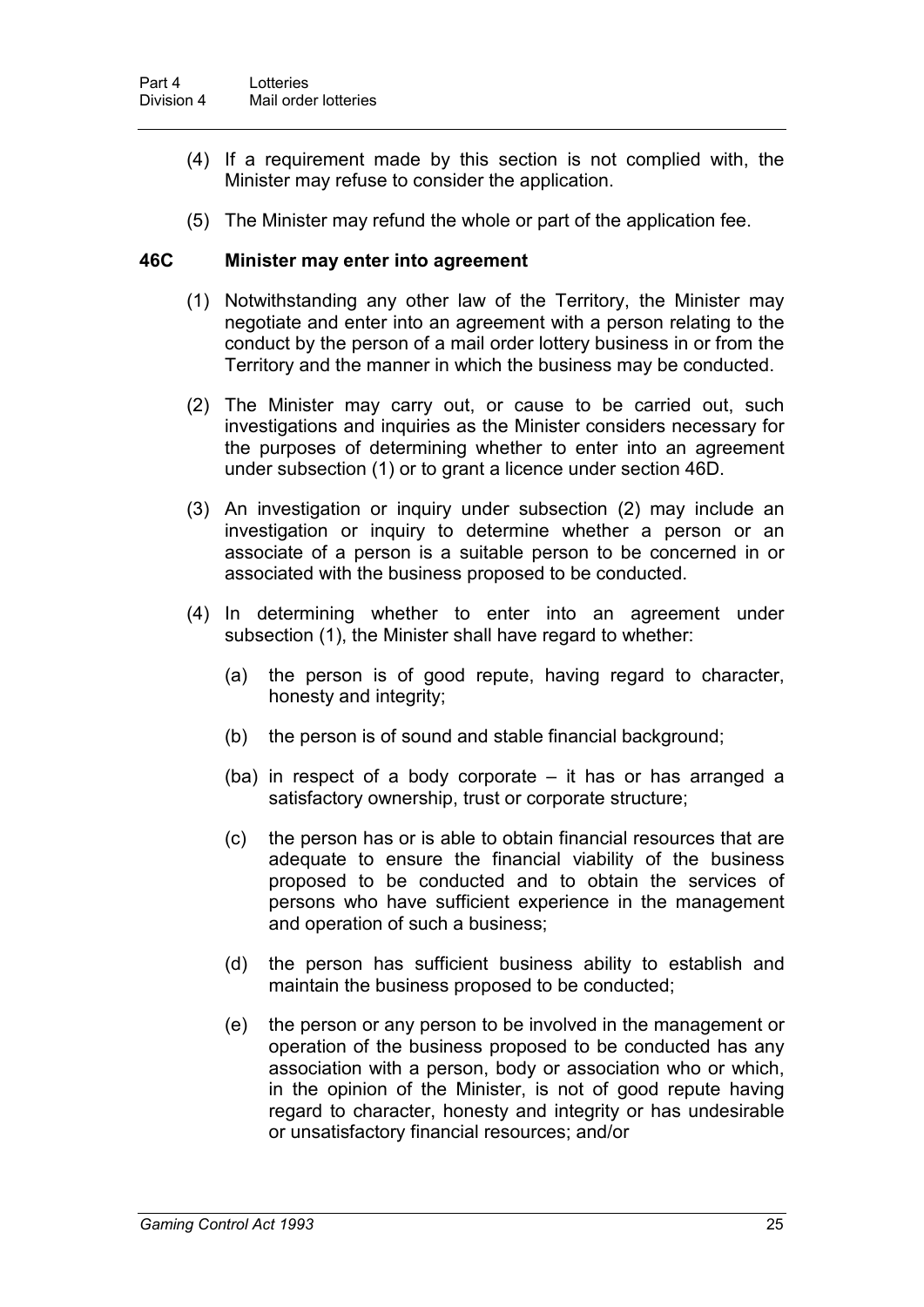(4) If a requirement made by this section is not complied with, the Minister may refuse to consider the application.

(5) The Minister may refund the whole or part of the application fee.

### 46C Minister may enter into agreement

(1) Notwithstanding any other law of the Territory, the Minister may negotiate and enter into an agreement with a person relating to the conduct by the person of a mail order lottery business in or from the Territory and the manner in which the business may be conducted.

(2) The Minister may carry out, or cause to be carried out, such investigations and inquiries as the Minister considers necessary for the purposes of determining whether to enter into an agreement under subsection (1) or to grant a licence under section 46D.

(3) An investigation or inquiry under subsection (2) may include an investigation or inquiry to determine whether a person or an associate of a person is a suitable person to be concerned in or associated with the business proposed to be conducted.

(4) In determining whether to enter into an agreement under subsection (1), the Minister shall have regard to whether:

(a) the person is of good repute, having regard to character, honesty and integrity;

(b) the person is of sound and stable financial background;

(ba) in respect of a body corporate – it has or has arranged a satisfactory ownership, trust or corporate structure;

(c) the person has or is able to obtain financial resources that are adequate to ensure the financial viability of the business proposed to be conducted and to obtain the services of persons who have sufficient experience in the management and operation of such a business;

(d) the person has sufficient business ability to establish and maintain the business proposed to be conducted;

(e) the person or any person to be involved in the management or operation of the business proposed to be conducted has any association with a person, body or association who or which, in the opinion of the Minister, is not of good repute having regard to character, honesty and integrity or has undesirable or unsatisfactory financial resources; and/or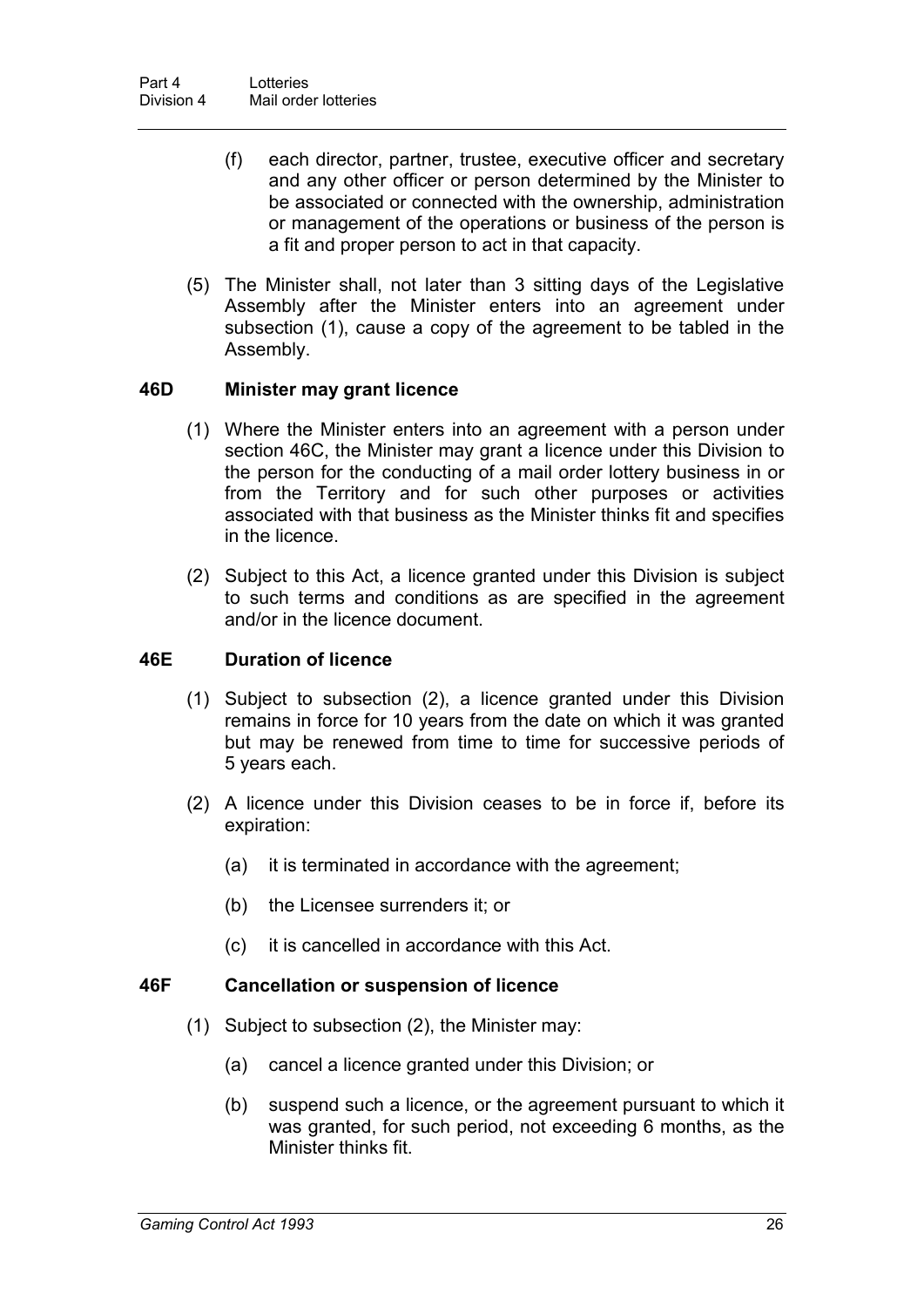(f) each director, partner, trustee, executive officer and secretary and any other officer or person determined by the Minister to be associated or connected with the ownership, administration or management of the operations or business of the person is a fit and proper person to act in that capacity.

(5) The Minister shall, not later than 3 sitting days of the Legislative Assembly after the Minister enters into an agreement under subsection (1), cause a copy of the agreement to be tabled in the Assembly.

### 46D Minister may grant licence

(1) Where the Minister enters into an agreement with a person under section 46C, the Minister may grant a licence under this Division to the person for the conducting of a mail order lottery business in or from the Territory and for such other purposes or activities associated with that business as the Minister thinks fit and specifies in the licence.

(2) Subject to this Act, a licence granted under this Division is subject to such terms and conditions as are specified in the agreement and/or in the licence document.

### 46E Duration of licence

(1) Subject to subsection (2), a licence granted under this Division remains in force for 10 years from the date on which it was granted but may be renewed from time to time for successive periods of 5 years each.

(2) A licence under this Division ceases to be in force if, before its expiration:

(a) it is terminated in accordance with the agreement;

(b) the Licensee surrenders it; or

(c) it is cancelled in accordance with this Act.

### 46F Cancellation or suspension of licence

(1) Subject to subsection (2), the Minister may:

(a) cancel a licence granted under this Division; or

(b) suspend such a licence, or the agreement pursuant to which it was granted, for such period, not exceeding 6 months, as the Minister thinks fit.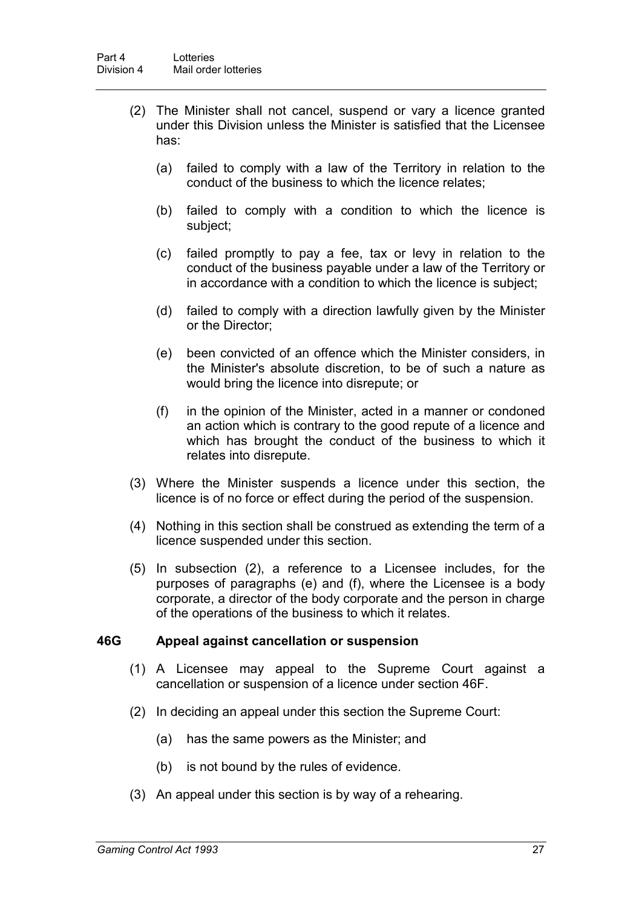(2) The Minister shall not cancel, suspend or vary a licence granted under this Division unless the Minister is satisfied that the Licensee has:

(a) failed to comply with a law of the Territory in relation to the conduct of the business to which the licence relates;

(b) failed to comply with a condition to which the licence is subject;

(c) failed promptly to pay a fee, tax or levy in relation to the conduct of the business payable under a law of the Territory or in accordance with a condition to which the licence is subject;

(d) failed to comply with a direction lawfully given by the Minister or the Director;

(e) been convicted of an offence which the Minister considers, in the Minister's absolute discretion, to be of such a nature as would bring the licence into disrepute; or

(f) in the opinion of the Minister, acted in a manner or condoned an action which is contrary to the good repute of a licence and which has brought the conduct of the business to which it relates into disrepute.

(3) Where the Minister suspends a licence under this section, the licence is of no force or effect during the period of the suspension.

(4) Nothing in this section shall be construed as extending the term of a licence suspended under this section.

(5) In subsection (2), a reference to a Licensee includes, for the purposes of paragraphs (e) and (f), where the Licensee is a body corporate, a director of the body corporate and the person in charge of the operations of the business to which it relates.

### 46G Appeal against cancellation or suspension

(1) A Licensee may appeal to the Supreme Court against a cancellation or suspension of a licence under section 46F.

(2) In deciding an appeal under this section the Supreme Court:

(a) has the same powers as the Minister; and

(b) is not bound by the rules of evidence.

(3) An appeal under this section is by way of a rehearing.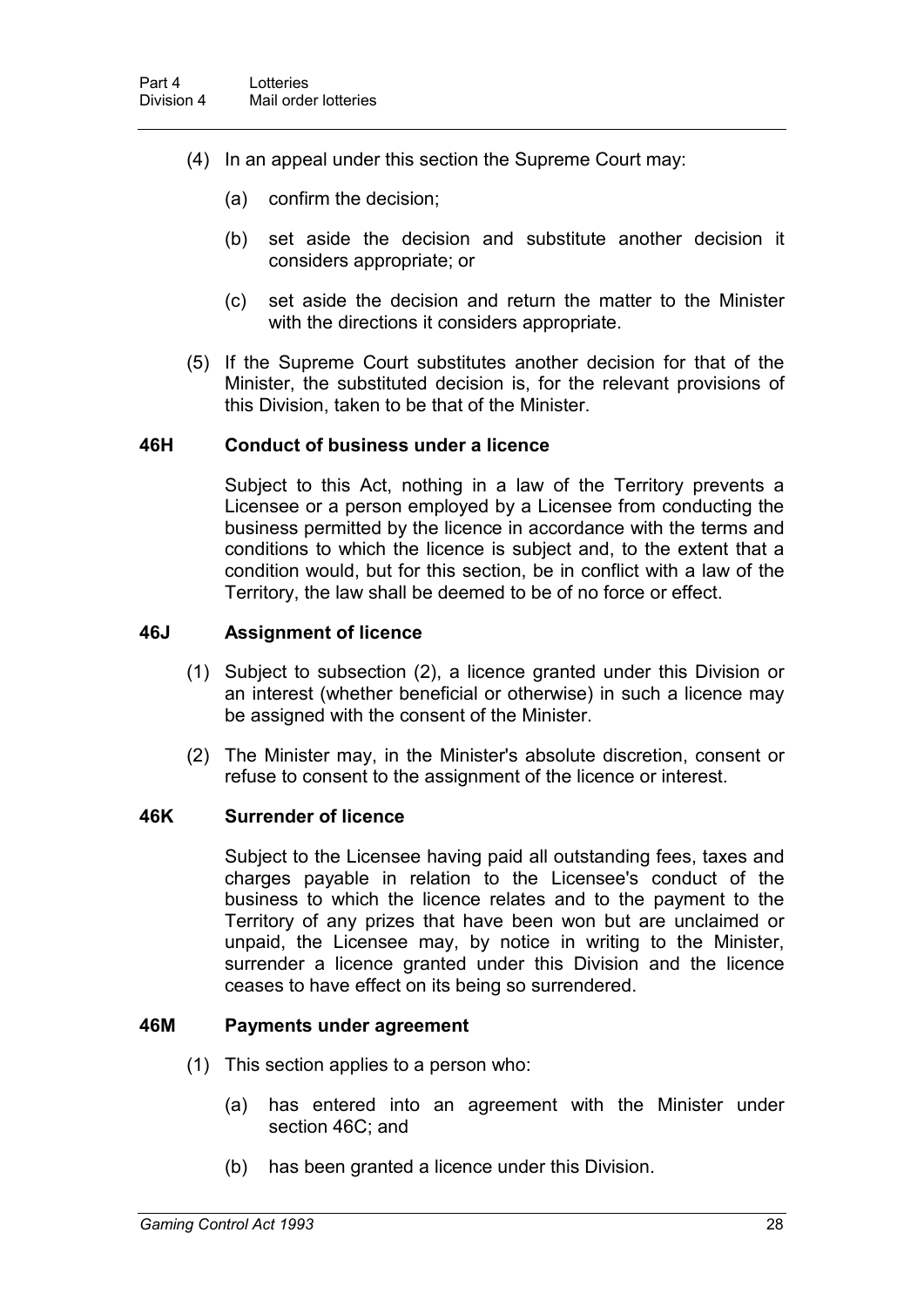(4) In an appeal under this section the Supreme Court may:

(a) confirm the decision;

(b) set aside the decision and substitute another decision it considers appropriate; or

(c) set aside the decision and return the matter to the Minister with the directions it considers appropriate.

(5) If the Supreme Court substitutes another decision for that of the Minister, the substituted decision is, for the relevant provisions of this Division, taken to be that of the Minister.

### 46H Conduct of business under a licence

Subject to this Act, nothing in a law of the Territory prevents a Licensee or a person employed by a Licensee from conducting the business permitted by the licence in accordance with the terms and conditions to which the licence is subject and, to the extent that a condition would, but for this section, be in conflict with a law of the Territory, the law shall be deemed to be of no force or effect.

### 46J Assignment of licence

(1) Subject to subsection (2), a licence granted under this Division or an interest (whether beneficial or otherwise) in such a licence may be assigned with the consent of the Minister.

(2) The Minister may, in the Minister's absolute discretion, consent or refuse to consent to the assignment of the licence or interest.

### 46K Surrender of licence

Subject to the Licensee having paid all outstanding fees, taxes and charges payable in relation to the Licensee's conduct of the business to which the licence relates and to the payment to the Territory of any prizes that have been won but are unclaimed or unpaid, the Licensee may, by notice in writing to the Minister, surrender a licence granted under this Division and the licence ceases to have effect on its being so surrendered.

### 46M Payments under agreement

(1) This section applies to a person who:

(a) has entered into an agreement with the Minister under section 46C; and

(b) has been granted a licence under this Division.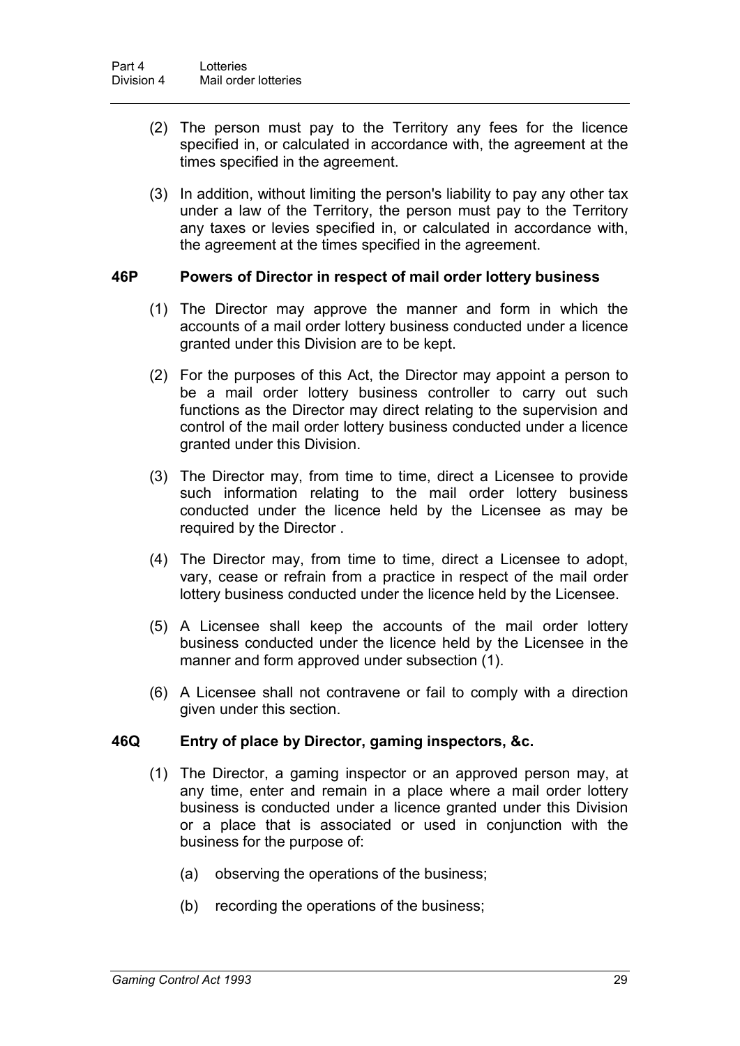(2) The person must pay to the Territory any fees for the licence specified in, or calculated in accordance with, the agreement at the times specified in the agreement.

(3) In addition, without limiting the person's liability to pay any other tax under a law of the Territory, the person must pay to the Territory any taxes or levies specified in, or calculated in accordance with, the agreement at the times specified in the agreement.

### 46P Powers of Director in respect of mail order lottery business

(1) The Director may approve the manner and form in which the accounts of a mail order lottery business conducted under a licence granted under this Division are to be kept.

(2) For the purposes of this Act, the Director may appoint a person to be a mail order lottery business controller to carry out such functions as the Director may direct relating to the supervision and control of the mail order lottery business conducted under a licence granted under this Division.

(3) The Director may, from time to time, direct a Licensee to provide such information relating to the mail order lottery business conducted under the licence held by the Licensee as may be required by the Director .

(4) The Director may, from time to time, direct a Licensee to adopt, vary, cease or refrain from a practice in respect of the mail order lottery business conducted under the licence held by the Licensee.

(5) A Licensee shall keep the accounts of the mail order lottery business conducted under the licence held by the Licensee in the manner and form approved under subsection (1).

(6) A Licensee shall not contravene or fail to comply with a direction given under this section.

### 46Q Entry of place by Director, gaming inspectors, &c.

(1) The Director, a gaming inspector or an approved person may, at any time, enter and remain in a place where a mail order lottery business is conducted under a licence granted under this Division or a place that is associated or used in conjunction with the business for the purpose of:

(a) observing the operations of the business;

(b) recording the operations of the business;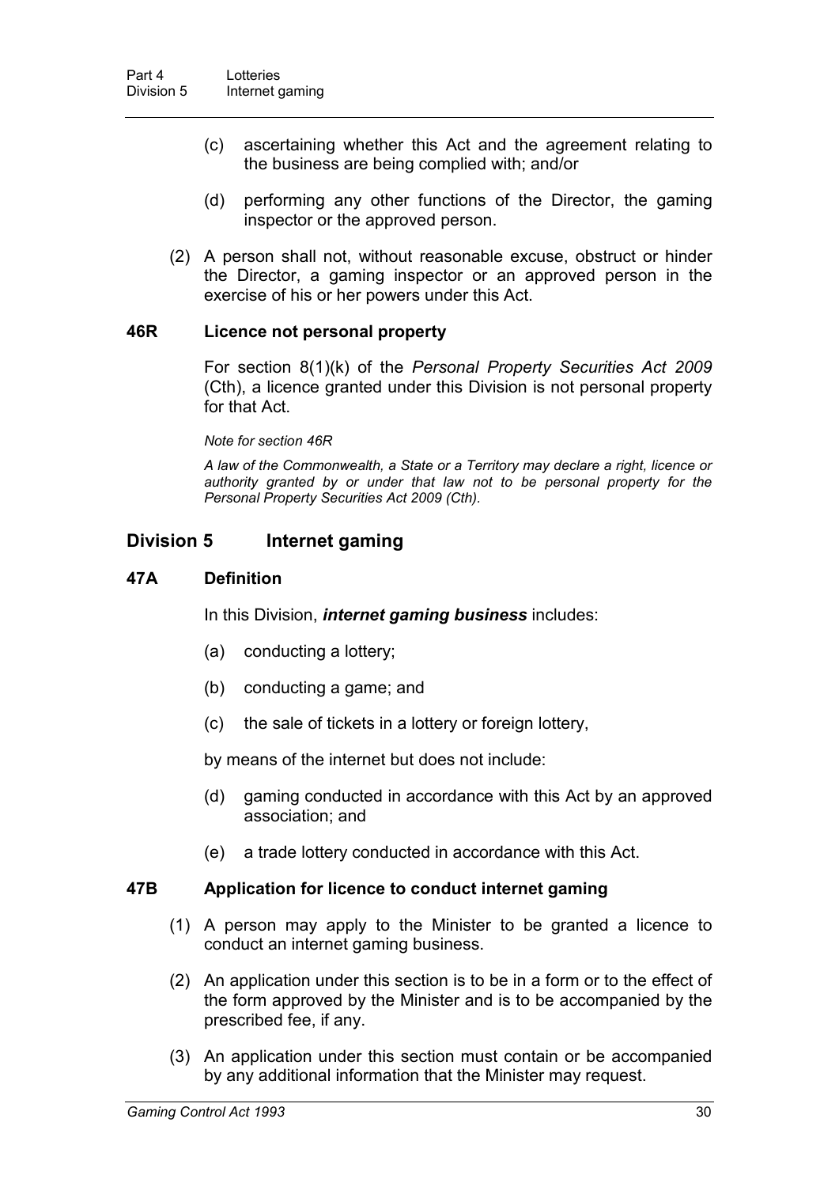(c) ascertaining whether this Act and the agreement relating to the business are being complied with; and/or

(d) performing any other functions of the Director, the gaming inspector or the approved person.

(2) A person shall not, without reasonable excuse, obstruct or hinder the Director, a gaming inspector or an approved person in the exercise of his or her powers under this Act.

### 46R Licence not personal property

For section 8(1)(k) of the *Personal Property Securities Act 2009* (Cth), a licence granted under this Division is not personal property for that Act.

*Note for section 46R*

*A law of the Commonwealth, a State or a Territory may declare a right, licence or authority granted by or under that law not to be personal property for the Personal Property Securities Act 2009 (Cth).*

## Division 5 Internet gaming

### 47A Definition

In this Division, ***internet gaming business*** includes:

(a) conducting a lottery;

(b) conducting a game; and

(c) the sale of tickets in a lottery or foreign lottery,

by means of the internet but does not include:

(d) gaming conducted in accordance with this Act by an approved association; and

(e) a trade lottery conducted in accordance with this Act.

### 47B Application for licence to conduct internet gaming

(1) A person may apply to the Minister to be granted a licence to conduct an internet gaming business.

(2) An application under this section is to be in a form or to the effect of the form approved by the Minister and is to be accompanied by the prescribed fee, if any.

(3) An application under this section must contain or be accompanied by any additional information that the Minister may request.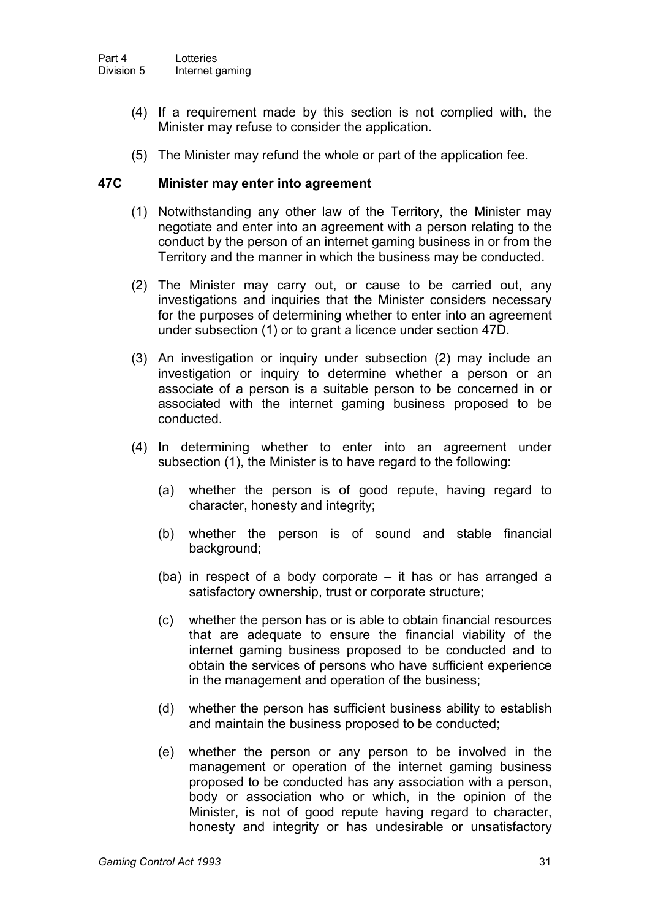(4) If a requirement made by this section is not complied with, the Minister may refuse to consider the application.

(5) The Minister may refund the whole or part of the application fee.

### 47C Minister may enter into agreement

(1) Notwithstanding any other law of the Territory, the Minister may negotiate and enter into an agreement with a person relating to the conduct by the person of an internet gaming business in or from the Territory and the manner in which the business may be conducted.

(2) The Minister may carry out, or cause to be carried out, any investigations and inquiries that the Minister considers necessary for the purposes of determining whether to enter into an agreement under subsection (1) or to grant a licence under section 47D.

(3) An investigation or inquiry under subsection (2) may include an investigation or inquiry to determine whether a person or an associate of a person is a suitable person to be concerned in or associated with the internet gaming business proposed to be conducted.

(4) In determining whether to enter into an agreement under subsection (1), the Minister is to have regard to the following:

(a) whether the person is of good repute, having regard to character, honesty and integrity;

(b) whether the person is of sound and stable financial background;

(ba) in respect of a body corporate – it has or has arranged a satisfactory ownership, trust or corporate structure;

(c) whether the person has or is able to obtain financial resources that are adequate to ensure the financial viability of the internet gaming business proposed to be conducted and to obtain the services of persons who have sufficient experience in the management and operation of the business;

(d) whether the person has sufficient business ability to establish and maintain the business proposed to be conducted;

(e) whether the person or any person to be involved in the management or operation of the internet gaming business proposed to be conducted has any association with a person, body or association who or which, in the opinion of the Minister, is not of good repute having regard to character, honesty and integrity or has undesirable or unsatisfactory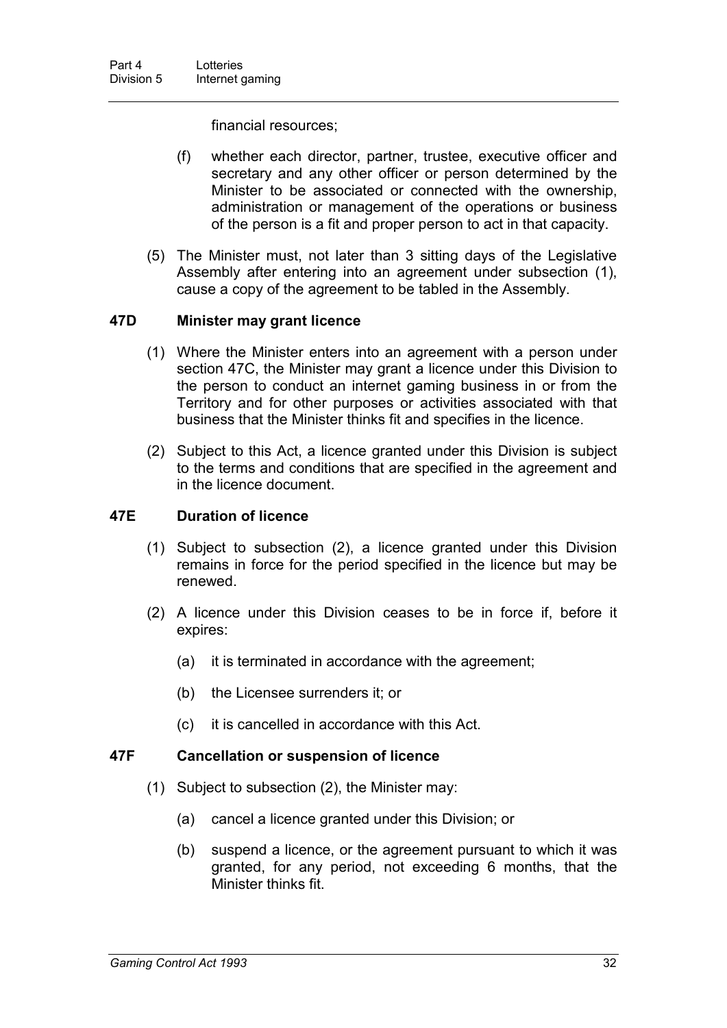financial resources;

(f) whether each director, partner, trustee, executive officer and secretary and any other officer or person determined by the Minister to be associated or connected with the ownership, administration or management of the operations or business of the person is a fit and proper person to act in that capacity.

(5) The Minister must, not later than 3 sitting days of the Legislative Assembly after entering into an agreement under subsection (1), cause a copy of the agreement to be tabled in the Assembly.

### 47D Minister may grant licence

(1) Where the Minister enters into an agreement with a person under section 47C, the Minister may grant a licence under this Division to the person to conduct an internet gaming business in or from the Territory and for other purposes or activities associated with that business that the Minister thinks fit and specifies in the licence.

(2) Subject to this Act, a licence granted under this Division is subject to the terms and conditions that are specified in the agreement and in the licence document.

### 47E Duration of licence

(1) Subject to subsection (2), a licence granted under this Division remains in force for the period specified in the licence but may be renewed.

(2) A licence under this Division ceases to be in force if, before it expires:

(a) it is terminated in accordance with the agreement;

(b) the Licensee surrenders it; or

(c) it is cancelled in accordance with this Act.

### 47F Cancellation or suspension of licence

(1) Subject to subsection (2), the Minister may:

(a) cancel a licence granted under this Division; or

(b) suspend a licence, or the agreement pursuant to which it was granted, for any period, not exceeding 6 months, that the Minister thinks fit.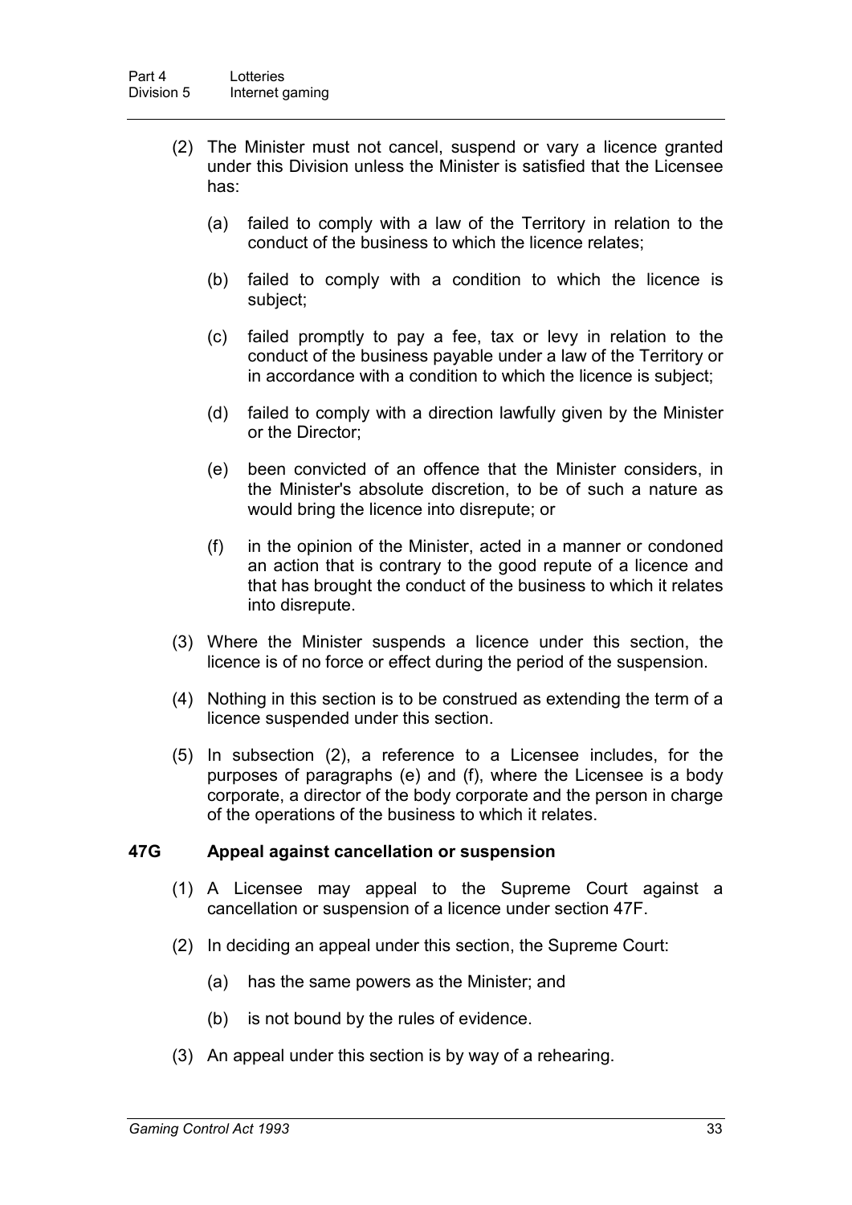(2) The Minister must not cancel, suspend or vary a licence granted under this Division unless the Minister is satisfied that the Licensee has:

(a) failed to comply with a law of the Territory in relation to the conduct of the business to which the licence relates;

(b) failed to comply with a condition to which the licence is subject;

(c) failed promptly to pay a fee, tax or levy in relation to the conduct of the business payable under a law of the Territory or in accordance with a condition to which the licence is subject;

(d) failed to comply with a direction lawfully given by the Minister or the Director;

(e) been convicted of an offence that the Minister considers, in the Minister's absolute discretion, to be of such a nature as would bring the licence into disrepute; or

(f) in the opinion of the Minister, acted in a manner or condoned an action that is contrary to the good repute of a licence and that has brought the conduct of the business to which it relates into disrepute.

(3) Where the Minister suspends a licence under this section, the licence is of no force or effect during the period of the suspension.

(4) Nothing in this section is to be construed as extending the term of a licence suspended under this section.

(5) In subsection (2), a reference to a Licensee includes, for the purposes of paragraphs (e) and (f), where the Licensee is a body corporate, a director of the body corporate and the person in charge of the operations of the business to which it relates.

### 47G Appeal against cancellation or suspension

(1) A Licensee may appeal to the Supreme Court against a cancellation or suspension of a licence under section 47F.

(2) In deciding an appeal under this section, the Supreme Court:

(a) has the same powers as the Minister; and

(b) is not bound by the rules of evidence.

(3) An appeal under this section is by way of a rehearing.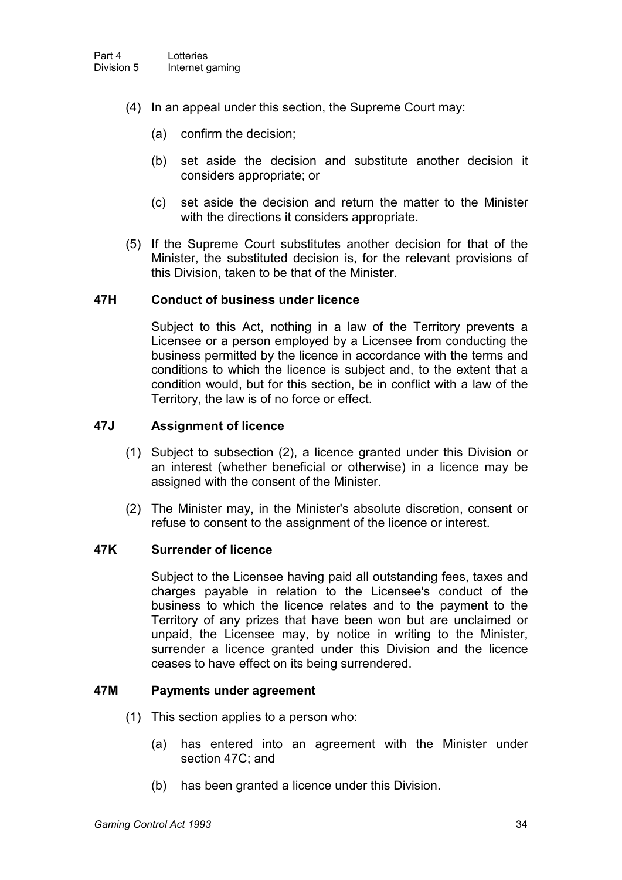(4) In an appeal under this section, the Supreme Court may:

(a) confirm the decision;

(b) set aside the decision and substitute another decision it considers appropriate; or

(c) set aside the decision and return the matter to the Minister with the directions it considers appropriate.

(5) If the Supreme Court substitutes another decision for that of the Minister, the substituted decision is, for the relevant provisions of this Division, taken to be that of the Minister.

### 47H Conduct of business under licence

Subject to this Act, nothing in a law of the Territory prevents a Licensee or a person employed by a Licensee from conducting the business permitted by the licence in accordance with the terms and conditions to which the licence is subject and, to the extent that a condition would, but for this section, be in conflict with a law of the Territory, the law is of no force or effect.

### 47J Assignment of licence

(1) Subject to subsection (2), a licence granted under this Division or an interest (whether beneficial or otherwise) in a licence may be assigned with the consent of the Minister.

(2) The Minister may, in the Minister's absolute discretion, consent or refuse to consent to the assignment of the licence or interest.

### 47K Surrender of licence

Subject to the Licensee having paid all outstanding fees, taxes and charges payable in relation to the Licensee's conduct of the business to which the licence relates and to the payment to the Territory of any prizes that have been won but are unclaimed or unpaid, the Licensee may, by notice in writing to the Minister, surrender a licence granted under this Division and the licence ceases to have effect on its being surrendered.

### 47M Payments under agreement

(1) This section applies to a person who:

(a) has entered into an agreement with the Minister under section 47C; and

(b) has been granted a licence under this Division.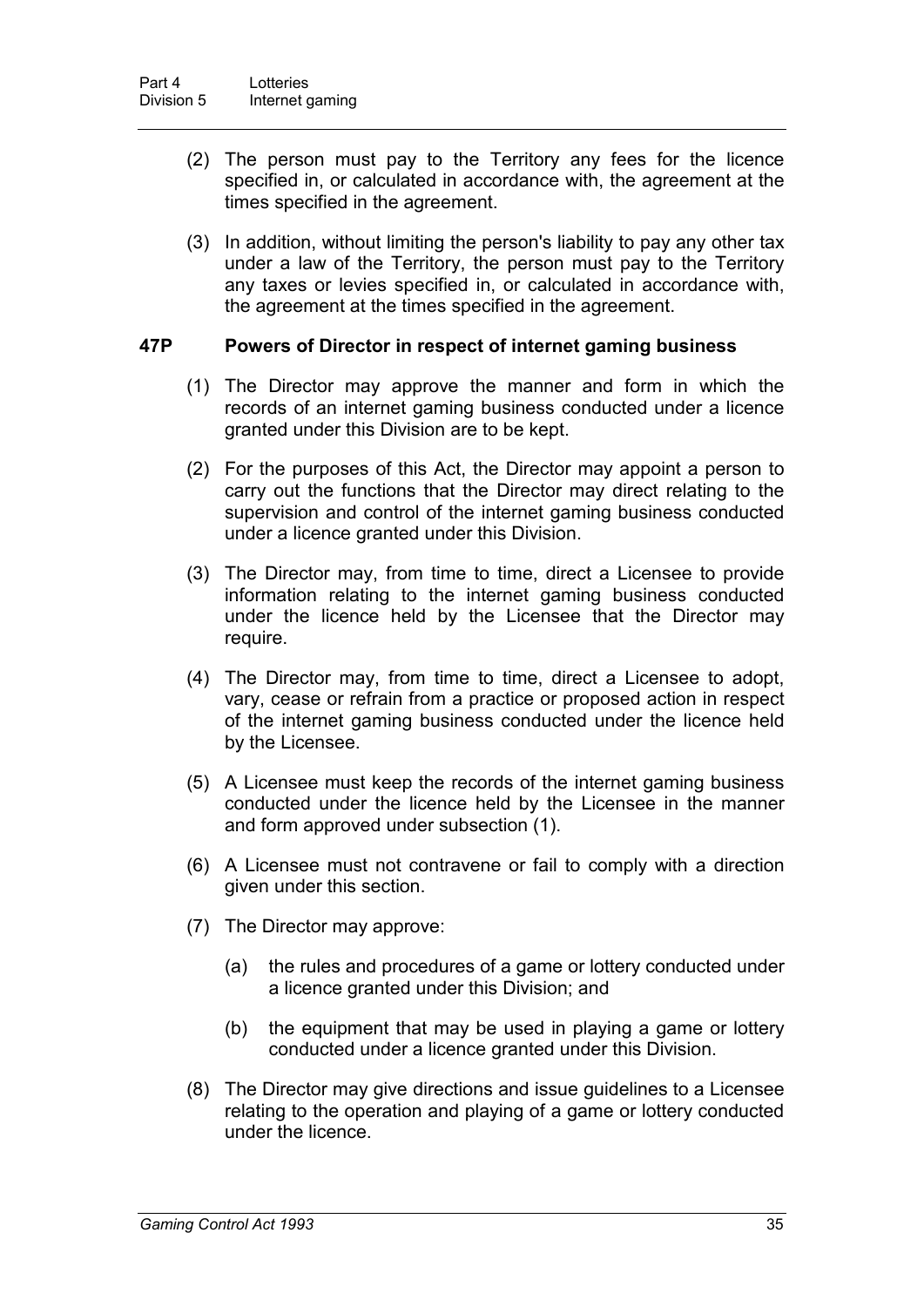(2) The person must pay to the Territory any fees for the licence specified in, or calculated in accordance with, the agreement at the times specified in the agreement.

(3) In addition, without limiting the person's liability to pay any other tax under a law of the Territory, the person must pay to the Territory any taxes or levies specified in, or calculated in accordance with, the agreement at the times specified in the agreement.

### 47P Powers of Director in respect of internet gaming business

(1) The Director may approve the manner and form in which the records of an internet gaming business conducted under a licence granted under this Division are to be kept.

(2) For the purposes of this Act, the Director may appoint a person to carry out the functions that the Director may direct relating to the supervision and control of the internet gaming business conducted under a licence granted under this Division.

(3) The Director may, from time to time, direct a Licensee to provide information relating to the internet gaming business conducted under the licence held by the Licensee that the Director may require.

(4) The Director may, from time to time, direct a Licensee to adopt, vary, cease or refrain from a practice or proposed action in respect of the internet gaming business conducted under the licence held by the Licensee.

(5) A Licensee must keep the records of the internet gaming business conducted under the licence held by the Licensee in the manner and form approved under subsection (1).

(6) A Licensee must not contravene or fail to comply with a direction given under this section.

(7) The Director may approve:

(a) the rules and procedures of a game or lottery conducted under a licence granted under this Division; and

(b) the equipment that may be used in playing a game or lottery conducted under a licence granted under this Division.

(8) The Director may give directions and issue guidelines to a Licensee relating to the operation and playing of a game or lottery conducted under the licence.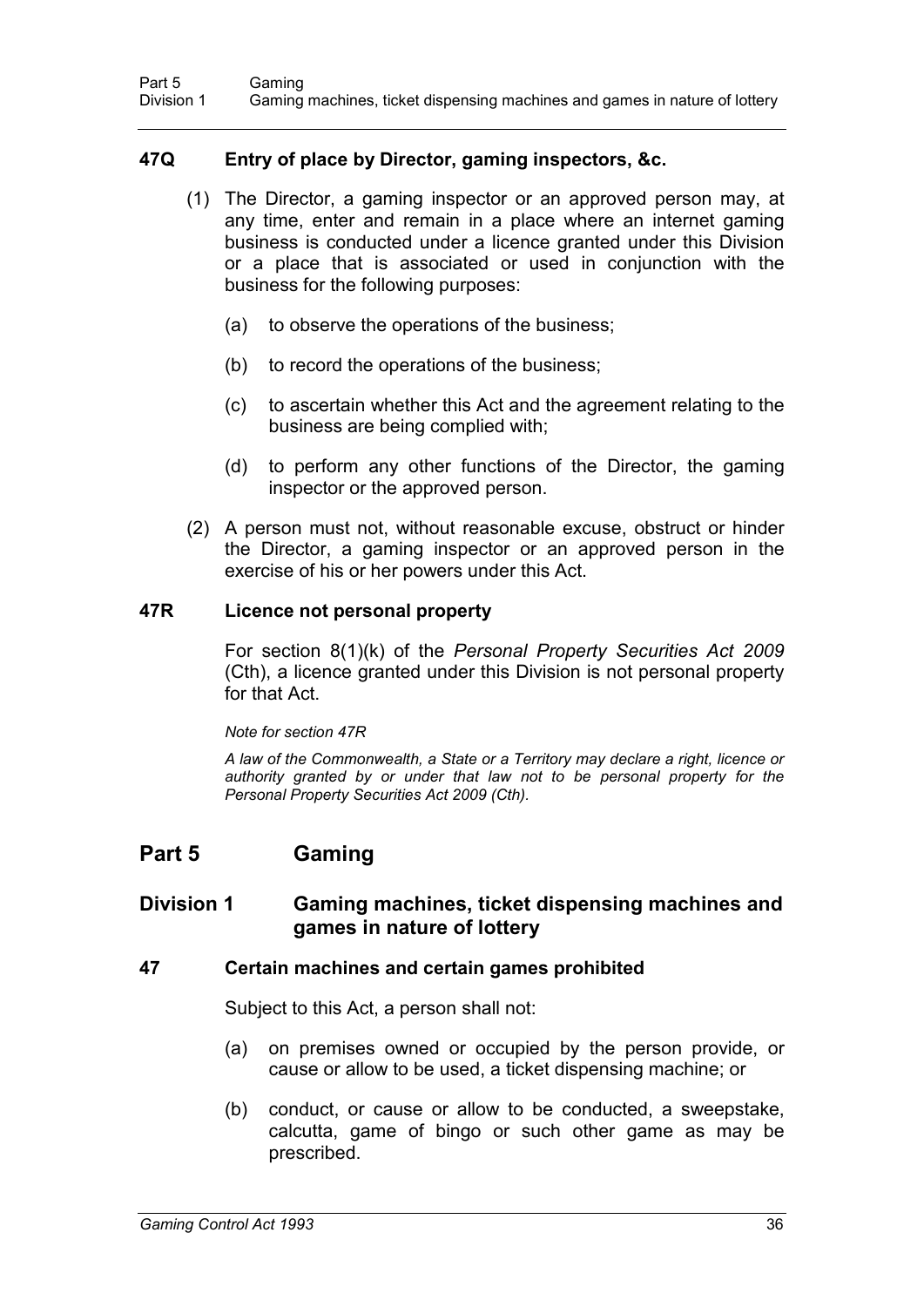### 47Q Entry of place by Director, gaming inspectors, &c.

(1) The Director, a gaming inspector or an approved person may, at any time, enter and remain in a place where an internet gaming business is conducted under a licence granted under this Division or a place that is associated or used in conjunction with the business for the following purposes:

(a) to observe the operations of the business;

(b) to record the operations of the business;

(c) to ascertain whether this Act and the agreement relating to the business are being complied with;

(d) to perform any other functions of the Director, the gaming inspector or the approved person.

(2) A person must not, without reasonable excuse, obstruct or hinder the Director, a gaming inspector or an approved person in the exercise of his or her powers under this Act.

### 47R Licence not personal property

For section 8(1)(k) of the *Personal Property Securities Act 2009* (Cth), a licence granted under this Division is not personal property for that Act.

*Note for section 47R*

*A law of the Commonwealth, a State or a Territory may declare a right, licence or authority granted by or under that law not to be personal property for the Personal Property Securities Act 2009 (Cth).*

# Part 5 Gaming

## Division 1 Gaming machines, ticket dispensing machines and games in nature of lottery

### 47 Certain machines and certain games prohibited

Subject to this Act, a person shall not:

(a) on premises owned or occupied by the person provide, or cause or allow to be used, a ticket dispensing machine; or

(b) conduct, or cause or allow to be conducted, a sweepstake, calcutta, game of bingo or such other game as may be prescribed.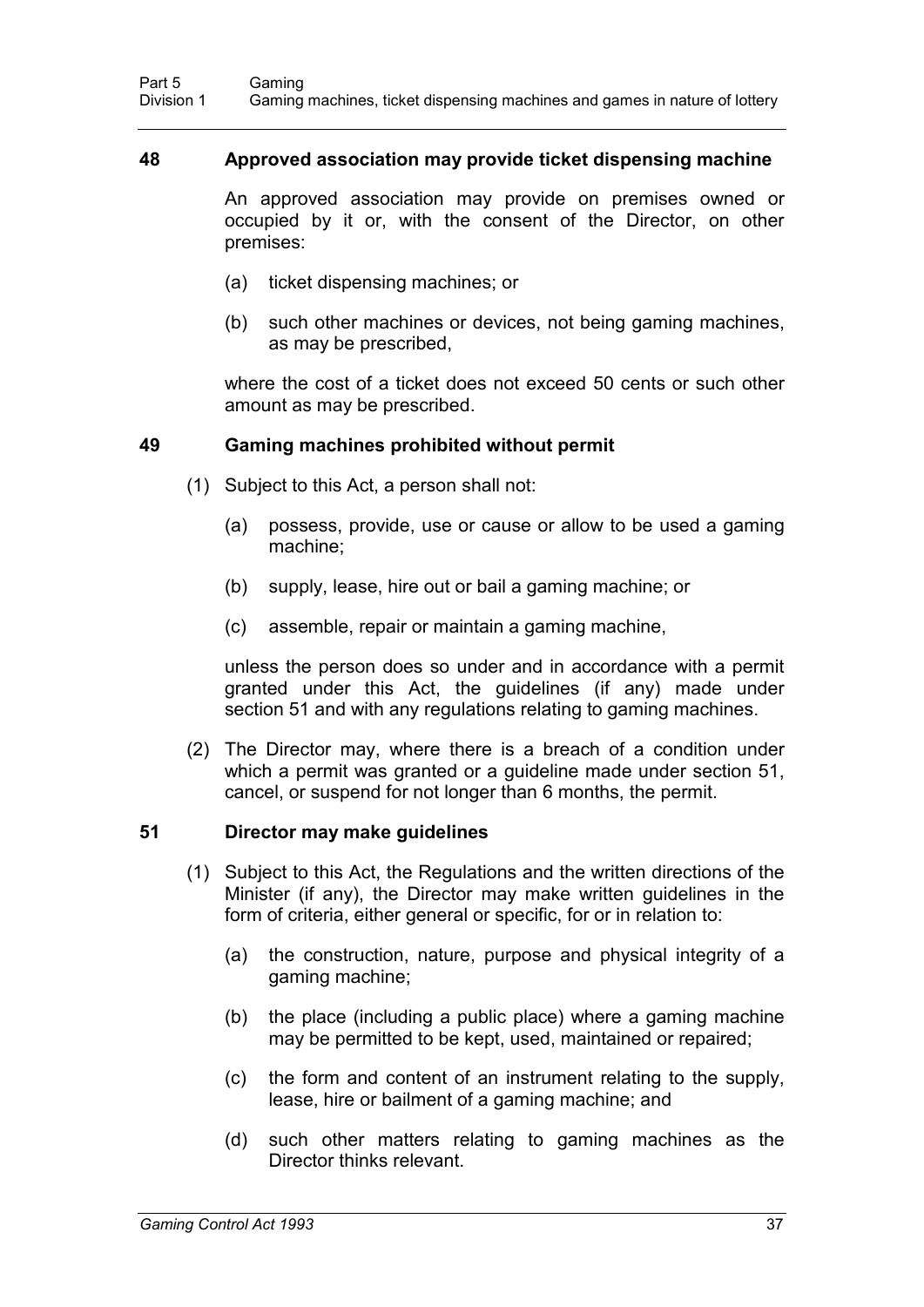### 48 Approved association may provide ticket dispensing machine

An approved association may provide on premises owned or occupied by it or, with the consent of the Director, on other premises:

(a) ticket dispensing machines; or

(b) such other machines or devices, not being gaming machines, as may be prescribed,

where the cost of a ticket does not exceed 50 cents or such other amount as may be prescribed.

### 49 Gaming machines prohibited without permit

(1) Subject to this Act, a person shall not:

(a) possess, provide, use or cause or allow to be used a gaming machine;

(b) supply, lease, hire out or bail a gaming machine; or

(c) assemble, repair or maintain a gaming machine,

unless the person does so under and in accordance with a permit granted under this Act, the guidelines (if any) made under section 51 and with any regulations relating to gaming machines.

(2) The Director may, where there is a breach of a condition under which a permit was granted or a guideline made under section 51, cancel, or suspend for not longer than 6 months, the permit.

### 51 Director may make guidelines

(1) Subject to this Act, the Regulations and the written directions of the Minister (if any), the Director may make written guidelines in the form of criteria, either general or specific, for or in relation to:

(a) the construction, nature, purpose and physical integrity of a gaming machine;

(b) the place (including a public place) where a gaming machine may be permitted to be kept, used, maintained or repaired;

(c) the form and content of an instrument relating to the supply, lease, hire or bailment of a gaming machine; and

(d) such other matters relating to gaming machines as the Director thinks relevant.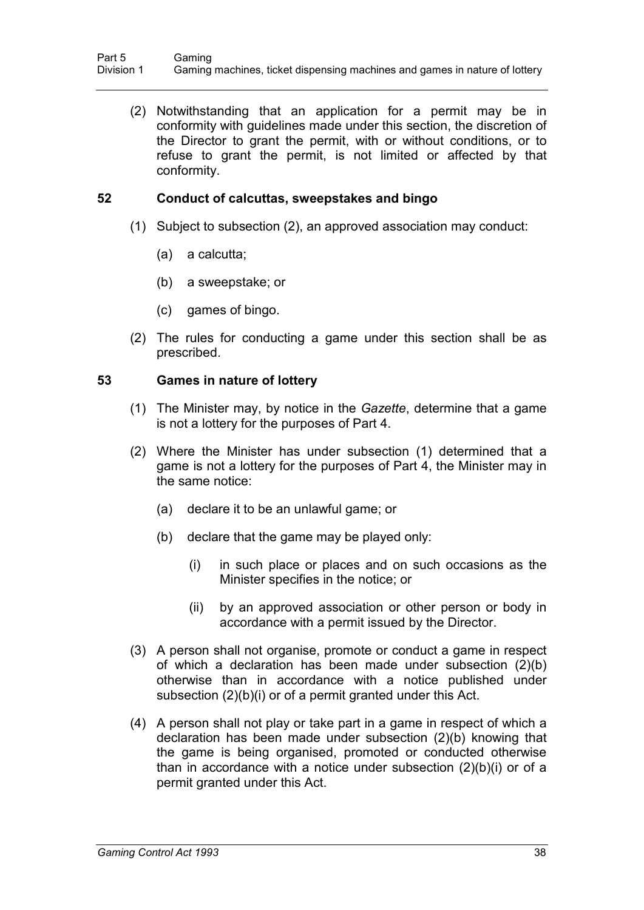(2) Notwithstanding that an application for a permit may be in conformity with guidelines made under this section, the discretion of the Director to grant the permit, with or without conditions, or to refuse to grant the permit, is not limited or affected by that conformity.

### 52 Conduct of calcuttas, sweepstakes and bingo

(1) Subject to subsection (2), an approved association may conduct:

(a) a calcutta;

(b) a sweepstake; or

(c) games of bingo.

(2) The rules for conducting a game under this section shall be as prescribed.

### 53 Games in nature of lottery

(1) The Minister may, by notice in the *Gazette*, determine that a game is not a lottery for the purposes of Part 4.

(2) Where the Minister has under subsection (1) determined that a game is not a lottery for the purposes of Part 4, the Minister may in the same notice:

(a) declare it to be an unlawful game; or

(b) declare that the game may be played only:

(i) in such place or places and on such occasions as the Minister specifies in the notice; or

(ii) by an approved association or other person or body in accordance with a permit issued by the Director.

(3) A person shall not organise, promote or conduct a game in respect of which a declaration has been made under subsection (2)(b) otherwise than in accordance with a notice published under subsection (2)(b)(i) or of a permit granted under this Act.

(4) A person shall not play or take part in a game in respect of which a declaration has been made under subsection (2)(b) knowing that the game is being organised, promoted or conducted otherwise than in accordance with a notice under subsection (2)(b)(i) or of a permit granted under this Act.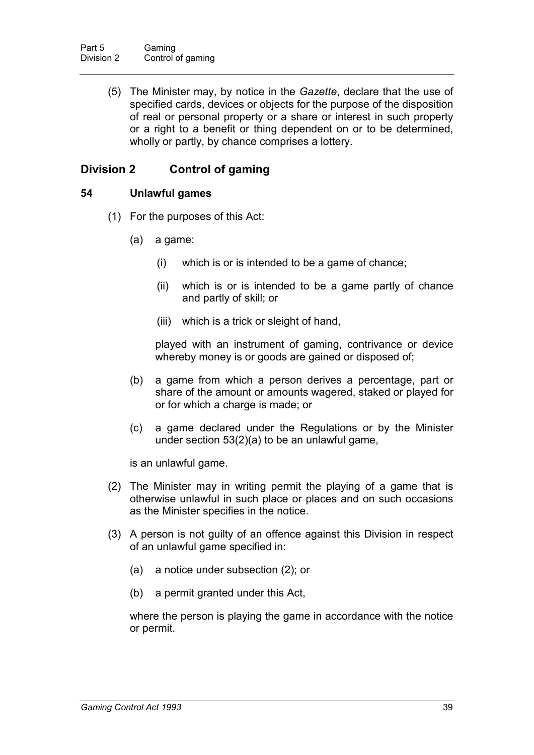(5) The Minister may, by notice in the *Gazette*, declare that the use of specified cards, devices or objects for the purpose of the disposition of real or personal property or a share or interest in such property or a right to a benefit or thing dependent on or to be determined, wholly or partly, by chance comprises a lottery.

## Division 2 Control of gaming

### 54 Unlawful games

(1) For the purposes of this Act:

(a) a game:

(i) which is or is intended to be a game of chance;

(ii) which is or is intended to be a game partly of chance and partly of skill; or

(iii) which is a trick or sleight of hand,

played with an instrument of gaming, contrivance or device whereby money is or goods are gained or disposed of;

(b) a game from which a person derives a percentage, part or share of the amount or amounts wagered, staked or played for or for which a charge is made; or

(c) a game declared under the Regulations or by the Minister under section 53(2)(a) to be an unlawful game,

is an unlawful game.

(2) The Minister may in writing permit the playing of a game that is otherwise unlawful in such place or places and on such occasions as the Minister specifies in the notice.

(3) A person is not guilty of an offence against this Division in respect of an unlawful game specified in:

(a) a notice under subsection (2); or

(b) a permit granted under this Act,

where the person is playing the game in accordance with the notice or permit.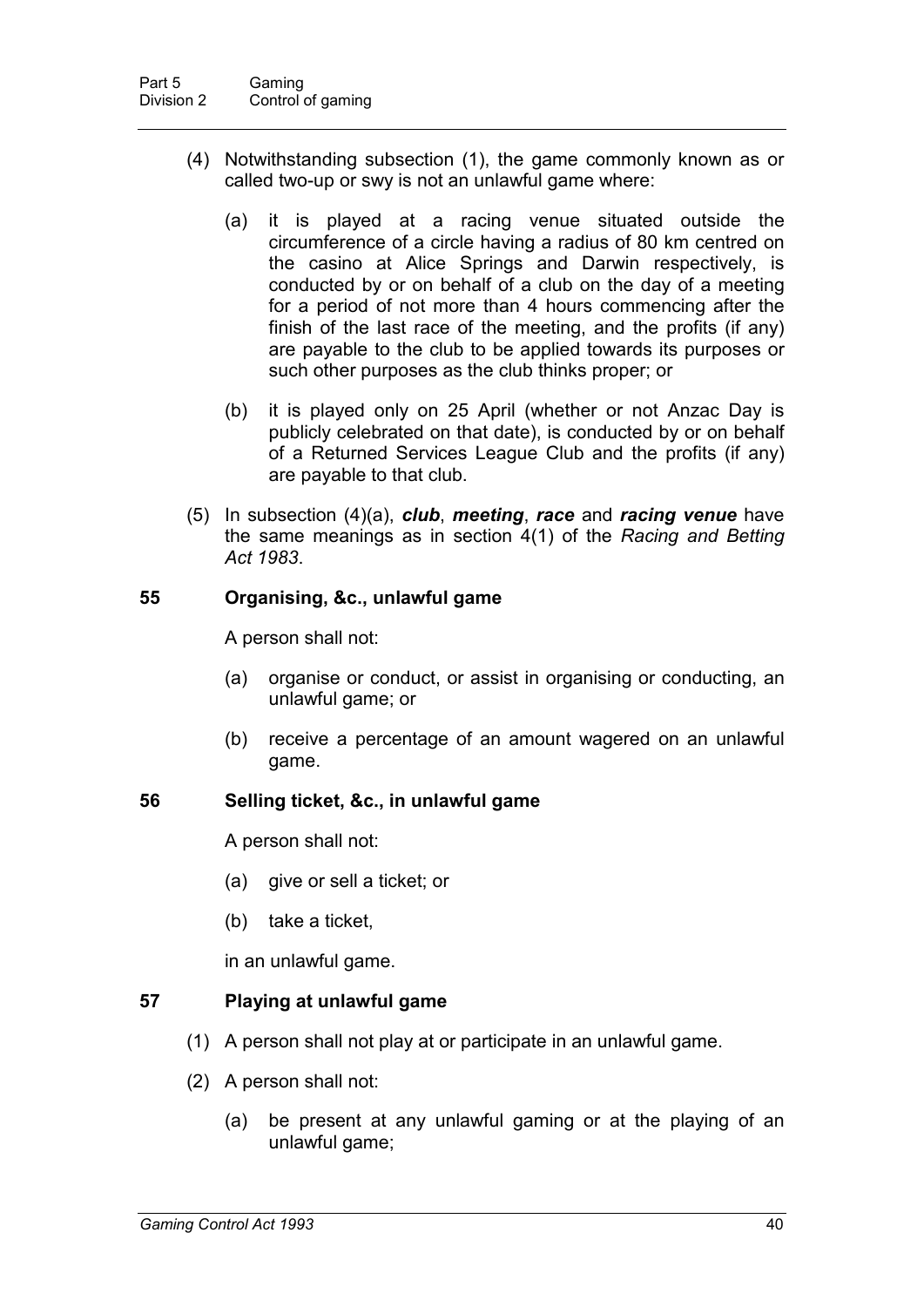(4) Notwithstanding subsection (1), the game commonly known as or called two-up or swy is not an unlawful game where:

(a) it is played at a racing venue situated outside the circumference of a circle having a radius of 80 km centred on the casino at Alice Springs and Darwin respectively, is conducted by or on behalf of a club on the day of a meeting for a period of not more than 4 hours commencing after the finish of the last race of the meeting, and the profits (if any) are payable to the club to be applied towards its purposes or such other purposes as the club thinks proper; or

(b) it is played only on 25 April (whether or not Anzac Day is publicly celebrated on that date), is conducted by or on behalf of a Returned Services League Club and the profits (if any) are payable to that club.

(5) In subsection (4)(a), ***club***, ***meeting***, ***race*** and ***racing venue*** have the same meanings as in section 4(1) of the *Racing and Betting Act 1983*.

## 55 Organising, &c., unlawful game

A person shall not:

(a) organise or conduct, or assist in organising or conducting, an unlawful game; or

(b) receive a percentage of an amount wagered on an unlawful game.

## 56 Selling ticket, &c., in unlawful game

A person shall not:

(a) give or sell a ticket; or

(b) take a ticket,

in an unlawful game.

## 57 Playing at unlawful game

(1) A person shall not play at or participate in an unlawful game.

(2) A person shall not:

(a) be present at any unlawful gaming or at the playing of an unlawful game;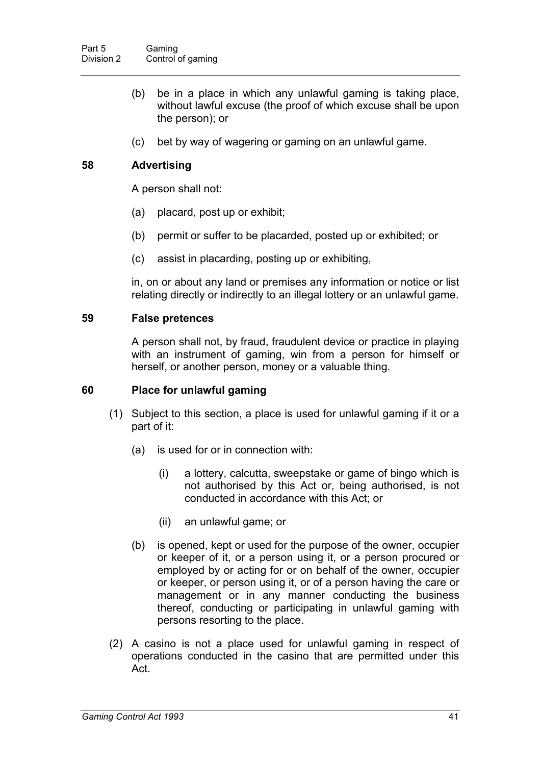(b) be in a place in which any unlawful gaming is taking place, without lawful excuse (the proof of which excuse shall be upon the person); or

(c) bet by way of wagering or gaming on an unlawful game.

## 58 Advertising

A person shall not:

(a) placard, post up or exhibit;

(b) permit or suffer to be placarded, posted up or exhibited; or

(c) assist in placarding, posting up or exhibiting,

in, on or about any land or premises any information or notice or list relating directly or indirectly to an illegal lottery or an unlawful game.

## 59 False pretences

A person shall not, by fraud, fraudulent device or practice in playing with an instrument of gaming, win from a person for himself or herself, or another person, money or a valuable thing.

## 60 Place for unlawful gaming

(1) Subject to this section, a place is used for unlawful gaming if it or a part of it:

(a) is used for or in connection with:

(i) a lottery, calcutta, sweepstake or game of bingo which is not authorised by this Act or, being authorised, is not conducted in accordance with this Act; or

(ii) an unlawful game; or

(b) is opened, kept or used for the purpose of the owner, occupier or keeper of it, or a person using it, or a person procured or employed by or acting for or on behalf of the owner, occupier or keeper, or person using it, or of a person having the care or management or in any manner conducting the business thereof, conducting or participating in unlawful gaming with persons resorting to the place.

(2) A casino is not a place used for unlawful gaming in respect of operations conducted in the casino that are permitted under this Act.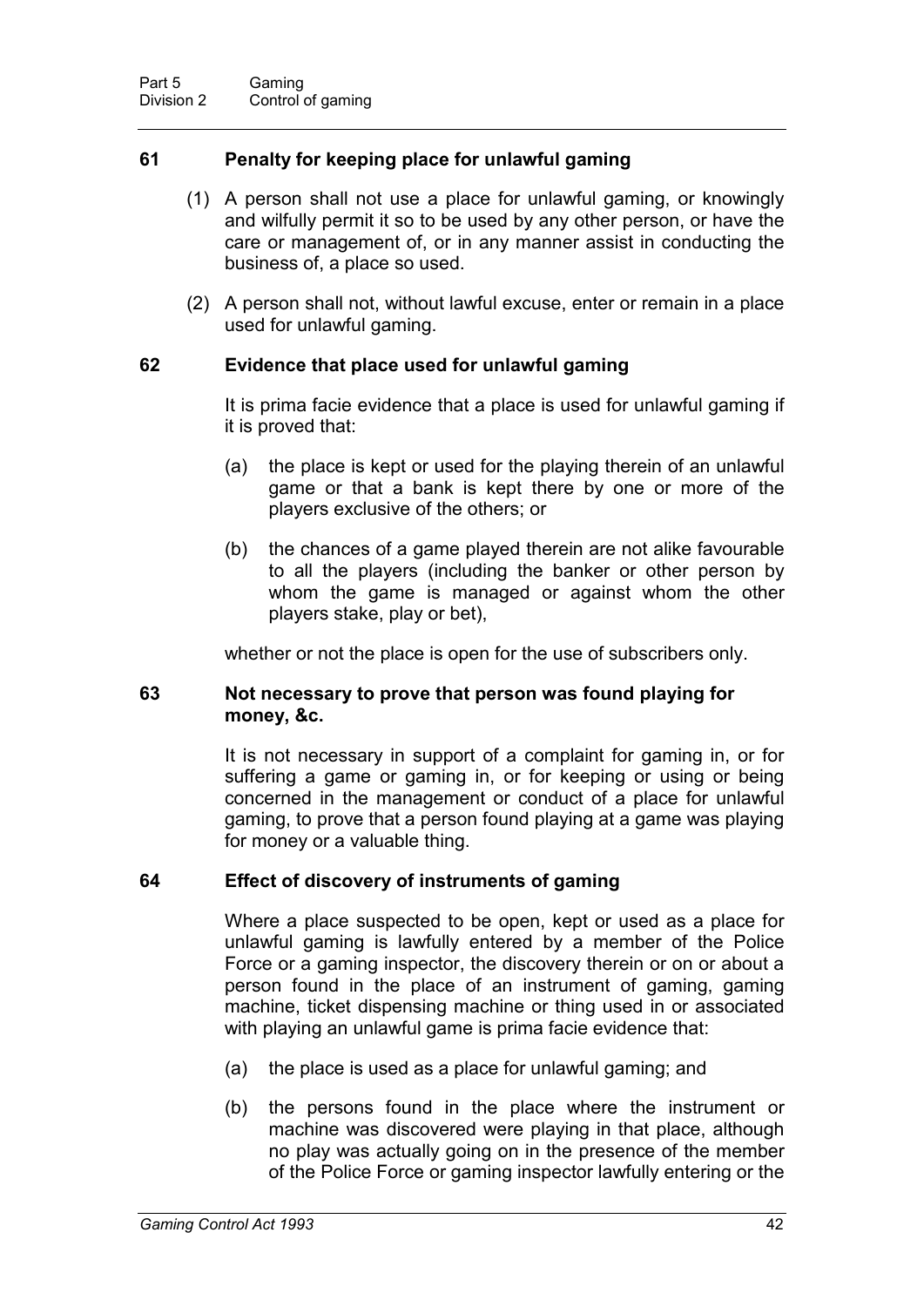### 61 Penalty for keeping place for unlawful gaming

(1) A person shall not use a place for unlawful gaming, or knowingly and wilfully permit it so to be used by any other person, or have the care or management of, or in any manner assist in conducting the business of, a place so used.

(2) A person shall not, without lawful excuse, enter or remain in a place used for unlawful gaming.

### 62 Evidence that place used for unlawful gaming

It is prima facie evidence that a place is used for unlawful gaming if it is proved that:

(a) the place is kept or used for the playing therein of an unlawful game or that a bank is kept there by one or more of the players exclusive of the others; or

(b) the chances of a game played therein are not alike favourable to all the players (including the banker or other person by whom the game is managed or against whom the other players stake, play or bet),

whether or not the place is open for the use of subscribers only.

### 63 Not necessary to prove that person was found playing for money, &c.

It is not necessary in support of a complaint for gaming in, or for suffering a game or gaming in, or for keeping or using or being concerned in the management or conduct of a place for unlawful gaming, to prove that a person found playing at a game was playing for money or a valuable thing.

### 64 Effect of discovery of instruments of gaming

Where a place suspected to be open, kept or used as a place for unlawful gaming is lawfully entered by a member of the Police Force or a gaming inspector, the discovery therein or on or about a person found in the place of an instrument of gaming, gaming machine, ticket dispensing machine or thing used in or associated with playing an unlawful game is prima facie evidence that:

(a) the place is used as a place for unlawful gaming; and

(b) the persons found in the place where the instrument or machine was discovered were playing in that place, although no play was actually going on in the presence of the member of the Police Force or gaming inspector lawfully entering or the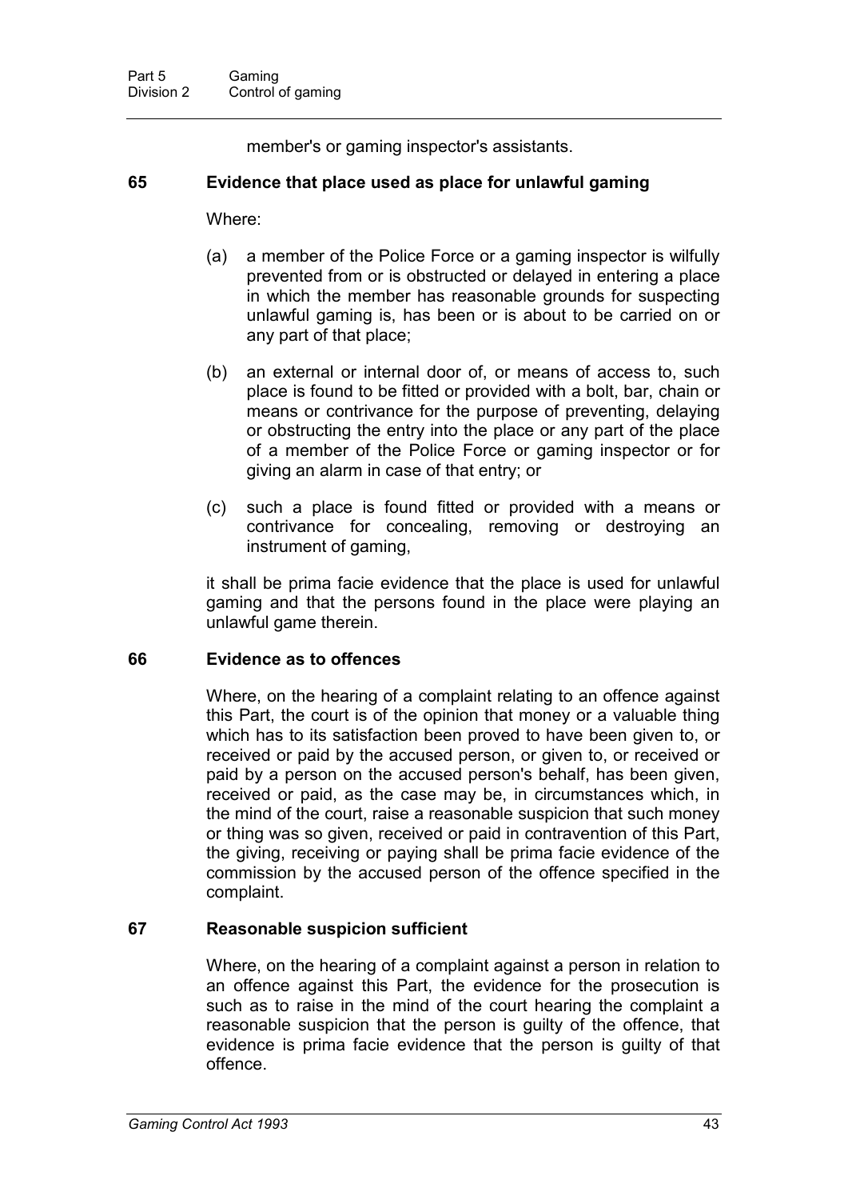member's or gaming inspector's assistants.

### 65 Evidence that place used as place for unlawful gaming

Where:

(a) a member of the Police Force or a gaming inspector is wilfully prevented from or is obstructed or delayed in entering a place in which the member has reasonable grounds for suspecting unlawful gaming is, has been or is about to be carried on or any part of that place;

(b) an external or internal door of, or means of access to, such place is found to be fitted or provided with a bolt, bar, chain or means or contrivance for the purpose of preventing, delaying or obstructing the entry into the place or any part of the place of a member of the Police Force or gaming inspector or for giving an alarm in case of that entry; or

(c) such a place is found fitted or provided with a means or contrivance for concealing, removing or destroying an instrument of gaming,

it shall be prima facie evidence that the place is used for unlawful gaming and that the persons found in the place were playing an unlawful game therein.

### 66 Evidence as to offences

Where, on the hearing of a complaint relating to an offence against this Part, the court is of the opinion that money or a valuable thing which has to its satisfaction been proved to have been given to, or received or paid by the accused person, or given to, or received or paid by a person on the accused person's behalf, has been given, received or paid, as the case may be, in circumstances which, in the mind of the court, raise a reasonable suspicion that such money or thing was so given, received or paid in contravention of this Part, the giving, receiving or paying shall be prima facie evidence of the commission by the accused person of the offence specified in the complaint.

### 67 Reasonable suspicion sufficient

Where, on the hearing of a complaint against a person in relation to an offence against this Part, the evidence for the prosecution is such as to raise in the mind of the court hearing the complaint a reasonable suspicion that the person is guilty of the offence, that evidence is prima facie evidence that the person is guilty of that offence.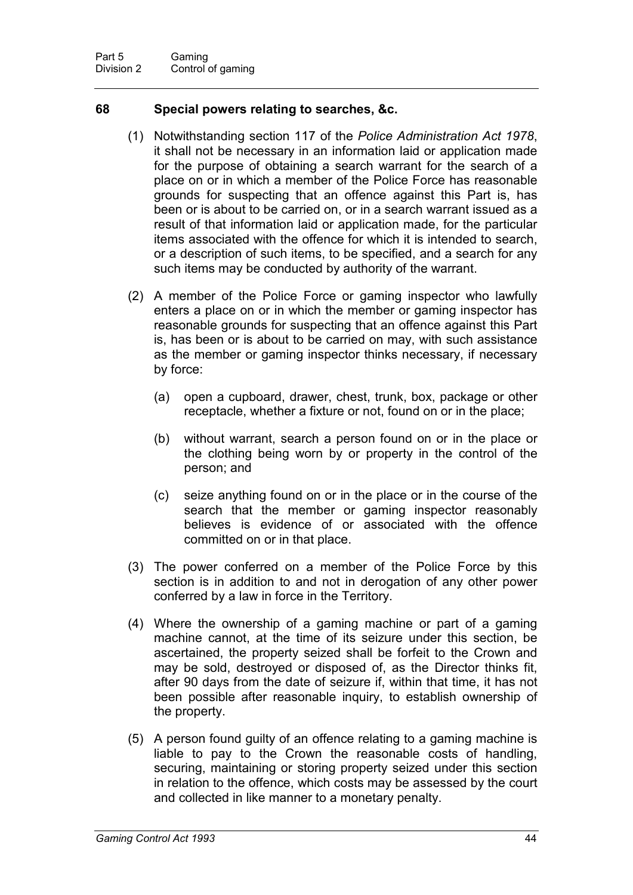### 68 Special powers relating to searches, &c.

(1) Notwithstanding section 117 of the *Police Administration Act 1978*, it shall not be necessary in an information laid or application made for the purpose of obtaining a search warrant for the search of a place on or in which a member of the Police Force has reasonable grounds for suspecting that an offence against this Part is, has been or is about to be carried on, or in a search warrant issued as a result of that information laid or application made, for the particular items associated with the offence for which it is intended to search, or a description of such items, to be specified, and a search for any such items may be conducted by authority of the warrant.

(2) A member of the Police Force or gaming inspector who lawfully enters a place on or in which the member or gaming inspector has reasonable grounds for suspecting that an offence against this Part is, has been or is about to be carried on may, with such assistance as the member or gaming inspector thinks necessary, if necessary by force:

(a) open a cupboard, drawer, chest, trunk, box, package or other receptacle, whether a fixture or not, found on or in the place;

(b) without warrant, search a person found on or in the place or the clothing being worn by or property in the control of the person; and

(c) seize anything found on or in the place or in the course of the search that the member or gaming inspector reasonably believes is evidence of or associated with the offence committed on or in that place.

(3) The power conferred on a member of the Police Force by this section is in addition to and not in derogation of any other power conferred by a law in force in the Territory.

(4) Where the ownership of a gaming machine or part of a gaming machine cannot, at the time of its seizure under this section, be ascertained, the property seized shall be forfeit to the Crown and may be sold, destroyed or disposed of, as the Director thinks fit, after 90 days from the date of seizure if, within that time, it has not been possible after reasonable inquiry, to establish ownership of the property.

(5) A person found guilty of an offence relating to a gaming machine is liable to pay to the Crown the reasonable costs of handling, securing, maintaining or storing property seized under this section in relation to the offence, which costs may be assessed by the court and collected in like manner to a monetary penalty.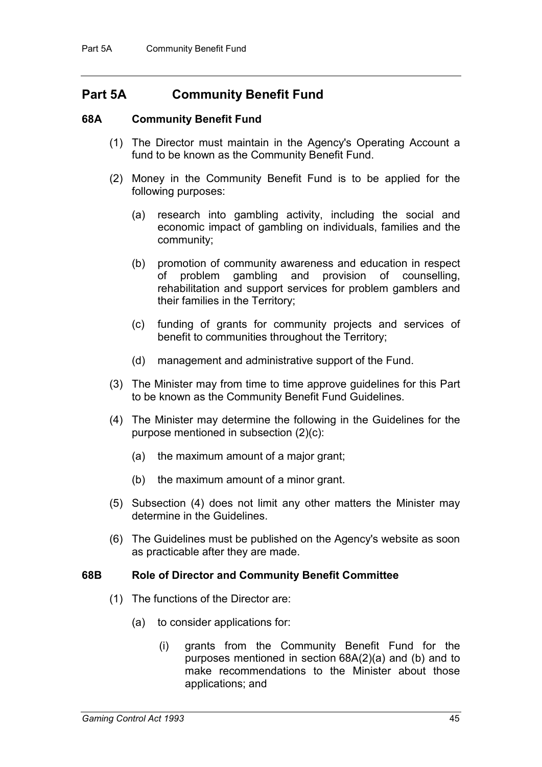## Part 5A Community Benefit Fund

### 68A Community Benefit Fund

(1) The Director must maintain in the Agency's Operating Account a fund to be known as the Community Benefit Fund.

(2) Money in the Community Benefit Fund is to be applied for the following purposes:

(a) research into gambling activity, including the social and economic impact of gambling on individuals, families and the community;

(b) promotion of community awareness and education in respect of problem gambling and provision of counselling, rehabilitation and support services for problem gamblers and their families in the Territory;

(c) funding of grants for community projects and services of benefit to communities throughout the Territory;

(d) management and administrative support of the Fund.

(3) The Minister may from time to time approve guidelines for this Part to be known as the Community Benefit Fund Guidelines.

(4) The Minister may determine the following in the Guidelines for the purpose mentioned in subsection (2)(c):

(a) the maximum amount of a major grant;

(b) the maximum amount of a minor grant.

(5) Subsection (4) does not limit any other matters the Minister may determine in the Guidelines.

(6) The Guidelines must be published on the Agency's website as soon as practicable after they are made.

### 68B Role of Director and Community Benefit Committee

(1) The functions of the Director are:

(a) to consider applications for:

(i) grants from the Community Benefit Fund for the purposes mentioned in section 68A(2)(a) and (b) and to make recommendations to the Minister about those applications; and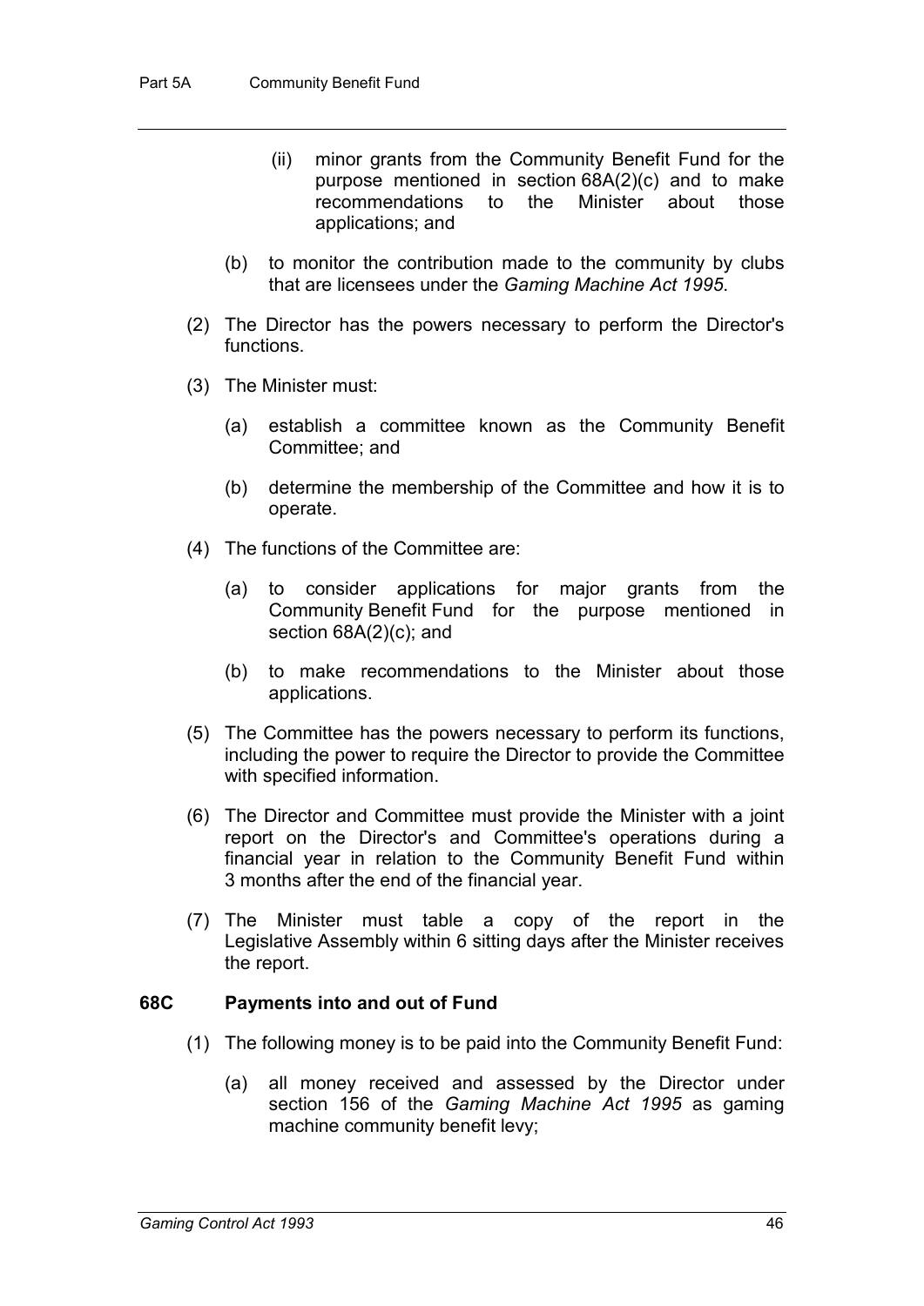(ii) minor grants from the Community Benefit Fund for the purpose mentioned in section 68A(2)(c) and to make recommendations to the Minister about those applications; and

(b) to monitor the contribution made to the community by clubs that are licensees under the *Gaming Machine Act 1995*.

(2) The Director has the powers necessary to perform the Director's functions.

(3) The Minister must:

(a) establish a committee known as the Community Benefit Committee; and

(b) determine the membership of the Committee and how it is to operate.

(4) The functions of the Committee are:

(a) to consider applications for major grants from the Community Benefit Fund for the purpose mentioned in section 68A(2)(c); and

(b) to make recommendations to the Minister about those applications.

(5) The Committee has the powers necessary to perform its functions, including the power to require the Director to provide the Committee with specified information.

(6) The Director and Committee must provide the Minister with a joint report on the Director's and Committee's operations during a financial year in relation to the Community Benefit Fund within 3 months after the end of the financial year.

(7) The Minister must table a copy of the report in the Legislative Assembly within 6 sitting days after the Minister receives the report.

### 68C Payments into and out of Fund

(1) The following money is to be paid into the Community Benefit Fund:

(a) all money received and assessed by the Director under section 156 of the *Gaming Machine Act 1995* as gaming machine community benefit levy;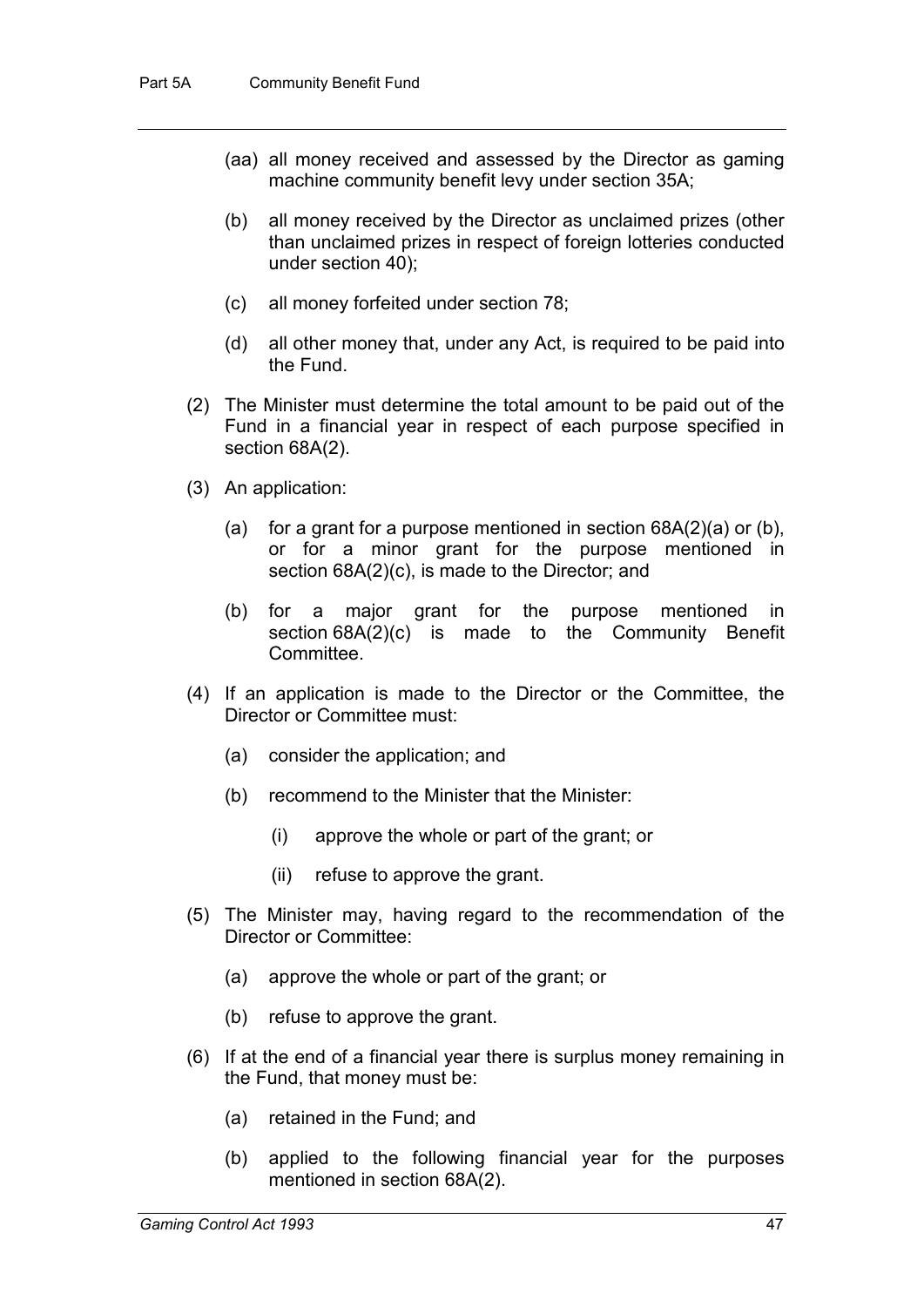(aa) all money received and assessed by the Director as gaming machine community benefit levy under section 35A;

(b) all money received by the Director as unclaimed prizes (other than unclaimed prizes in respect of foreign lotteries conducted under section 40);

(c) all money forfeited under section 78;

(d) all other money that, under any Act, is required to be paid into the Fund.

(2) The Minister must determine the total amount to be paid out of the Fund in a financial year in respect of each purpose specified in section 68A(2).

(3) An application:

(a) for a grant for a purpose mentioned in section 68A(2)(a) or (b), or for a minor grant for the purpose mentioned in section 68A(2)(c), is made to the Director; and

(b) for a major grant for the purpose mentioned in section 68A(2)(c) is made to the Community Benefit Committee.

(4) If an application is made to the Director or the Committee, the Director or Committee must:

(a) consider the application; and

(b) recommend to the Minister that the Minister:

(i) approve the whole or part of the grant; or

(ii) refuse to approve the grant.

(5) The Minister may, having regard to the recommendation of the Director or Committee:

(a) approve the whole or part of the grant; or

(b) refuse to approve the grant.

(6) If at the end of a financial year there is surplus money remaining in the Fund, that money must be:

(a) retained in the Fund; and

(b) applied to the following financial year for the purposes mentioned in section 68A(2).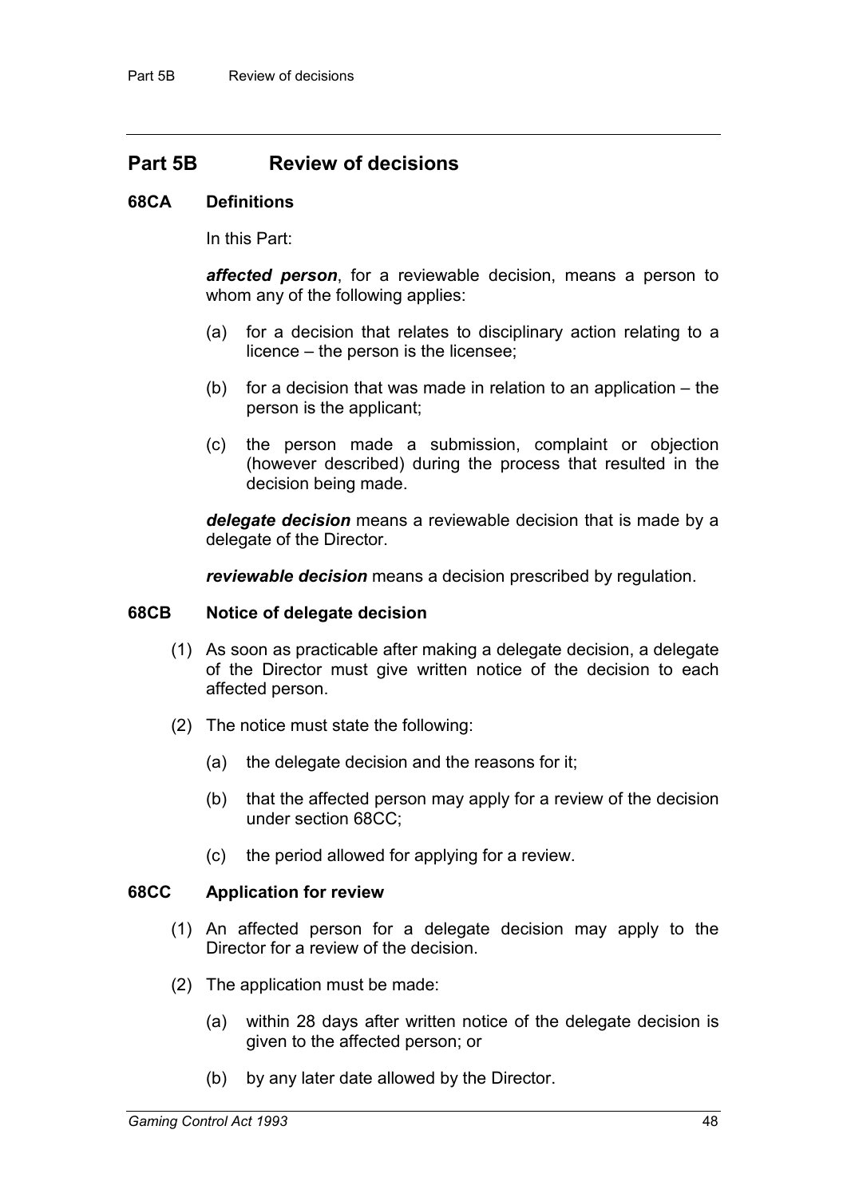## Part 5B Review of decisions

### 68CA Definitions

In this Part:

***affected person***, for a reviewable decision, means a person to whom any of the following applies:

(a) for a decision that relates to disciplinary action relating to a licence – the person is the licensee;

(b) for a decision that was made in relation to an application – the person is the applicant;

(c) the person made a submission, complaint or objection (however described) during the process that resulted in the decision being made.

***delegate decision*** means a reviewable decision that is made by a delegate of the Director.

***reviewable decision*** means a decision prescribed by regulation.

### 68CB Notice of delegate decision

(1) As soon as practicable after making a delegate decision, a delegate of the Director must give written notice of the decision to each affected person.

(2) The notice must state the following:

(a) the delegate decision and the reasons for it;

(b) that the affected person may apply for a review of the decision under section 68CC;

(c) the period allowed for applying for a review.

### 68CC Application for review

(1) An affected person for a delegate decision may apply to the Director for a review of the decision.

(2) The application must be made:

(a) within 28 days after written notice of the delegate decision is given to the affected person; or

(b) by any later date allowed by the Director.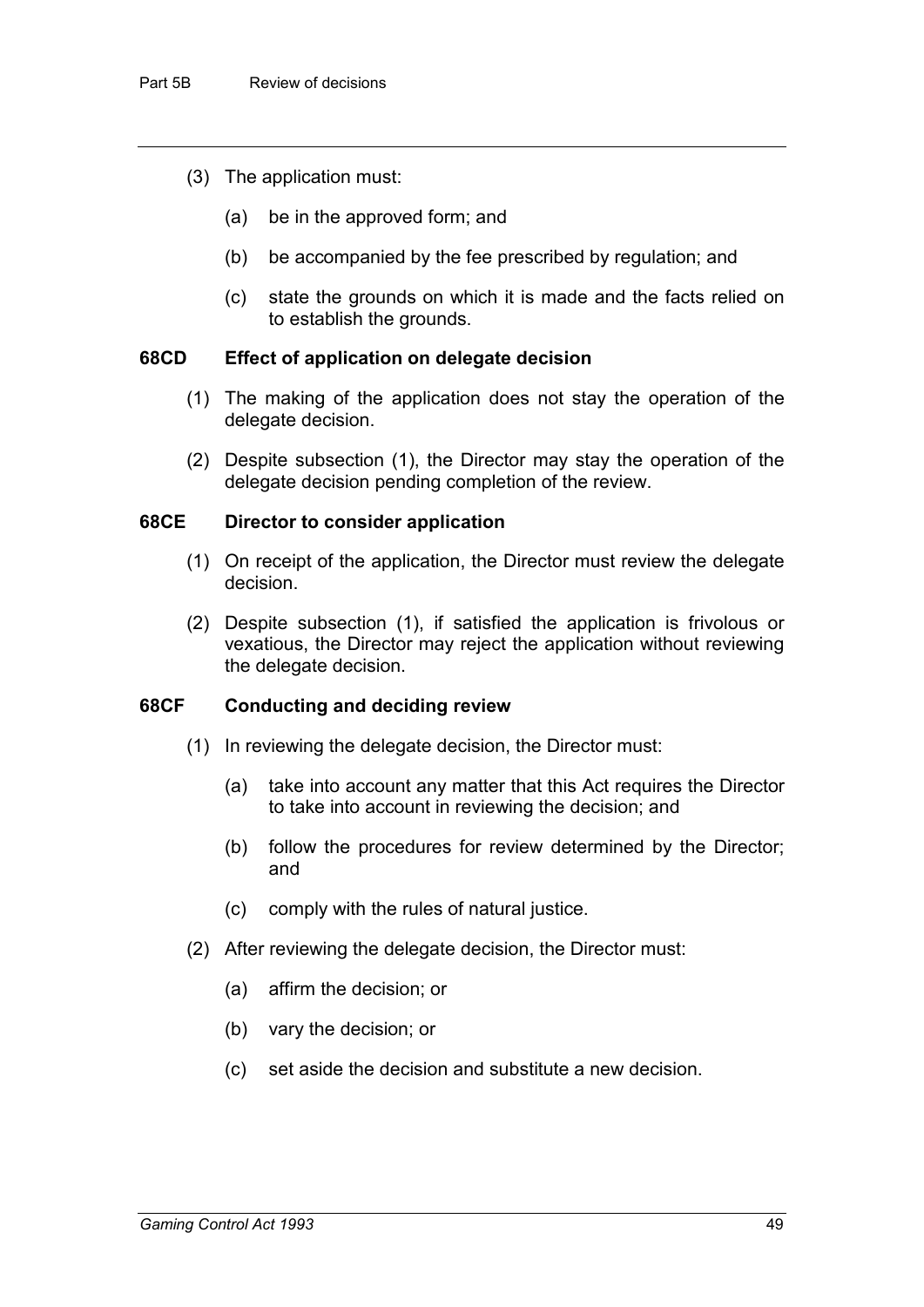(3) The application must:

(a) be in the approved form; and

(b) be accompanied by the fee prescribed by regulation; and

(c) state the grounds on which it is made and the facts relied on to establish the grounds.

### 68CD Effect of application on delegate decision

(1) The making of the application does not stay the operation of the delegate decision.

(2) Despite subsection (1), the Director may stay the operation of the delegate decision pending completion of the review.

### 68CE Director to consider application

(1) On receipt of the application, the Director must review the delegate decision.

(2) Despite subsection (1), if satisfied the application is frivolous or vexatious, the Director may reject the application without reviewing the delegate decision.

### 68CF Conducting and deciding review

(1) In reviewing the delegate decision, the Director must:

(a) take into account any matter that this Act requires the Director to take into account in reviewing the decision; and

(b) follow the procedures for review determined by the Director; and

(c) comply with the rules of natural justice.

(2) After reviewing the delegate decision, the Director must:

(a) affirm the decision; or

(b) vary the decision; or

(c) set aside the decision and substitute a new decision.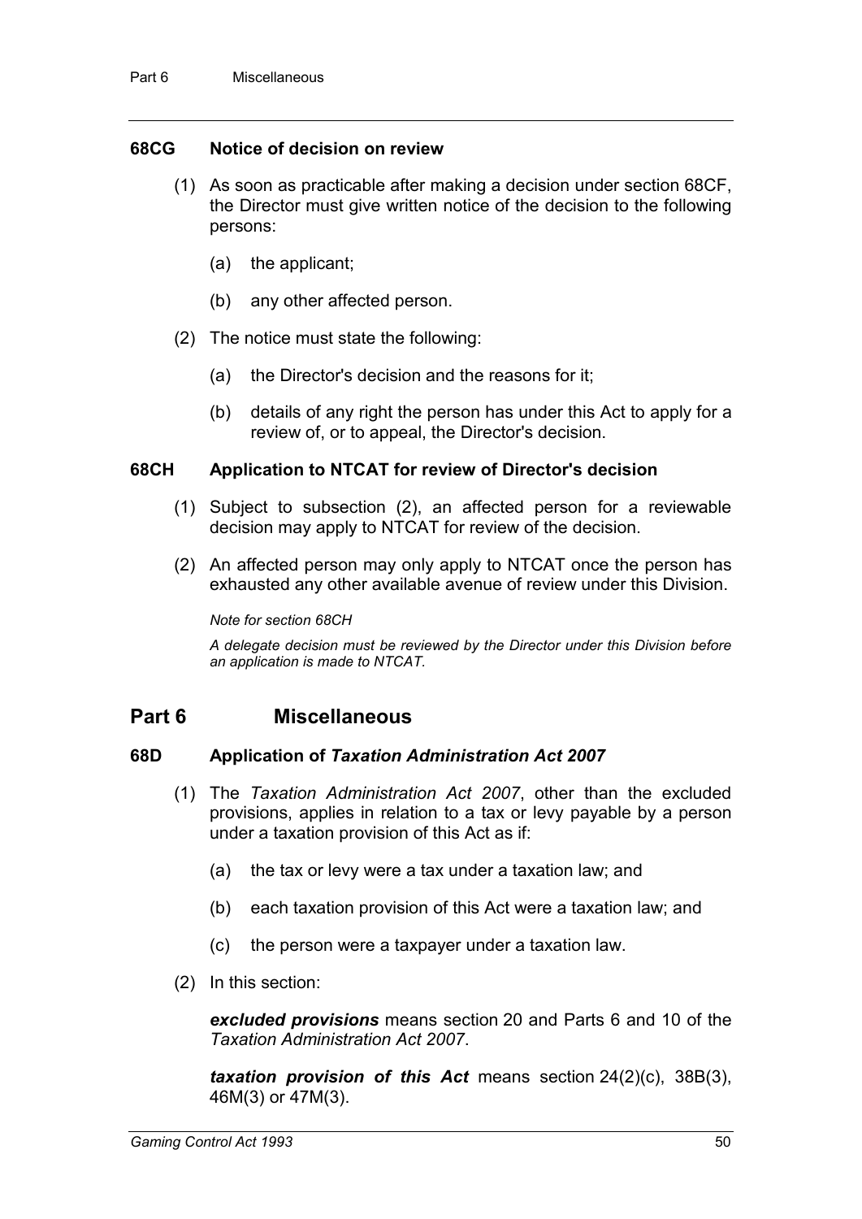### 68CG Notice of decision on review

(1) As soon as practicable after making a decision under section 68CF, the Director must give written notice of the decision to the following persons:

(a) the applicant;

(b) any other affected person.

(2) The notice must state the following:

(a) the Director's decision and the reasons for it;

(b) details of any right the person has under this Act to apply for a review of, or to appeal, the Director's decision.

### 68CH Application to NTCAT for review of Director's decision

(1) Subject to subsection (2), an affected person for a reviewable decision may apply to NTCAT for review of the decision.

(2) An affected person may only apply to NTCAT once the person has exhausted any other available avenue of review under this Division.

*Note for section 68CH*

*A delegate decision must be reviewed by the Director under this Division before an application is made to NTCAT.*

## Part 6 Miscellaneous

### 68D Application of *Taxation Administration Act 2007*

(1) The *Taxation Administration Act 2007*, other than the excluded provisions, applies in relation to a tax or levy payable by a person under a taxation provision of this Act as if:

(a) the tax or levy were a tax under a taxation law; and

(b) each taxation provision of this Act were a taxation law; and

(c) the person were a taxpayer under a taxation law.

(2) In this section:

***excluded provisions*** means section 20 and Parts 6 and 10 of the *Taxation Administration Act 2007*.

***taxation provision of this Act*** means section 24(2)(c), 38B(3), 46M(3) or 47M(3).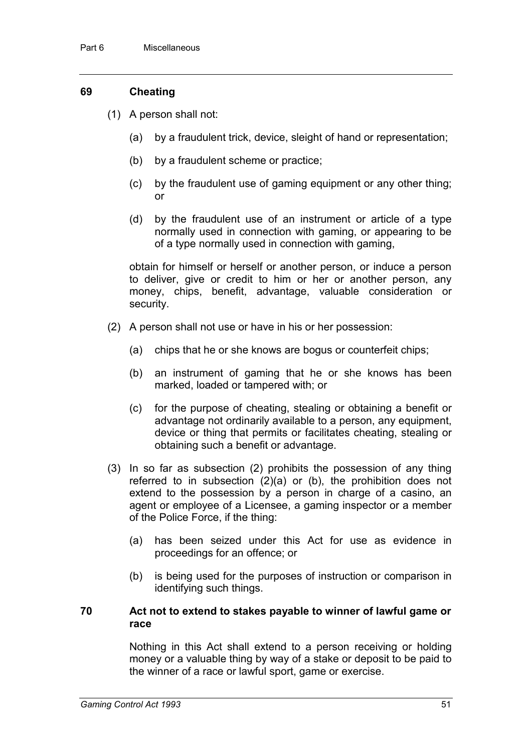## 69 Cheating

(1) A person shall not:

(a) by a fraudulent trick, device, sleight of hand or representation;

(b) by a fraudulent scheme or practice;

(c) by the fraudulent use of gaming equipment or any other thing; or

(d) by the fraudulent use of an instrument or article of a type normally used in connection with gaming, or appearing to be of a type normally used in connection with gaming,

obtain for himself or herself or another person, or induce a person to deliver, give or credit to him or her or another person, any money, chips, benefit, advantage, valuable consideration or security.

(2) A person shall not use or have in his or her possession:

(a) chips that he or she knows are bogus or counterfeit chips;

(b) an instrument of gaming that he or she knows has been marked, loaded or tampered with; or

(c) for the purpose of cheating, stealing or obtaining a benefit or advantage not ordinarily available to a person, any equipment, device or thing that permits or facilitates cheating, stealing or obtaining such a benefit or advantage.

(3) In so far as subsection (2) prohibits the possession of any thing referred to in subsection (2)(a) or (b), the prohibition does not extend to the possession by a person in charge of a casino, an agent or employee of a Licensee, a gaming inspector or a member of the Police Force, if the thing:

(a) has been seized under this Act for use as evidence in proceedings for an offence; or

(b) is being used for the purposes of instruction or comparison in identifying such things.

## 70 Act not to extend to stakes payable to winner of lawful game or race

Nothing in this Act shall extend to a person receiving or holding money or a valuable thing by way of a stake or deposit to be paid to the winner of a race or lawful sport, game or exercise.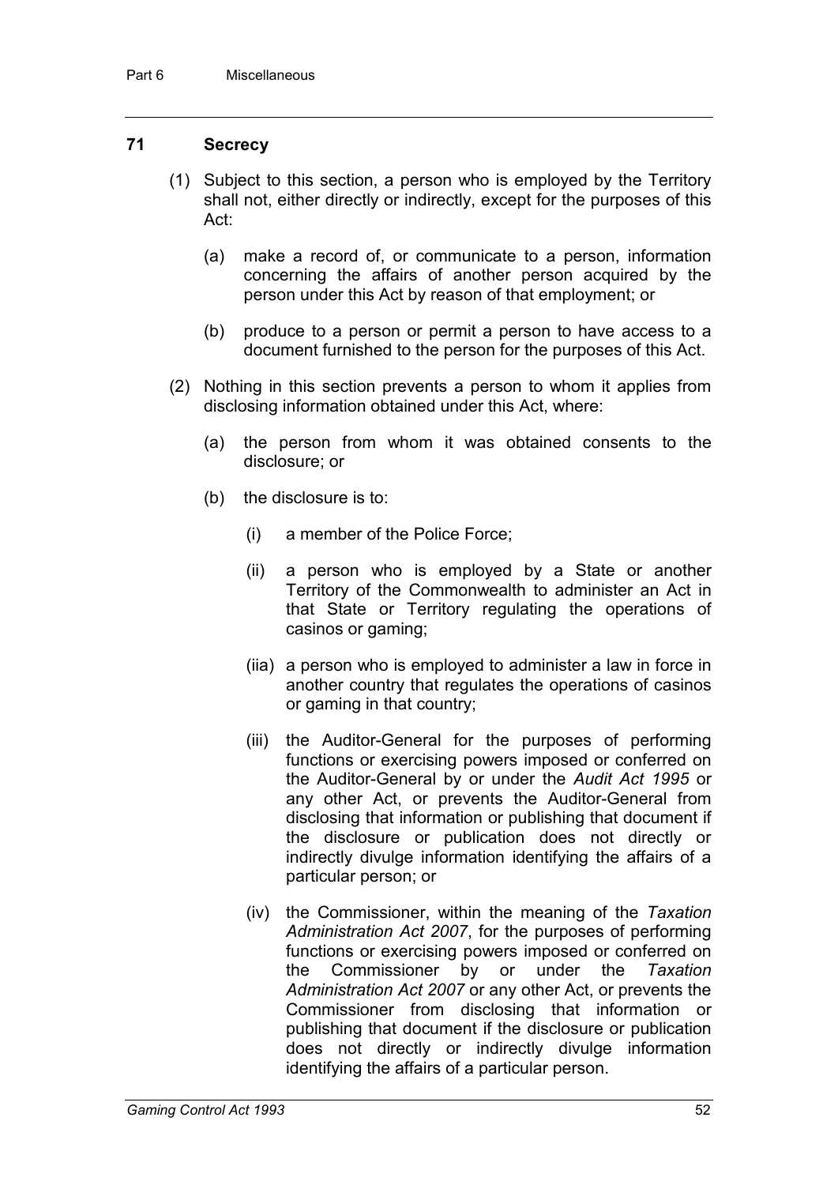### 71 Secrecy

(1) Subject to this section, a person who is employed by the Territory shall not, either directly or indirectly, except for the purposes of this Act:

(a) make a record of, or communicate to a person, information concerning the affairs of another person acquired by the person under this Act by reason of that employment; or

(b) produce to a person or permit a person to have access to a document furnished to the person for the purposes of this Act.

(2) Nothing in this section prevents a person to whom it applies from disclosing information obtained under this Act, where:

(a) the person from whom it was obtained consents to the disclosure; or

(b) the disclosure is to:

(i) a member of the Police Force;

(ii) a person who is employed by a State or another Territory of the Commonwealth to administer an Act in that State or Territory regulating the operations of casinos or gaming;

(iia) a person who is employed to administer a law in force in another country that regulates the operations of casinos or gaming in that country;

(iii) the Auditor-General for the purposes of performing functions or exercising powers imposed or conferred on the Auditor-General by or under the *Audit Act 1995* or any other Act, or prevents the Auditor-General from disclosing that information or publishing that document if the disclosure or publication does not directly or indirectly divulge information identifying the affairs of a particular person; or

(iv) the Commissioner, within the meaning of the *Taxation Administration Act 2007*, for the purposes of performing functions or exercising powers imposed or conferred on the Commissioner by or under the *Taxation Administration Act 2007* or any other Act, or prevents the Commissioner from disclosing that information or publishing that document if the disclosure or publication does not directly or indirectly divulge information identifying the affairs of a particular person.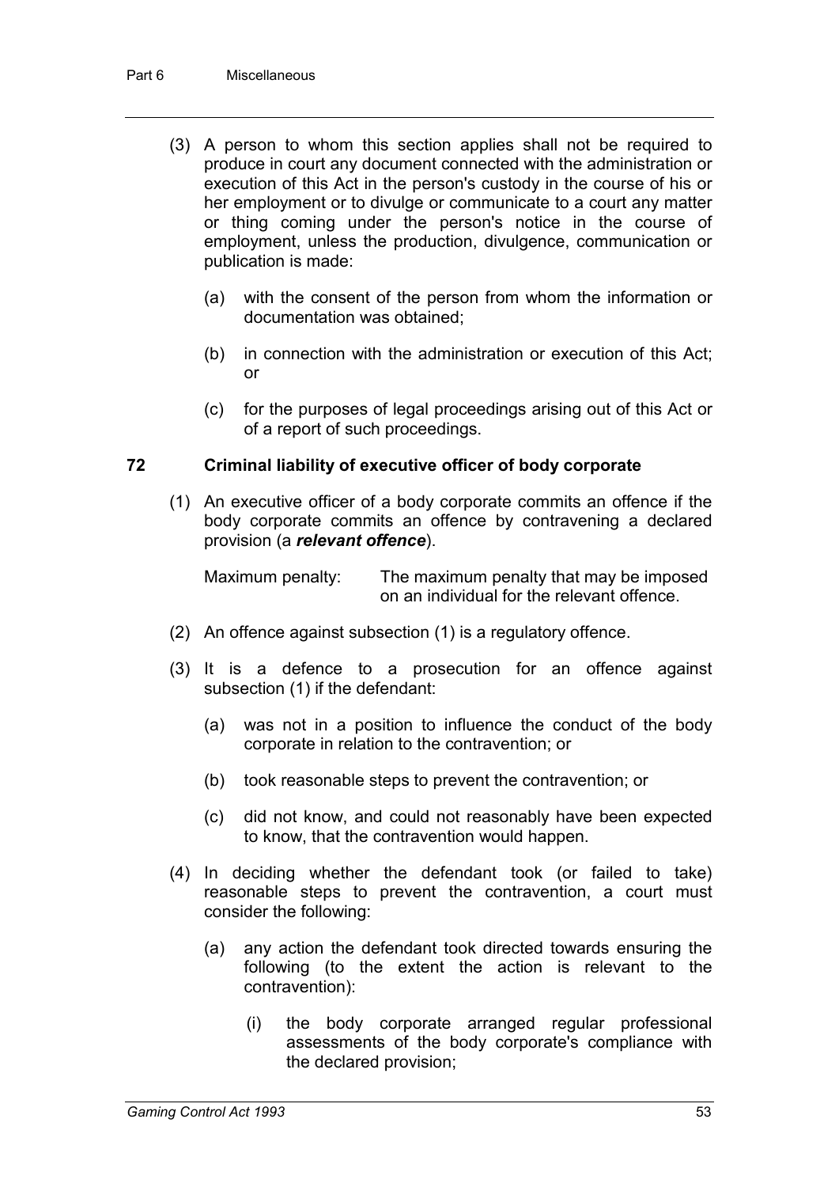(3) A person to whom this section applies shall not be required to produce in court any document connected with the administration or execution of this Act in the person's custody in the course of his or her employment or to divulge or communicate to a court any matter or thing coming under the person's notice in the course of employment, unless the production, divulgence, communication or publication is made:

(a) with the consent of the person from whom the information or documentation was obtained;

(b) in connection with the administration or execution of this Act; or

(c) for the purposes of legal proceedings arising out of this Act or of a report of such proceedings.

## 72 Criminal liability of executive officer of body corporate

(1) An executive officer of a body corporate commits an offence if the body corporate commits an offence by contravening a declared provision (a ***relevant offence***).

Maximum penalty: The maximum penalty that may be imposed on an individual for the relevant offence.

(2) An offence against subsection (1) is a regulatory offence.

(3) It is a defence to a prosecution for an offence against subsection (1) if the defendant:

(a) was not in a position to influence the conduct of the body corporate in relation to the contravention; or

(b) took reasonable steps to prevent the contravention; or

(c) did not know, and could not reasonably have been expected to know, that the contravention would happen.

(4) In deciding whether the defendant took (or failed to take) reasonable steps to prevent the contravention, a court must consider the following:

(a) any action the defendant took directed towards ensuring the following (to the extent the action is relevant to the contravention):

(i) the body corporate arranged regular professional assessments of the body corporate's compliance with the declared provision;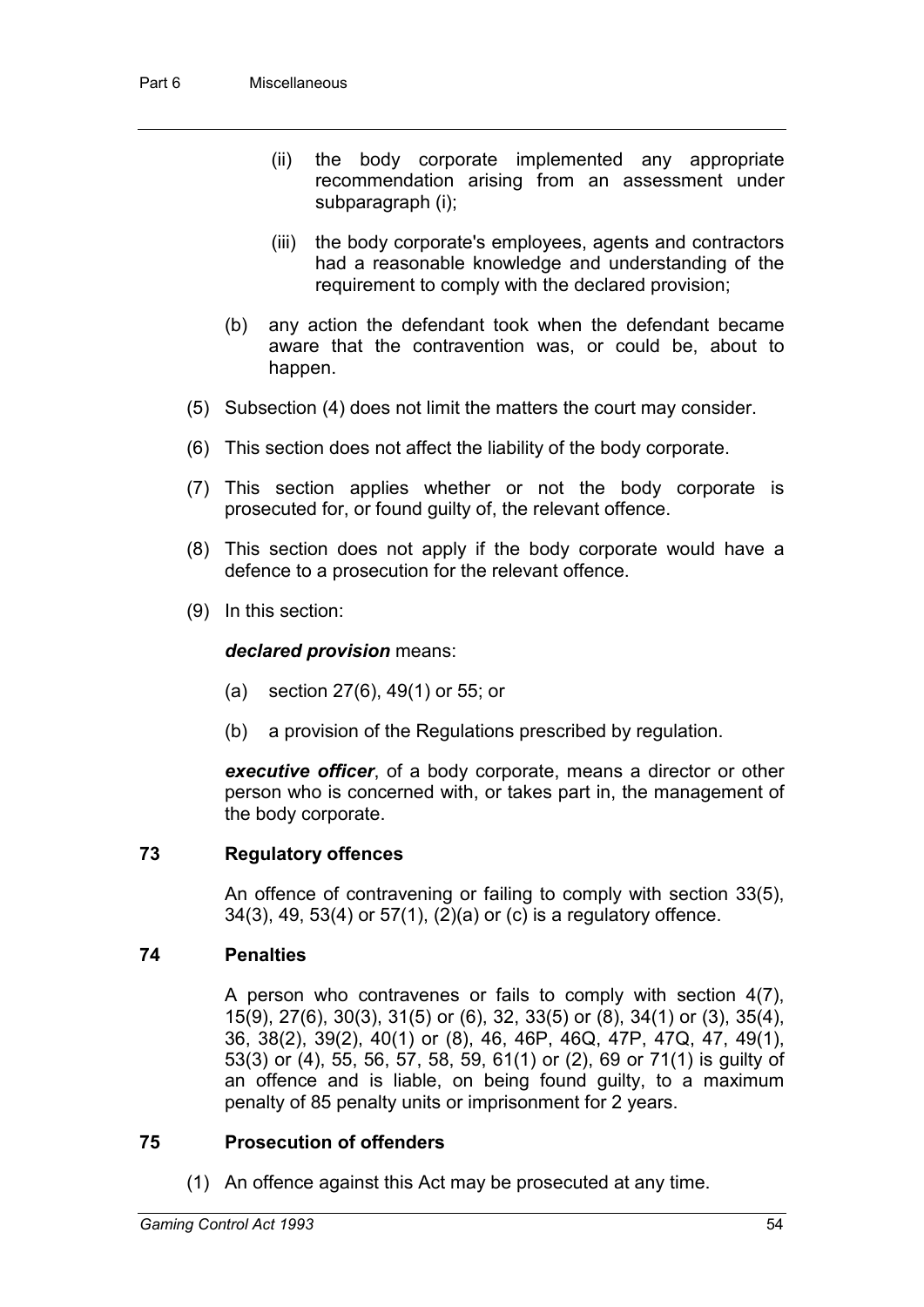(ii) the body corporate implemented any appropriate recommendation arising from an assessment under subparagraph (i);

(iii) the body corporate's employees, agents and contractors had a reasonable knowledge and understanding of the requirement to comply with the declared provision;

(b) any action the defendant took when the defendant became aware that the contravention was, or could be, about to happen.

(5) Subsection (4) does not limit the matters the court may consider.

(6) This section does not affect the liability of the body corporate.

(7) This section applies whether or not the body corporate is prosecuted for, or found guilty of, the relevant offence.

(8) This section does not apply if the body corporate would have a defence to a prosecution for the relevant offence.

(9) In this section:

***declared provision*** means:

(a) section 27(6), 49(1) or 55; or

(b) a provision of the Regulations prescribed by regulation.

***executive officer***, of a body corporate, means a director or other person who is concerned with, or takes part in, the management of the body corporate.

### 73 Regulatory offences

An offence of contravening or failing to comply with section 33(5), 34(3), 49, 53(4) or 57(1), (2)(a) or (c) is a regulatory offence.

### 74 Penalties

A person who contravenes or fails to comply with section 4(7), 15(9), 27(6), 30(3), 31(5) or (6), 32, 33(5) or (8), 34(1) or (3), 35(4), 36, 38(2), 39(2), 40(1) or (8), 46, 46P, 46Q, 47P, 47Q, 47, 49(1), 53(3) or (4), 55, 56, 57, 58, 59, 61(1) or (2), 69 or 71(1) is guilty of an offence and is liable, on being found guilty, to a maximum penalty of 85 penalty units or imprisonment for 2 years.

### 75 Prosecution of offenders

(1) An offence against this Act may be prosecuted at any time.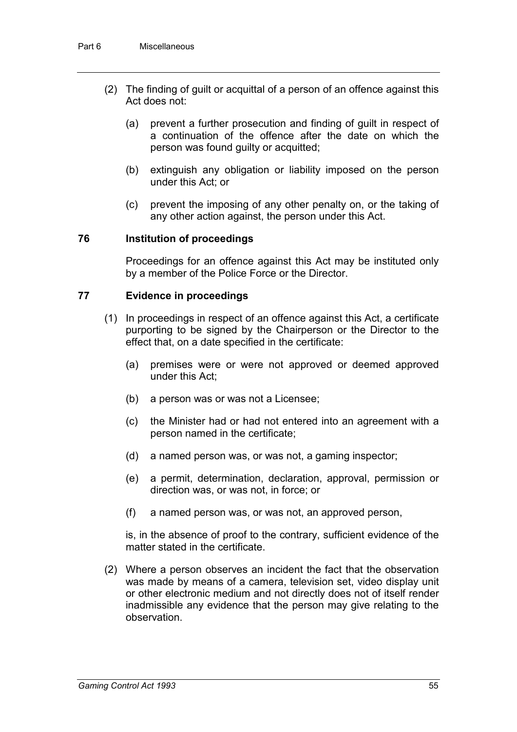(2) The finding of guilt or acquittal of a person of an offence against this Act does not:

(a) prevent a further prosecution and finding of guilt in respect of a continuation of the offence after the date on which the person was found guilty or acquitted;

(b) extinguish any obligation or liability imposed on the person under this Act; or

(c) prevent the imposing of any other penalty on, or the taking of any other action against, the person under this Act.

### 76 Institution of proceedings

Proceedings for an offence against this Act may be instituted only by a member of the Police Force or the Director.

### 77 Evidence in proceedings

(1) In proceedings in respect of an offence against this Act, a certificate purporting to be signed by the Chairperson or the Director to the effect that, on a date specified in the certificate:

(a) premises were or were not approved or deemed approved under this Act;

(b) a person was or was not a Licensee;

(c) the Minister had or had not entered into an agreement with a person named in the certificate;

(d) a named person was, or was not, a gaming inspector;

(e) a permit, determination, declaration, approval, permission or direction was, or was not, in force; or

(f) a named person was, or was not, an approved person,

is, in the absence of proof to the contrary, sufficient evidence of the matter stated in the certificate.

(2) Where a person observes an incident the fact that the observation was made by means of a camera, television set, video display unit or other electronic medium and not directly does not of itself render inadmissible any evidence that the person may give relating to the observation.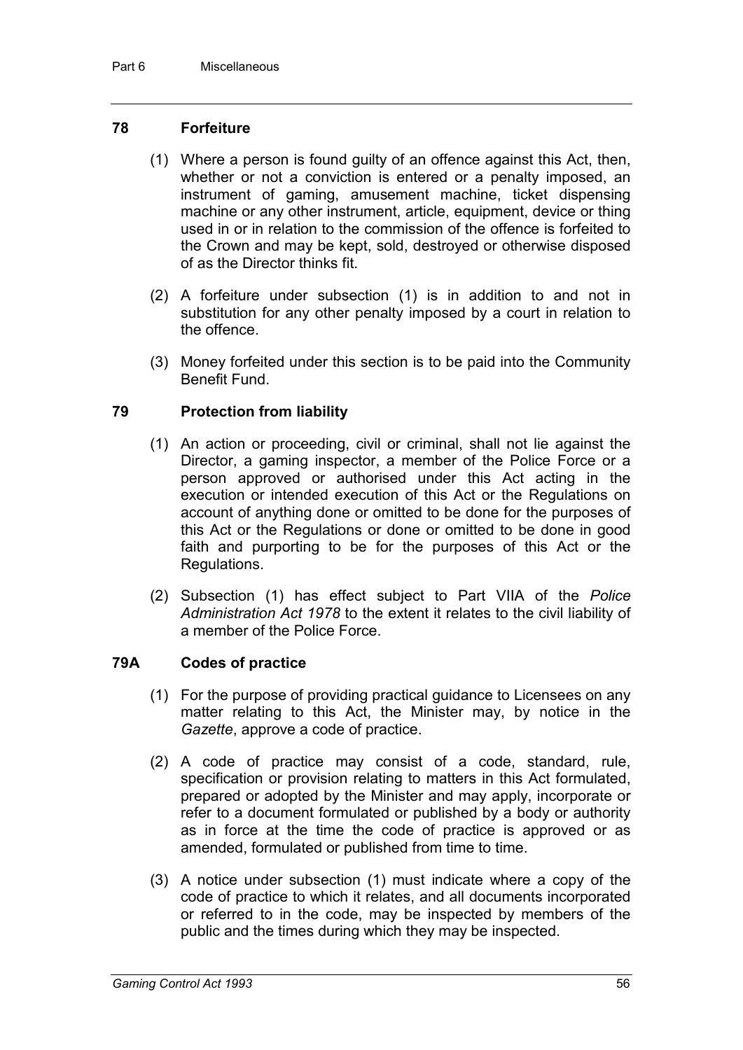## 78 Forfeiture

(1) Where a person is found guilty of an offence against this Act, then, whether or not a conviction is entered or a penalty imposed, an instrument of gaming, amusement machine, ticket dispensing machine or any other instrument, article, equipment, device or thing used in or in relation to the commission of the offence is forfeited to the Crown and may be kept, sold, destroyed or otherwise disposed of as the Director thinks fit.

(2) A forfeiture under subsection (1) is in addition to and not in substitution for any other penalty imposed by a court in relation to the offence.

(3) Money forfeited under this section is to be paid into the Community Benefit Fund.

## 79 Protection from liability

(1) An action or proceeding, civil or criminal, shall not lie against the Director, a gaming inspector, a member of the Police Force or a person approved or authorised under this Act acting in the execution or intended execution of this Act or the Regulations on account of anything done or omitted to be done for the purposes of this Act or the Regulations or done or omitted to be done in good faith and purporting to be for the purposes of this Act or the Regulations.

(2) Subsection (1) has effect subject to Part VIIA of the *Police Administration Act 1978* to the extent it relates to the civil liability of a member of the Police Force.

## 79A Codes of practice

(1) For the purpose of providing practical guidance to Licensees on any matter relating to this Act, the Minister may, by notice in the *Gazette*, approve a code of practice.

(2) A code of practice may consist of a code, standard, rule, specification or provision relating to matters in this Act formulated, prepared or adopted by the Minister and may apply, incorporate or refer to a document formulated or published by a body or authority as in force at the time the code of practice is approved or as amended, formulated or published from time to time.

(3) A notice under subsection (1) must indicate where a copy of the code of practice to which it relates, and all documents incorporated or referred to in the code, may be inspected by members of the public and the times during which they may be inspected.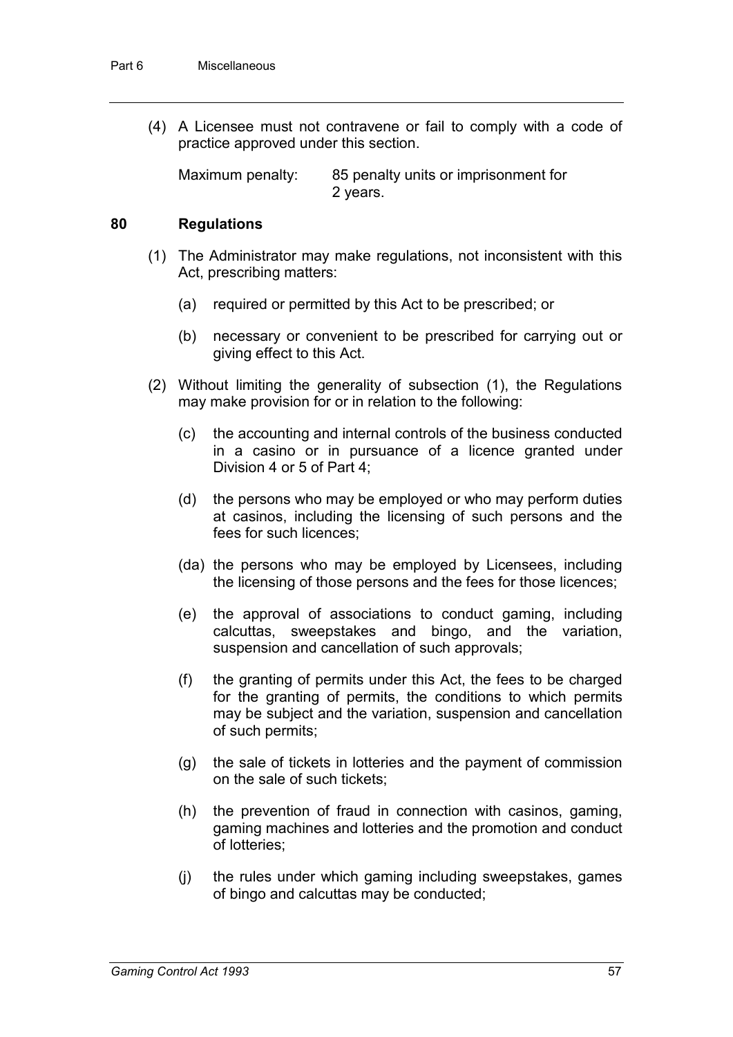(4) A Licensee must not contravene or fail to comply with a code of practice approved under this section.

Maximum penalty: 85 penalty units or imprisonment for 2 years.

### 80 Regulations

(1) The Administrator may make regulations, not inconsistent with this Act, prescribing matters:

(a) required or permitted by this Act to be prescribed; or

(b) necessary or convenient to be prescribed for carrying out or giving effect to this Act.

(2) Without limiting the generality of subsection (1), the Regulations may make provision for or in relation to the following:

(c) the accounting and internal controls of the business conducted in a casino or in pursuance of a licence granted under Division 4 or 5 of Part 4;

(d) the persons who may be employed or who may perform duties at casinos, including the licensing of such persons and the fees for such licences;

(da) the persons who may be employed by Licensees, including the licensing of those persons and the fees for those licences;

(e) the approval of associations to conduct gaming, including calcuttas, sweepstakes and bingo, and the variation, suspension and cancellation of such approvals;

(f) the granting of permits under this Act, the fees to be charged for the granting of permits, the conditions to which permits may be subject and the variation, suspension and cancellation of such permits;

(g) the sale of tickets in lotteries and the payment of commission on the sale of such tickets;

(h) the prevention of fraud in connection with casinos, gaming, gaming machines and lotteries and the promotion and conduct of lotteries;

(j) the rules under which gaming including sweepstakes, games of bingo and calcuttas may be conducted;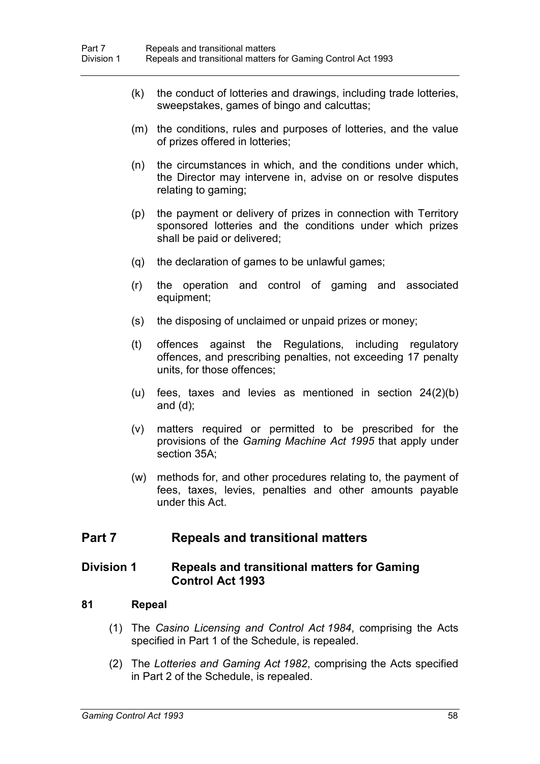(k) the conduct of lotteries and drawings, including trade lotteries, sweepstakes, games of bingo and calcuttas;

(m) the conditions, rules and purposes of lotteries, and the value of prizes offered in lotteries;

(n) the circumstances in which, and the conditions under which, the Director may intervene in, advise on or resolve disputes relating to gaming;

(p) the payment or delivery of prizes in connection with Territory sponsored lotteries and the conditions under which prizes shall be paid or delivered;

(q) the declaration of games to be unlawful games;

(r) the operation and control of gaming and associated equipment;

(s) the disposing of unclaimed or unpaid prizes or money;

(t) offences against the Regulations, including regulatory offences, and prescribing penalties, not exceeding 17 penalty units, for those offences;

(u) fees, taxes and levies as mentioned in section 24(2)(b) and (d);

(v) matters required or permitted to be prescribed for the provisions of the *Gaming Machine Act 1995* that apply under section 35A;

(w) methods for, and other procedures relating to, the payment of fees, taxes, levies, penalties and other amounts payable under this Act.

# Part 7 Repeals and transitional matters

## Division 1 Repeals and transitional matters for Gaming Control Act 1993

### 81 Repeal

(1) The *Casino Licensing and Control Act 1984*, comprising the Acts specified in Part 1 of the Schedule, is repealed.

(2) The *Lotteries and Gaming Act 1982*, comprising the Acts specified in Part 2 of the Schedule, is repealed.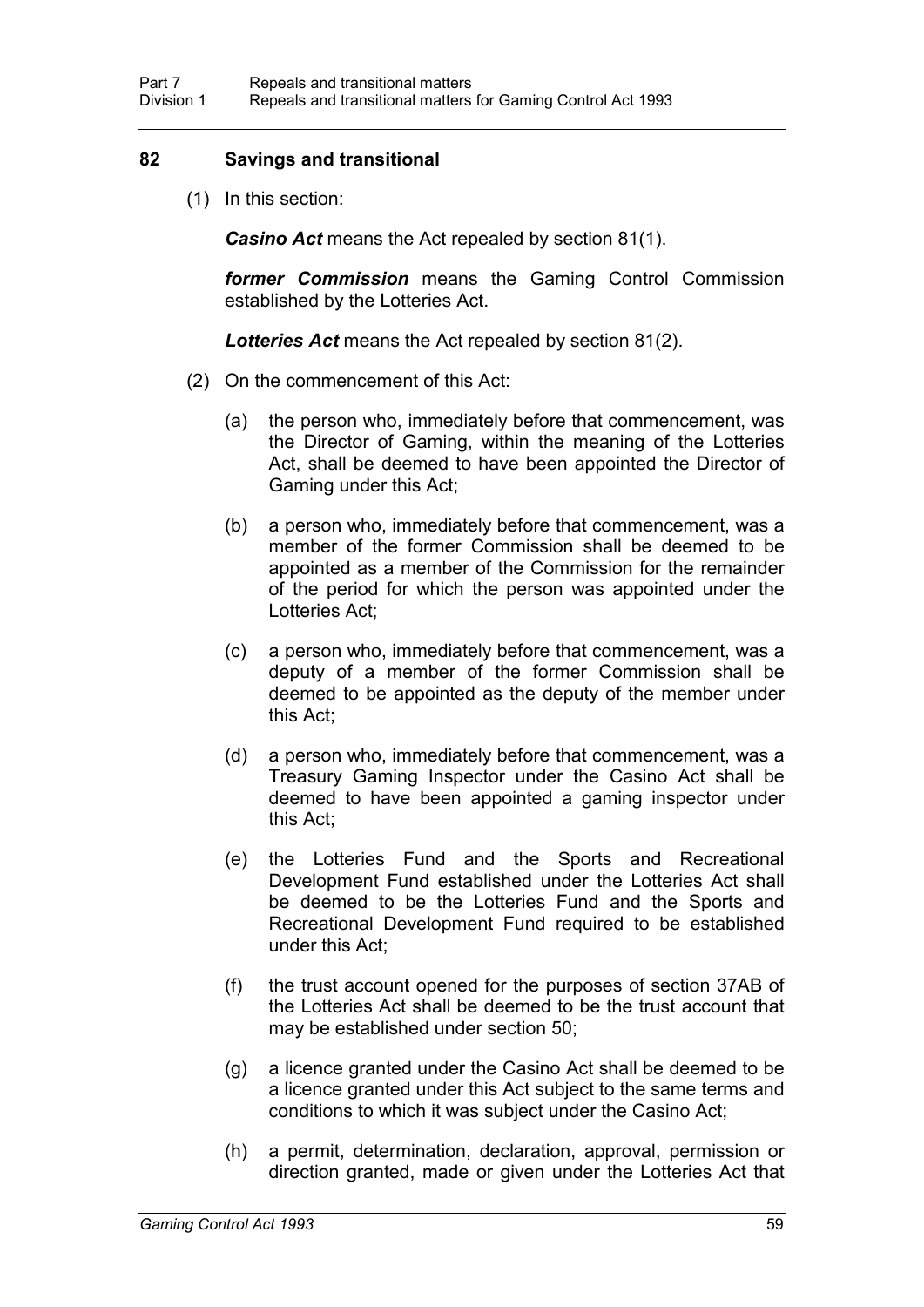## 82 Savings and transitional

(1) In this section:

***Casino Act*** means the Act repealed by section 81(1).

***former Commission*** means the Gaming Control Commission established by the Lotteries Act.

***Lotteries Act*** means the Act repealed by section 81(2).

(2) On the commencement of this Act:

(a) the person who, immediately before that commencement, was the Director of Gaming, within the meaning of the Lotteries Act, shall be deemed to have been appointed the Director of Gaming under this Act;

(b) a person who, immediately before that commencement, was a member of the former Commission shall be deemed to be appointed as a member of the Commission for the remainder of the period for which the person was appointed under the Lotteries Act;

(c) a person who, immediately before that commencement, was a deputy of a member of the former Commission shall be deemed to be appointed as the deputy of the member under this Act;

(d) a person who, immediately before that commencement, was a Treasury Gaming Inspector under the Casino Act shall be deemed to have been appointed a gaming inspector under this Act;

(e) the Lotteries Fund and the Sports and Recreational Development Fund established under the Lotteries Act shall be deemed to be the Lotteries Fund and the Sports and Recreational Development Fund required to be established under this Act;

(f) the trust account opened for the purposes of section 37AB of the Lotteries Act shall be deemed to be the trust account that may be established under section 50;

(g) a licence granted under the Casino Act shall be deemed to be a licence granted under this Act subject to the same terms and conditions to which it was subject under the Casino Act;

(h) a permit, determination, declaration, approval, permission or direction granted, made or given under the Lotteries Act that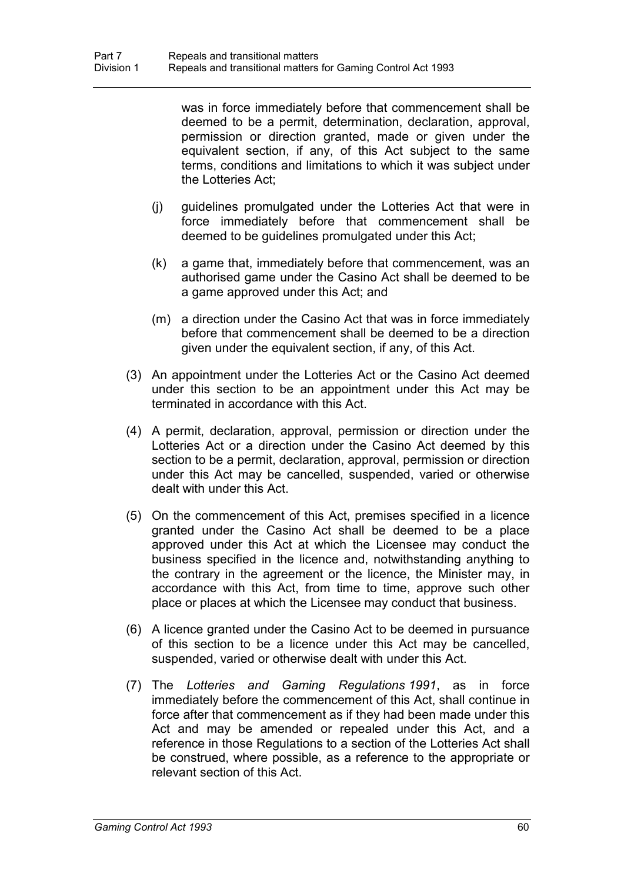was in force immediately before that commencement shall be deemed to be a permit, determination, declaration, approval, permission or direction granted, made or given under the equivalent section, if any, of this Act subject to the same terms, conditions and limitations to which it was subject under the Lotteries Act;

(j) guidelines promulgated under the Lotteries Act that were in force immediately before that commencement shall be deemed to be guidelines promulgated under this Act;

(k) a game that, immediately before that commencement, was an authorised game under the Casino Act shall be deemed to be a game approved under this Act; and

(m) a direction under the Casino Act that was in force immediately before that commencement shall be deemed to be a direction given under the equivalent section, if any, of this Act.

(3) An appointment under the Lotteries Act or the Casino Act deemed under this section to be an appointment under this Act may be terminated in accordance with this Act.

(4) A permit, declaration, approval, permission or direction under the Lotteries Act or a direction under the Casino Act deemed by this section to be a permit, declaration, approval, permission or direction under this Act may be cancelled, suspended, varied or otherwise dealt with under this Act.

(5) On the commencement of this Act, premises specified in a licence granted under the Casino Act shall be deemed to be a place approved under this Act at which the Licensee may conduct the business specified in the licence and, notwithstanding anything to the contrary in the agreement or the licence, the Minister may, in accordance with this Act, from time to time, approve such other place or places at which the Licensee may conduct that business.

(6) A licence granted under the Casino Act to be deemed in pursuance of this section to be a licence under this Act may be cancelled, suspended, varied or otherwise dealt with under this Act.

(7) The *Lotteries and Gaming Regulations 1991*, as in force immediately before the commencement of this Act, shall continue in force after that commencement as if they had been made under this Act and may be amended or repealed under this Act, and a reference in those Regulations to a section of the Lotteries Act shall be construed, where possible, as a reference to the appropriate or relevant section of this Act.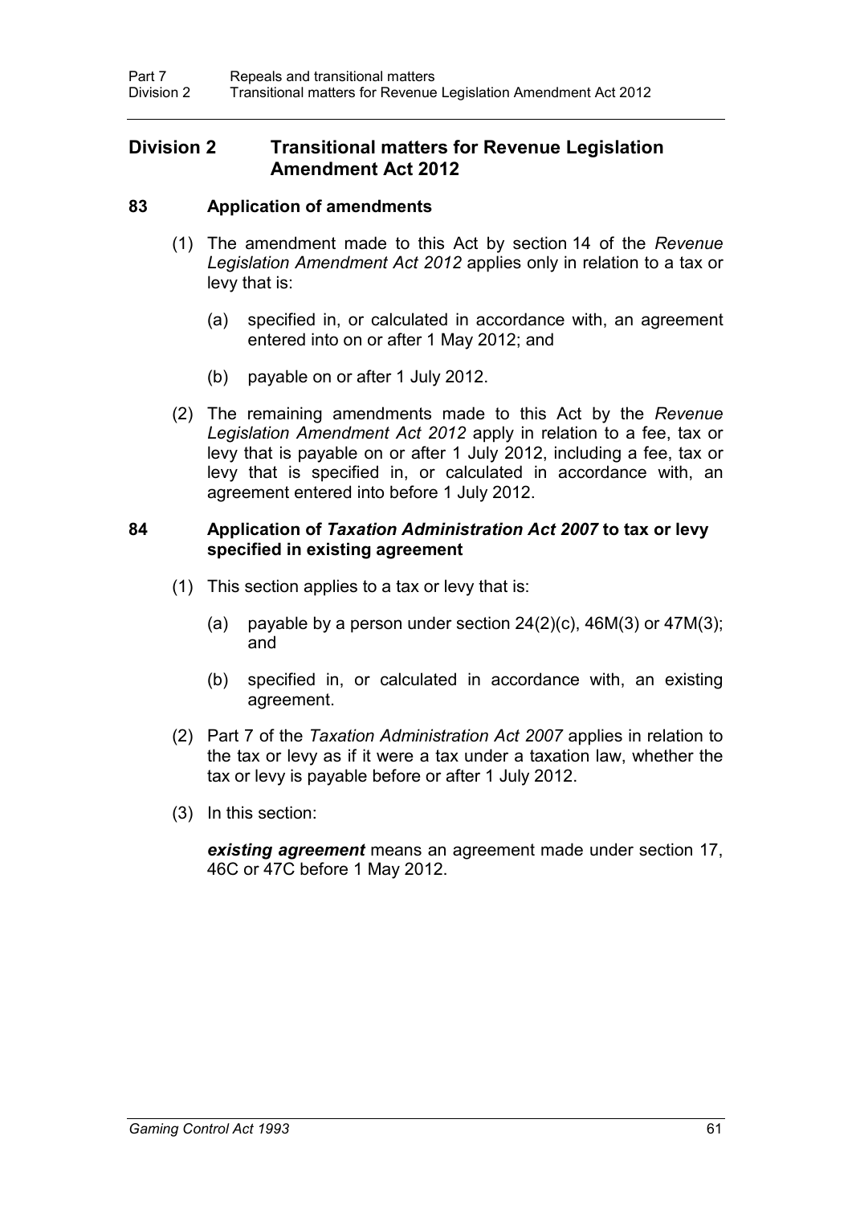## Division 2 Transitional matters for Revenue Legislation Amendment Act 2012

### 83 Application of amendments

(1) The amendment made to this Act by section 14 of the *Revenue Legislation Amendment Act 2012* applies only in relation to a tax or levy that is:

(a) specified in, or calculated in accordance with, an agreement entered into on or after 1 May 2012; and

(b) payable on or after 1 July 2012.

(2) The remaining amendments made to this Act by the *Revenue Legislation Amendment Act 2012* apply in relation to a fee, tax or levy that is payable on or after 1 July 2012, including a fee, tax or levy that is specified in, or calculated in accordance with, an agreement entered into before 1 July 2012.

### 84 Application of *Taxation Administration Act 2007* to tax or levy specified in existing agreement

(1) This section applies to a tax or levy that is:

(a) payable by a person under section 24(2)(c), 46M(3) or 47M(3); and

(b) specified in, or calculated in accordance with, an existing agreement.

(2) Part 7 of the *Taxation Administration Act 2007* applies in relation to the tax or levy as if it were a tax under a taxation law, whether the tax or levy is payable before or after 1 July 2012.

(3) In this section:

***existing agreement*** means an agreement made under section 17, 46C or 47C before 1 May 2012.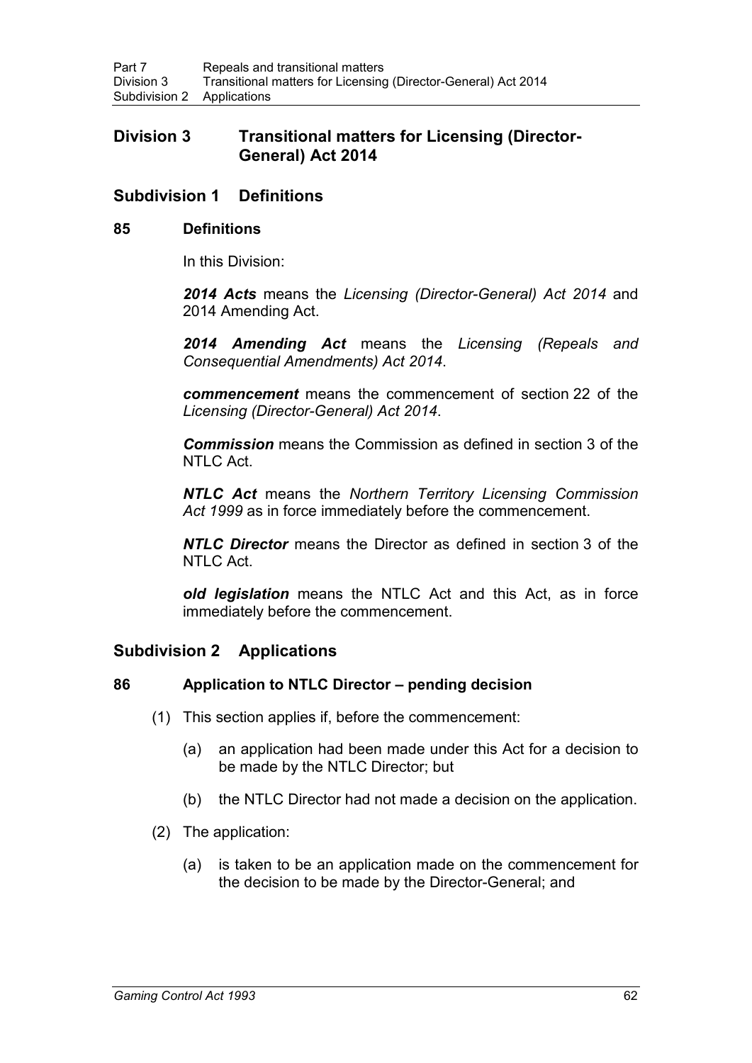## Division 3 Transitional matters for Licensing (Director-General) Act 2014

### Subdivision 1 Definitions

#### 85 Definitions

In this Division:

***2014 Acts*** means the *Licensing (Director-General) Act 2014* and 2014 Amending Act.

***2014 Amending Act*** means the *Licensing (Repeals and Consequential Amendments) Act 2014*.

***commencement*** means the commencement of section 22 of the *Licensing (Director-General) Act 2014*.

***Commission*** means the Commission as defined in section 3 of the NTLC Act.

***NTLC Act*** means the *Northern Territory Licensing Commission Act 1999* as in force immediately before the commencement.

***NTLC Director*** means the Director as defined in section 3 of the NTLC Act.

***old legislation*** means the NTLC Act and this Act, as in force immediately before the commencement.

### Subdivision 2 Applications

#### 86 Application to NTLC Director – pending decision

(1) This section applies if, before the commencement:

(a) an application had been made under this Act for a decision to be made by the NTLC Director; but

(b) the NTLC Director had not made a decision on the application.

(2) The application:

(a) is taken to be an application made on the commencement for the decision to be made by the Director-General; and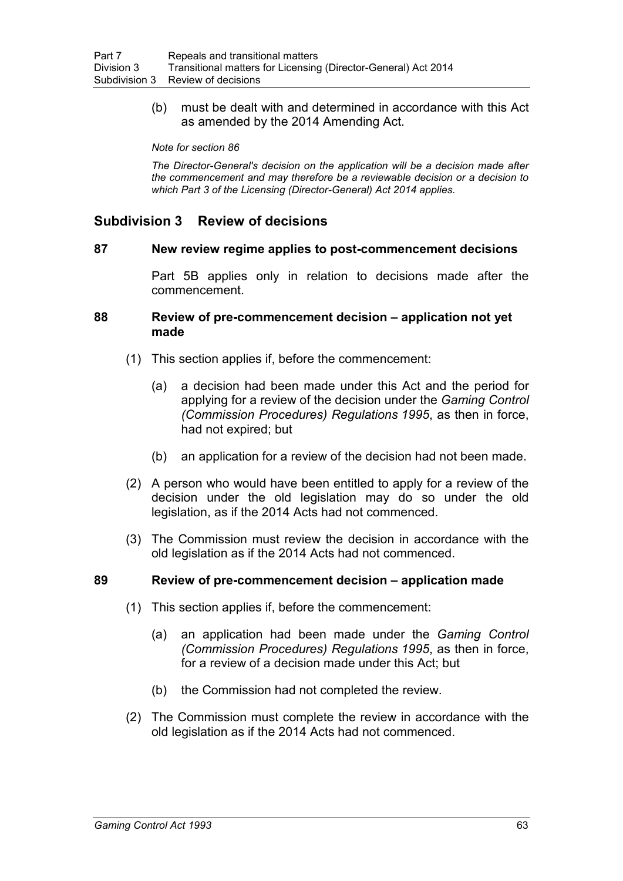(b) must be dealt with and determined in accordance with this Act as amended by the 2014 Amending Act.

*Note for section 86*

*The Director-General's decision on the application will be a decision made after the commencement and may therefore be a reviewable decision or a decision to which Part 3 of the Licensing (Director-General) Act 2014 applies.*

## Subdivision 3 Review of decisions

### 87 New review regime applies to post-commencement decisions

Part 5B applies only in relation to decisions made after the commencement.

### 88 Review of pre-commencement decision – application not yet made

(1) This section applies if, before the commencement:

(a) a decision had been made under this Act and the period for applying for a review of the decision under the *Gaming Control (Commission Procedures) Regulations 1995*, as then in force, had not expired; but

(b) an application for a review of the decision had not been made.

(2) A person who would have been entitled to apply for a review of the decision under the old legislation may do so under the old legislation, as if the 2014 Acts had not commenced.

(3) The Commission must review the decision in accordance with the old legislation as if the 2014 Acts had not commenced.

### 89 Review of pre-commencement decision – application made

(1) This section applies if, before the commencement:

(a) an application had been made under the *Gaming Control (Commission Procedures) Regulations 1995*, as then in force, for a review of a decision made under this Act; but

(b) the Commission had not completed the review.

(2) The Commission must complete the review in accordance with the old legislation as if the 2014 Acts had not commenced.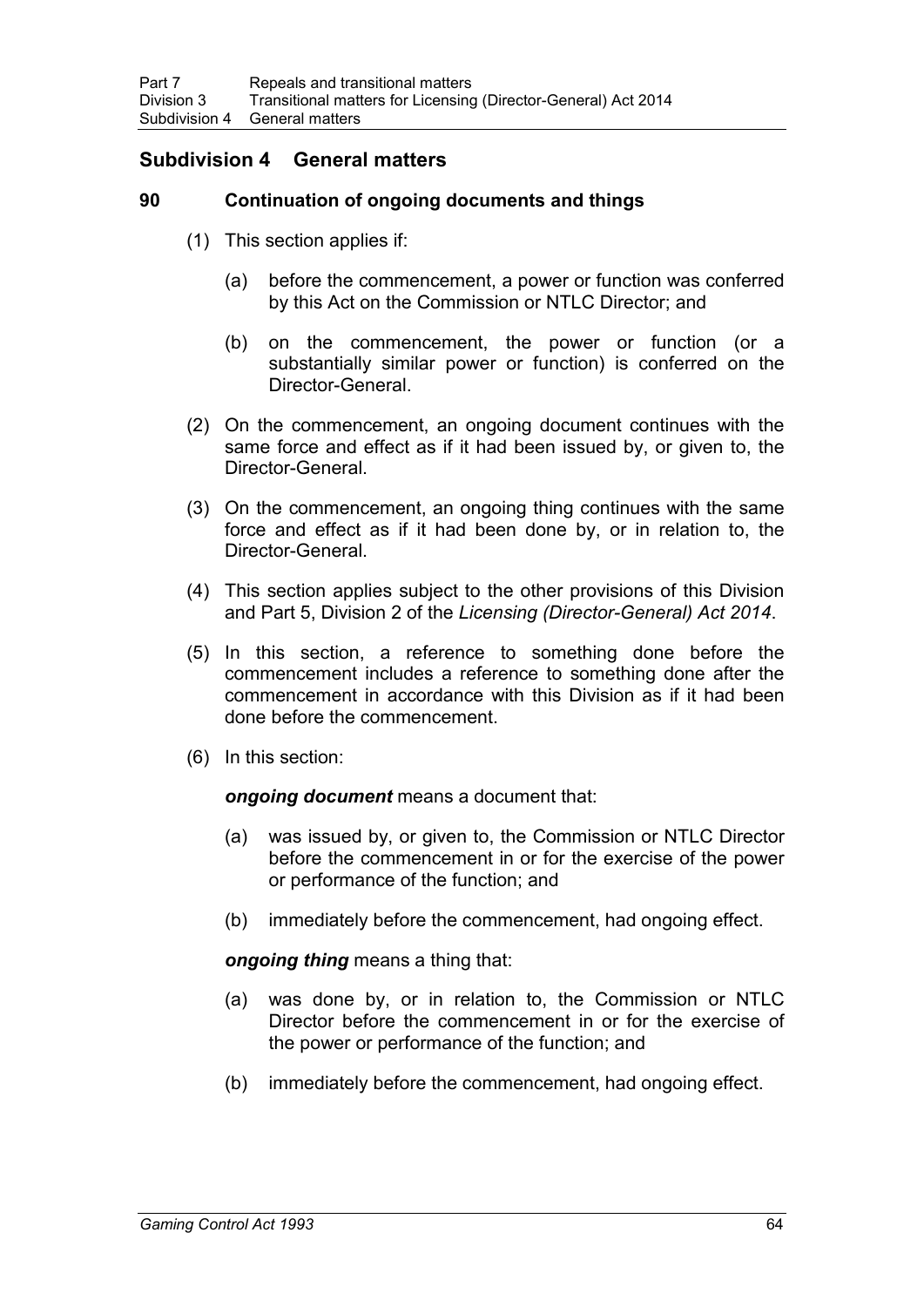## Subdivision 4 General matters

### 90 Continuation of ongoing documents and things

(1) This section applies if:

(a) before the commencement, a power or function was conferred by this Act on the Commission or NTLC Director; and

(b) on the commencement, the power or function (or a substantially similar power or function) is conferred on the Director-General.

(2) On the commencement, an ongoing document continues with the same force and effect as if it had been issued by, or given to, the Director-General.

(3) On the commencement, an ongoing thing continues with the same force and effect as if it had been done by, or in relation to, the Director-General.

(4) This section applies subject to the other provisions of this Division and Part 5, Division 2 of the *Licensing (Director-General) Act 2014*.

(5) In this section, a reference to something done before the commencement includes a reference to something done after the commencement in accordance with this Division as if it had been done before the commencement.

(6) In this section:

***ongoing document*** means a document that:

(a) was issued by, or given to, the Commission or NTLC Director before the commencement in or for the exercise of the power or performance of the function; and

(b) immediately before the commencement, had ongoing effect.

***ongoing thing*** means a thing that:

(a) was done by, or in relation to, the Commission or NTLC Director before the commencement in or for the exercise of the power or performance of the function; and

(b) immediately before the commencement, had ongoing effect.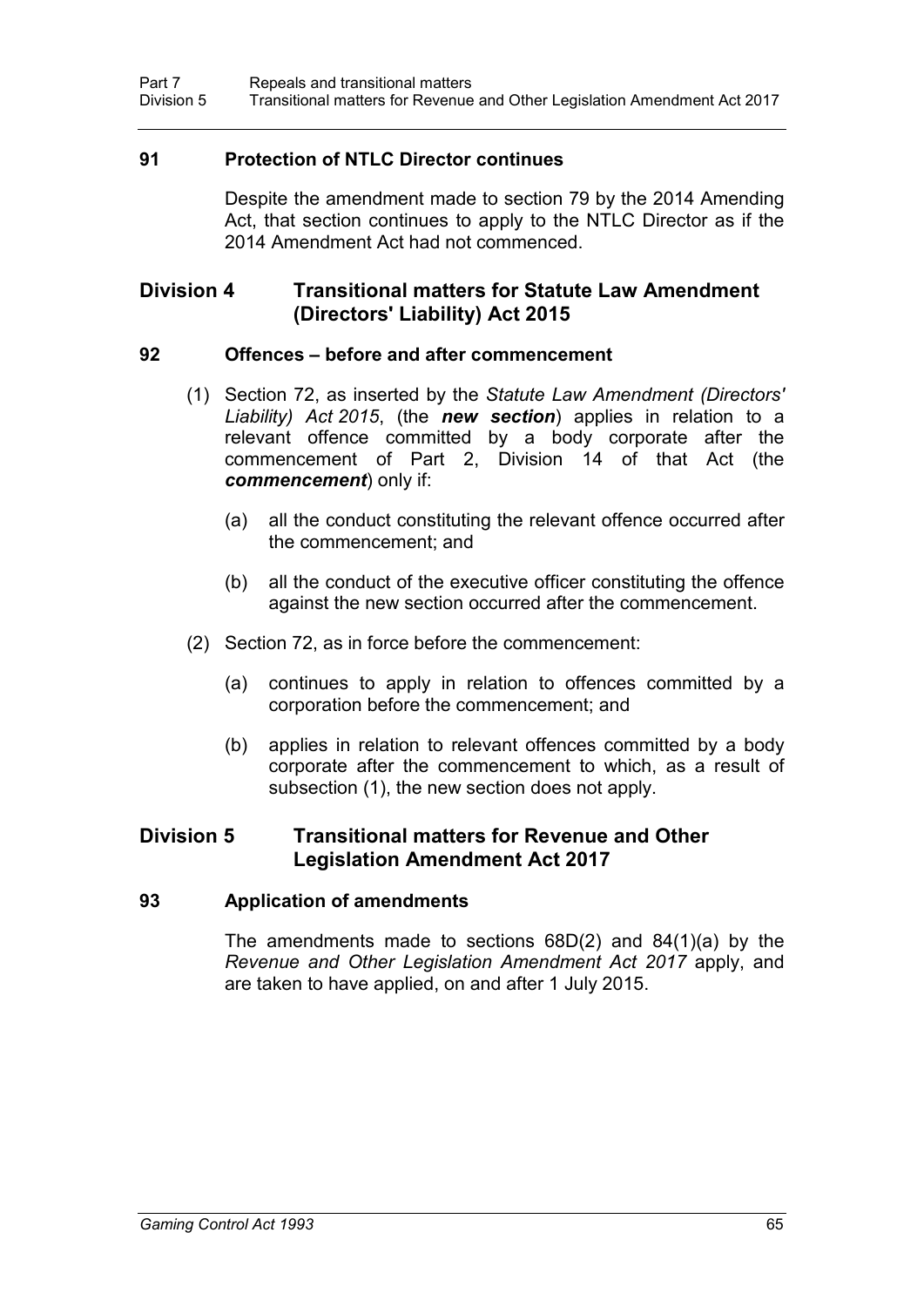### 91 Protection of NTLC Director continues

Despite the amendment made to section 79 by the 2014 Amending Act, that section continues to apply to the NTLC Director as if the 2014 Amendment Act had not commenced.

## Division 4 Transitional matters for Statute Law Amendment (Directors' Liability) Act 2015

### 92 Offences – before and after commencement

(1) Section 72, as inserted by the *Statute Law Amendment (Directors' Liability) Act 2015*, (the ***new section***) applies in relation to a relevant offence committed by a body corporate after the commencement of Part 2, Division 14 of that Act (the ***commencement***) only if:

(a) all the conduct constituting the relevant offence occurred after the commencement; and

(b) all the conduct of the executive officer constituting the offence against the new section occurred after the commencement.

(2) Section 72, as in force before the commencement:

(a) continues to apply in relation to offences committed by a corporation before the commencement; and

(b) applies in relation to relevant offences committed by a body corporate after the commencement to which, as a result of subsection (1), the new section does not apply.

## Division 5 Transitional matters for Revenue and Other Legislation Amendment Act 2017

### 93 Application of amendments

The amendments made to sections 68D(2) and 84(1)(a) by the *Revenue and Other Legislation Amendment Act 2017* apply, and are taken to have applied, on and after 1 July 2015.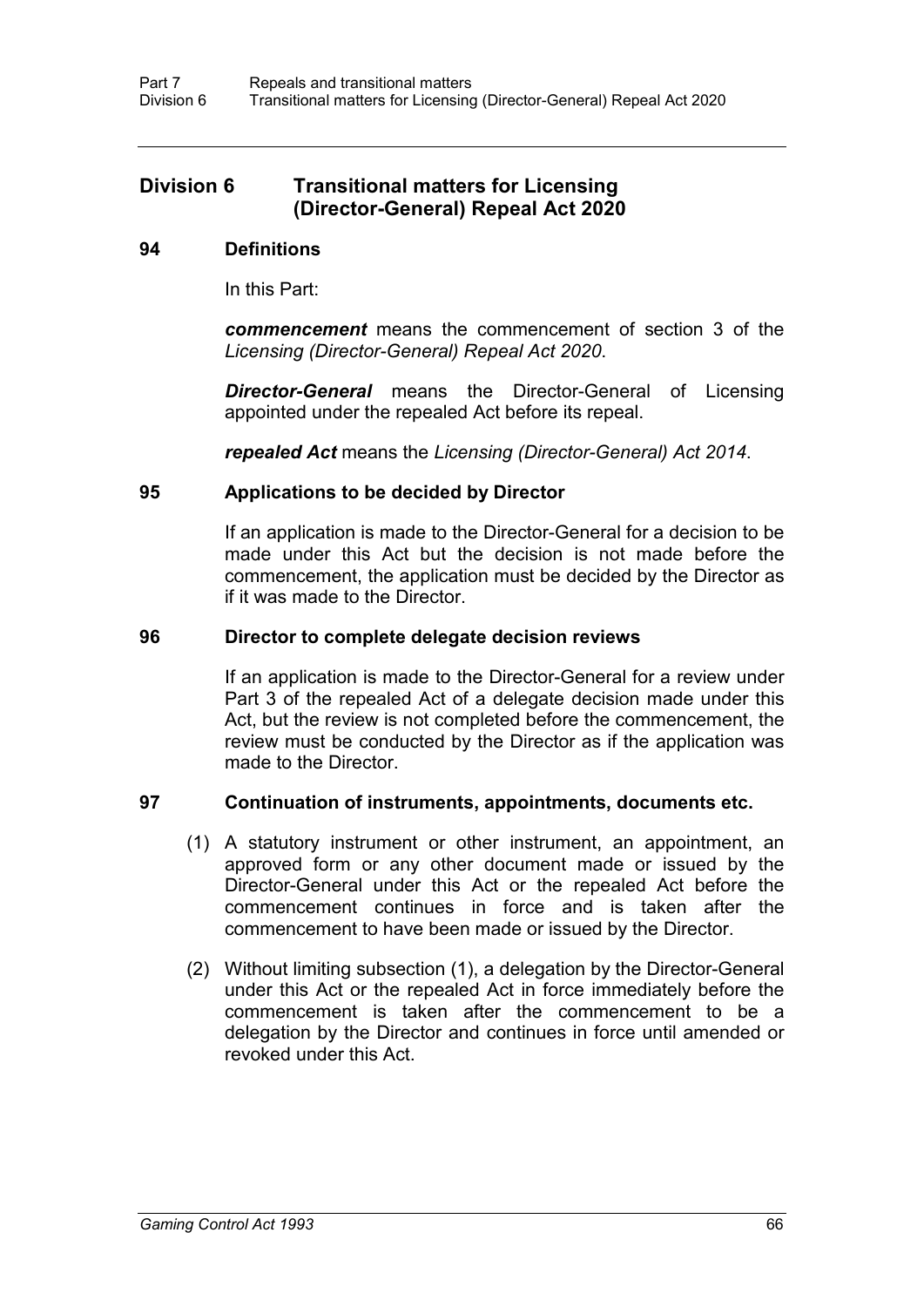## Division 6 Transitional matters for Licensing (Director-General) Repeal Act 2020

### 94 Definitions

In this Part:

***commencement*** means the commencement of section 3 of the *Licensing (Director-General) Repeal Act 2020*.

***Director-General*** means the Director-General of Licensing appointed under the repealed Act before its repeal.

***repealed Act*** means the *Licensing (Director-General) Act 2014*.

### 95 Applications to be decided by Director

If an application is made to the Director-General for a decision to be made under this Act but the decision is not made before the commencement, the application must be decided by the Director as if it was made to the Director.

### 96 Director to complete delegate decision reviews

If an application is made to the Director-General for a review under Part 3 of the repealed Act of a delegate decision made under this Act, but the review is not completed before the commencement, the review must be conducted by the Director as if the application was made to the Director.

### 97 Continuation of instruments, appointments, documents etc.

(1) A statutory instrument or other instrument, an appointment, an approved form or any other document made or issued by the Director-General under this Act or the repealed Act before the commencement continues in force and is taken after the commencement to have been made or issued by the Director.

(2) Without limiting subsection (1), a delegation by the Director-General under this Act or the repealed Act in force immediately before the commencement is taken after the commencement to be a delegation by the Director and continues in force until amended or revoked under this Act.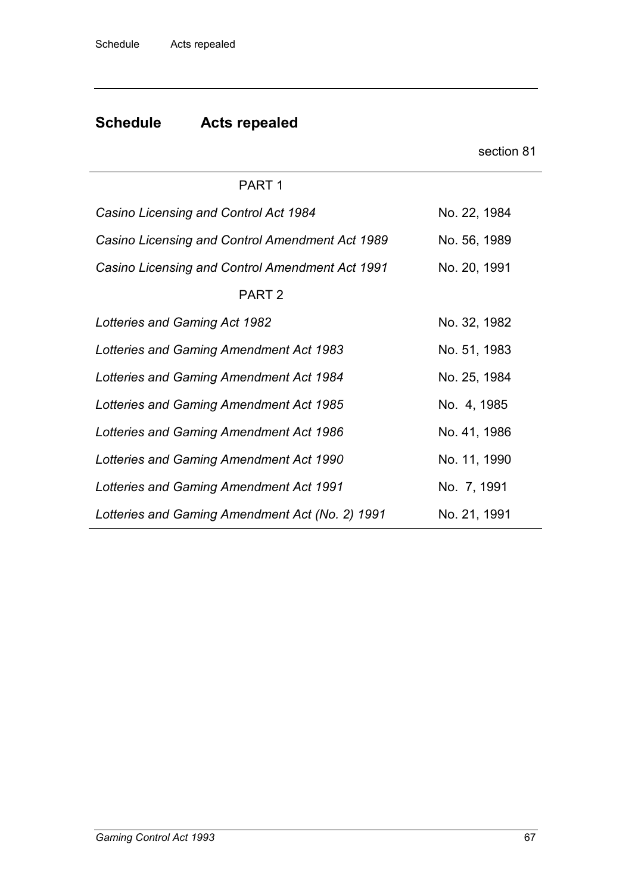# Schedule Acts repealed

section 81

| PART 1 | |
|---|---|
| *Casino Licensing and Control Act 1984* | No. 22, 1984 |
| *Casino Licensing and Control Amendment Act 1989* | No. 56, 1989 |
| *Casino Licensing and Control Amendment Act 1991* | No. 20, 1991 |
| PART 2 | |
| *Lotteries and Gaming Act 1982* | No. 32, 1982 |
| *Lotteries and Gaming Amendment Act 1983* | No. 51, 1983 |
| *Lotteries and Gaming Amendment Act 1984* | No. 25, 1984 |
| *Lotteries and Gaming Amendment Act 1985* | No. 4, 1985 |
| *Lotteries and Gaming Amendment Act 1986* | No. 41, 1986 |
| *Lotteries and Gaming Amendment Act 1990* | No. 11, 1990 |
| *Lotteries and Gaming Amendment Act 1991* | No. 7, 1991 |
| *Lotteries and Gaming Amendment Act (No. 2) 1991* | No. 21, 1991 |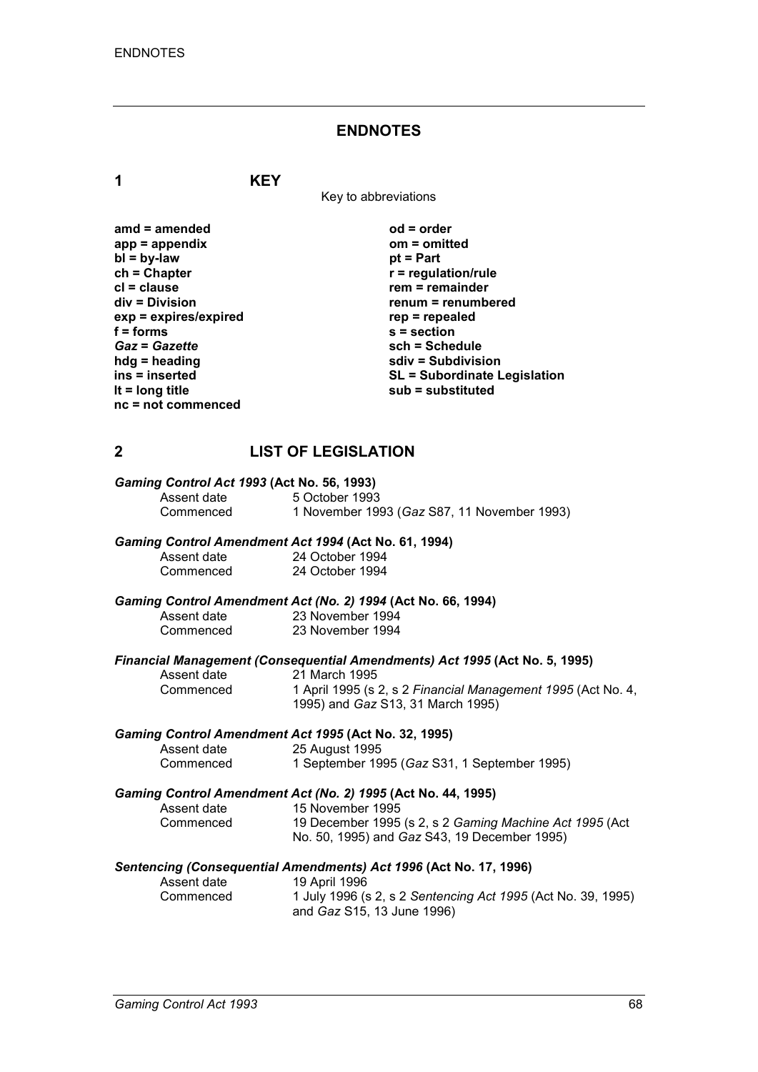## ENDNOTES

### 1 KEY

Key to abbreviations

| | |
|---|---|
| **amd = amended** | **od = order** |
| **app = appendix** | **om = omitted** |
| **bl = by-law** | **pt = Part** |
| **ch = Chapter** | **r = regulation/rule** |
| **cl = clause** | **rem = remainder** |
| **div = Division** | **renum = renumbered** |
| **exp = expires/expired** | **rep = repealed** |
| **f = forms** | **s = section** |
| ***Gaz* = *Gazette*** | **sch = Schedule** |
| **hdg = heading** | **sdiv = Subdivision** |
| **ins = inserted** | **SL = Subordinate Legislation** |
| **lt = long title** | **sub = substituted** |
| **nc = not commenced** | |

### 2 LIST OF LEGISLATION

***Gaming Control Act 1993* (Act No. 56, 1993)**

| | |
|---|---|
| Assent date | 5 October 1993 |
| Commenced | 1 November 1993 (*Gaz* S87, 11 November 1993) |

***Gaming Control Amendment Act 1994* (Act No. 61, 1994)**

| | |
|---|---|
| Assent date | 24 October 1994 |
| Commenced | 24 October 1994 |

***Gaming Control Amendment Act (No. 2) 1994* (Act No. 66, 1994)**

| | |
|---|---|
| Assent date | 23 November 1994 |
| Commenced | 23 November 1994 |

***Financial Management (Consequential Amendments) Act 1995* (Act No. 5, 1995)**

| | |
|---|---|
| Assent date | 21 March 1995 |
| Commenced | 1 April 1995 (s 2, s 2 *Financial Management 1995* (Act No. 4, 1995) and *Gaz* S13, 31 March 1995) |

***Gaming Control Amendment Act 1995* (Act No. 32, 1995)**

| | |
|---|---|
| Assent date | 25 August 1995 |
| Commenced | 1 September 1995 (*Gaz* S31, 1 September 1995) |

***Gaming Control Amendment Act (No. 2) 1995* (Act No. 44, 1995)**

| | |
|---|---|
| Assent date | 15 November 1995 |
| Commenced | 19 December 1995 (s 2, s 2 *Gaming Machine Act 1995* (Act No. 50, 1995) and *Gaz* S43, 19 December 1995) |

***Sentencing (Consequential Amendments) Act 1996* (Act No. 17, 1996)**

| | |
|---|---|
| Assent date | 19 April 1996 |
| Commenced | 1 July 1996 (s 2, s 2 *Sentencing Act 1995* (Act No. 39, 1995) and *Gaz* S15, 13 June 1996) |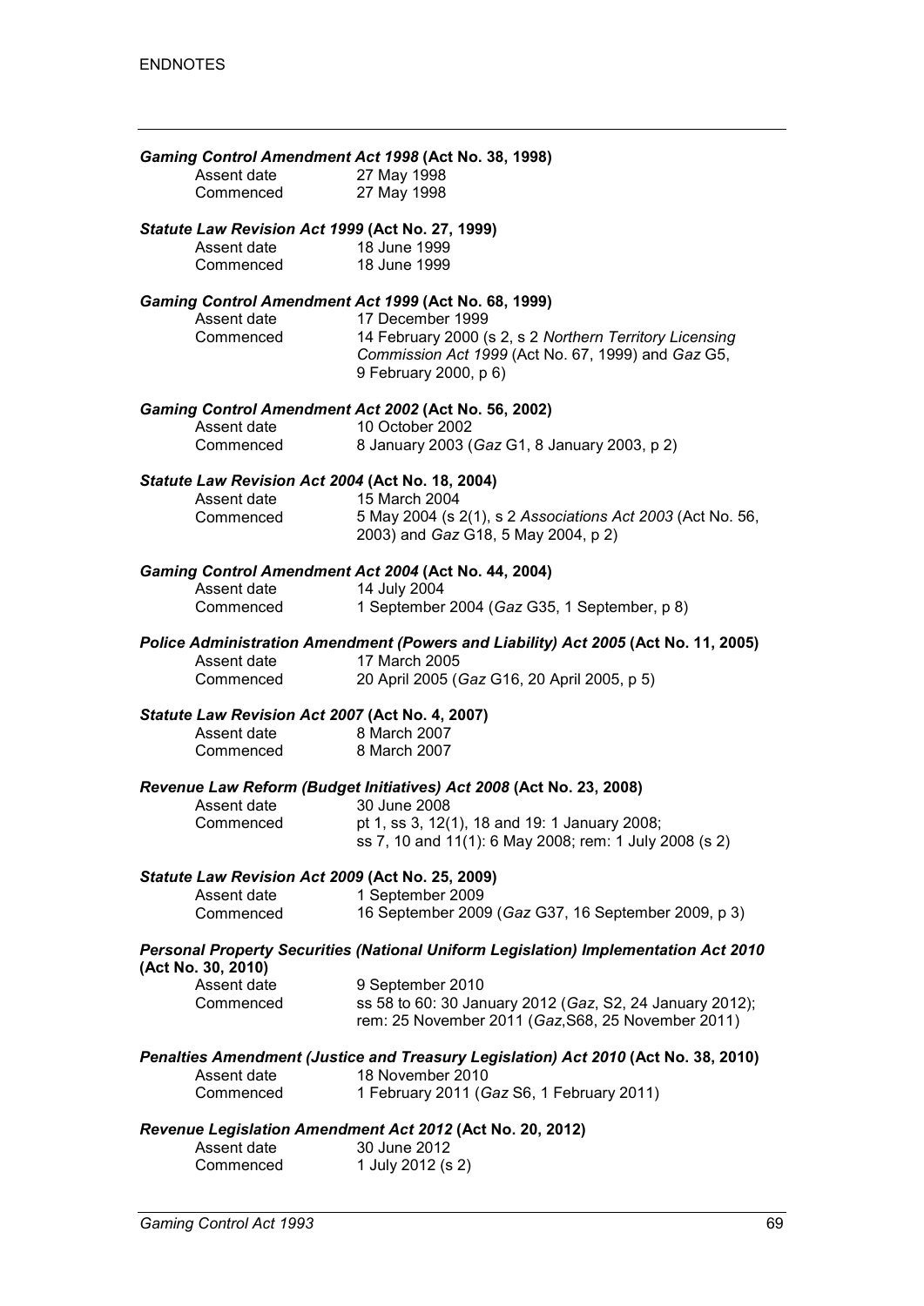***Gaming Control Amendment Act 1998* (Act No. 38, 1998)**

| | |
|---|---|
| Assent date | 27 May 1998 |
| Commenced | 27 May 1998 |

***Statute Law Revision Act 1999* (Act No. 27, 1999)**

| | |
|---|---|
| Assent date | 18 June 1999 |
| Commenced | 18 June 1999 |

***Gaming Control Amendment Act 1999* (Act No. 68, 1999)**

| | |
|---|---|
| Assent date | 17 December 1999 |
| Commenced | 14 February 2000 (s 2, s 2 *Northern Territory Licensing Commission Act 1999* (Act No. 67, 1999) and *Gaz* G5, 9 February 2000, p 6) |

***Gaming Control Amendment Act 2002* (Act No. 56, 2002)**

| | |
|---|---|
| Assent date | 10 October 2002 |
| Commenced | 8 January 2003 (*Gaz* G1, 8 January 2003, p 2) |

***Statute Law Revision Act 2004* (Act No. 18, 2004)**

| | |
|---|---|
| Assent date | 15 March 2004 |
| Commenced | 5 May 2004 (s 2(1), s 2 *Associations Act 2003* (Act No. 56, 2003) and *Gaz* G18, 5 May 2004, p 2) |

***Gaming Control Amendment Act 2004* (Act No. 44, 2004)**

| | |
|---|---|
| Assent date | 14 July 2004 |
| Commenced | 1 September 2004 (*Gaz* G35, 1 September, p 8) |

***Police Administration Amendment (Powers and Liability) Act 2005* (Act No. 11, 2005)**

| | |
|---|---|
| Assent date | 17 March 2005 |
| Commenced | 20 April 2005 (*Gaz* G16, 20 April 2005, p 5) |

***Statute Law Revision Act 2007* (Act No. 4, 2007)**

| | |
|---|---|
| Assent date | 8 March 2007 |
| Commenced | 8 March 2007 |

***Revenue Law Reform (Budget Initiatives) Act 2008* (Act No. 23, 2008)**

| | |
|---|---|
| Assent date | 30 June 2008 |
| Commenced | pt 1, ss 3, 12(1), 18 and 19: 1 January 2008; ss 7, 10 and 11(1): 6 May 2008; rem: 1 July 2008 (s 2) |

***Statute Law Revision Act 2009* (Act No. 25, 2009)**

| | |
|---|---|
| Assent date | 1 September 2009 |
| Commenced | 16 September 2009 (*Gaz* G37, 16 September 2009, p 3) |

***Personal Property Securities (National Uniform Legislation) Implementation Act 2010* (Act No. 30, 2010)**

| | |
|---|---|
| Assent date | 9 September 2010 |
| Commenced | ss 58 to 60: 30 January 2012 (*Gaz*, S2, 24 January 2012); rem: 25 November 2011 (*Gaz*,S68, 25 November 2011) |

***Penalties Amendment (Justice and Treasury Legislation) Act 2010* (Act No. 38, 2010)**

| | |
|---|---|
| Assent date | 18 November 2010 |
| Commenced | 1 February 2011 (*Gaz* S6, 1 February 2011) |

***Revenue Legislation Amendment Act 2012* (Act No. 20, 2012)**

| | |
|---|---|
| Assent date | 30 June 2012 |
| Commenced | 1 July 2012 (s 2) |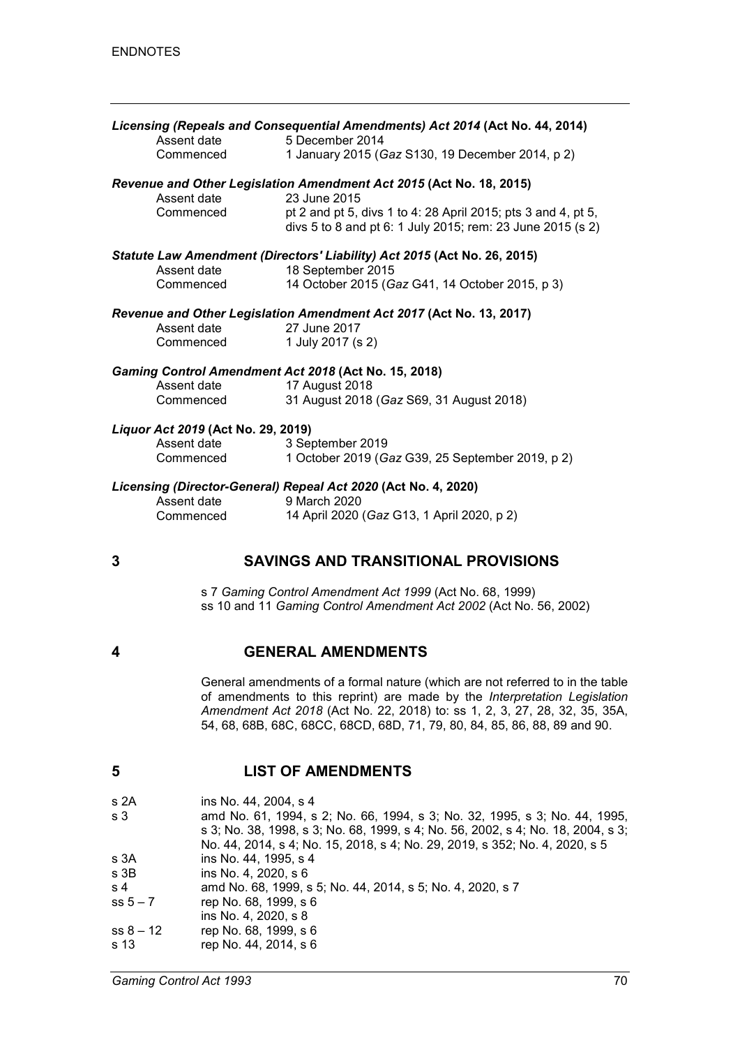*Licensing (Repeals and Consequential Amendments) Act 2014* **(Act No. 44, 2014)**

| | |
|---|---|
| Assent date | 5 December 2014 |
| Commenced | 1 January 2015 (*Gaz* S130, 19 December 2014, p 2) |

*Revenue and Other Legislation Amendment Act 2015* **(Act No. 18, 2015)**

| | |
|---|---|
| Assent date | 23 June 2015 |
| Commenced | pt 2 and pt 5, divs 1 to 4: 28 April 2015; pts 3 and 4, pt 5, divs 5 to 8 and pt 6: 1 July 2015; rem: 23 June 2015 (s 2) |

*Statute Law Amendment (Directors' Liability) Act 2015* **(Act No. 26, 2015)**

| | |
|---|---|
| Assent date | 18 September 2015 |
| Commenced | 14 October 2015 (*Gaz* G41, 14 October 2015, p 3) |

*Revenue and Other Legislation Amendment Act 2017* **(Act No. 13, 2017)**

| | |
|---|---|
| Assent date | 27 June 2017 |
| Commenced | 1 July 2017 (s 2) |

*Gaming Control Amendment Act 2018* **(Act No. 15, 2018)**

| | |
|---|---|
| Assent date | 17 August 2018 |
| Commenced | 31 August 2018 (*Gaz* S69, 31 August 2018) |

*Liquor Act 2019* **(Act No. 29, 2019)**

| | |
|---|---|
| Assent date | 3 September 2019 |
| Commenced | 1 October 2019 (*Gaz* G39, 25 September 2019, p 2) |

*Licensing (Director-General) Repeal Act 2020* **(Act No. 4, 2020)**

| | |
|---|---|
| Assent date | 9 March 2020 |
| Commenced | 14 April 2020 (*Gaz* G13, 1 April 2020, p 2) |

## 3 SAVINGS AND TRANSITIONAL PROVISIONS

s 7 *Gaming Control Amendment Act 1999* (Act No. 68, 1999)
ss 10 and 11 *Gaming Control Amendment Act 2002* (Act No. 56, 2002)

## 4 GENERAL AMENDMENTS

General amendments of a formal nature (which are not referred to in the table of amendments to this reprint) are made by the *Interpretation Legislation Amendment Act 2018* (Act No. 22, 2018) to: ss 1, 2, 3, 27, 28, 32, 35, 35A, 54, 68, 68B, 68C, 68CC, 68CD, 68D, 71, 79, 80, 84, 85, 86, 88, 89 and 90.

## 5 LIST OF AMENDMENTS

| | |
|---|---|
| s 2A | ins No. 44, 2004, s 4 |
| s 3 | amd No. 61, 1994, s 2; No. 66, 1994, s 3; No. 32, 1995, s 3; No. 44, 1995, s 3; No. 38, 1998, s 3; No. 68, 1999, s 4; No. 56, 2002, s 4; No. 18, 2004, s 3; No. 44, 2014, s 4; No. 15, 2018, s 4; No. 29, 2019, s 352; No. 4, 2020, s 5 |
| s 3A | ins No. 44, 1995, s 4 |
| s 3B | ins No. 4, 2020, s 6 |
| s 4 | amd No. 68, 1999, s 5; No. 44, 2014, s 5; No. 4, 2020, s 7 |
| ss 5 – 7 | rep No. 68, 1999, s 6 |
| | ins No. 4, 2020, s 8 |
| ss 8 – 12 | rep No. 68, 1999, s 6 |
| s 13 | rep No. 44, 2014, s 6 |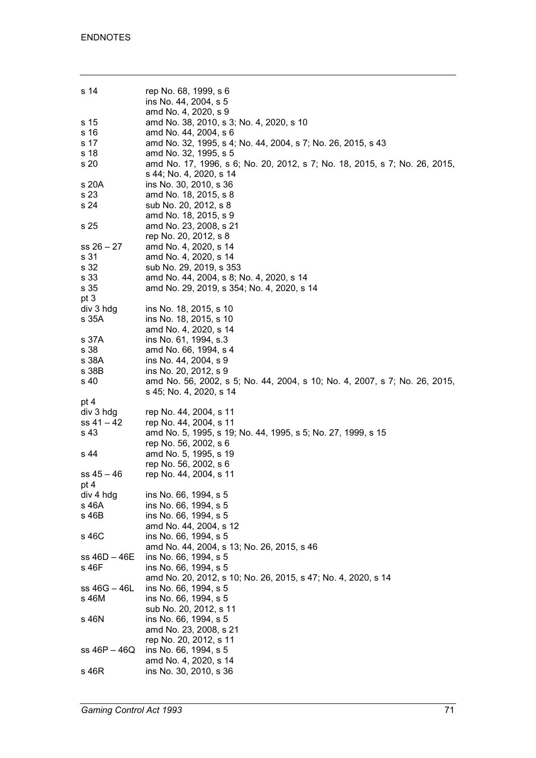| | |
|---|---|
| s 14 | rep No. 68, 1999, s 6 |
| | ins No. 44, 2004, s 5 |
| | amd No. 4, 2020, s 9 |
| s 15 | amd No. 38, 2010, s 3; No. 4, 2020, s 10 |
| s 16 | amd No. 44, 2004, s 6 |
| s 17 | amd No. 32, 1995, s 4; No. 44, 2004, s 7; No. 26, 2015, s 43 |
| s 18 | amd No. 32, 1995, s 5 |
| s 20 | amd No. 17, 1996, s 6; No. 20, 2012, s 7; No. 18, 2015, s 7; No. 26, 2015, s 44; No. 4, 2020, s 14 |
| s 20A | ins No. 30, 2010, s 36 |
| s 23 | amd No. 18, 2015, s 8 |
| s 24 | sub No. 20, 2012, s 8 |
| | amd No. 18, 2015, s 9 |
| s 25 | amd No. 23, 2008, s 21 |
| | rep No. 20, 2012, s 8 |
| ss 26 – 27 | amd No. 4, 2020, s 14 |
| s 31 | amd No. 4, 2020, s 14 |
| s 32 | sub No. 29, 2019, s 353 |
| s 33 | amd No. 44, 2004, s 8; No. 4, 2020, s 14 |
| s 35 | amd No. 29, 2019, s 354; No. 4, 2020, s 14 |
| pt 3 | |
| div 3 hdg | ins No. 18, 2015, s 10 |
| s 35A | ins No. 18, 2015, s 10 |
| | amd No. 4, 2020, s 14 |
| s 37A | ins No. 61, 1994, s.3 |
| s 38 | amd No. 66, 1994, s 4 |
| s 38A | ins No. 44, 2004, s 9 |
| s 38B | ins No. 20, 2012, s 9 |
| s 40 | amd No. 56, 2002, s 5; No. 44, 2004, s 10; No. 4, 2007, s 7; No. 26, 2015, s 45; No. 4, 2020, s 14 |
| pt 4 | |
| div 3 hdg | rep No. 44, 2004, s 11 |
| ss 41 – 42 | rep No. 44, 2004, s 11 |
| s 43 | amd No. 5, 1995, s 19; No. 44, 1995, s 5; No. 27, 1999, s 15 |
| | rep No. 56, 2002, s 6 |
| s 44 | amd No. 5, 1995, s 19 |
| | rep No. 56, 2002, s 6 |
| ss 45 – 46 | rep No. 44, 2004, s 11 |
| pt 4 | |
| div 4 hdg | ins No. 66, 1994, s 5 |
| s 46A | ins No. 66, 1994, s 5 |
| s 46B | ins No. 66, 1994, s 5 |
| | amd No. 44, 2004, s 12 |
| s 46C | ins No. 66, 1994, s 5 |
| | amd No. 44, 2004, s 13; No. 26, 2015, s 46 |
| ss 46D – 46E | ins No. 66, 1994, s 5 |
| s 46F | ins No. 66, 1994, s 5 |
| | amd No. 20, 2012, s 10; No. 26, 2015, s 47; No. 4, 2020, s 14 |
| ss 46G – 46L | ins No. 66, 1994, s 5 |
| s 46M | ins No. 66, 1994, s 5 |
| | sub No. 20, 2012, s 11 |
| s 46N | ins No. 66, 1994, s 5 |
| | amd No. 23, 2008, s 21 |
| | rep No. 20, 2012, s 11 |
| ss 46P – 46Q | ins No. 66, 1994, s 5 |
| | amd No. 4, 2020, s 14 |
| s 46R | ins No. 30, 2010, s 36 |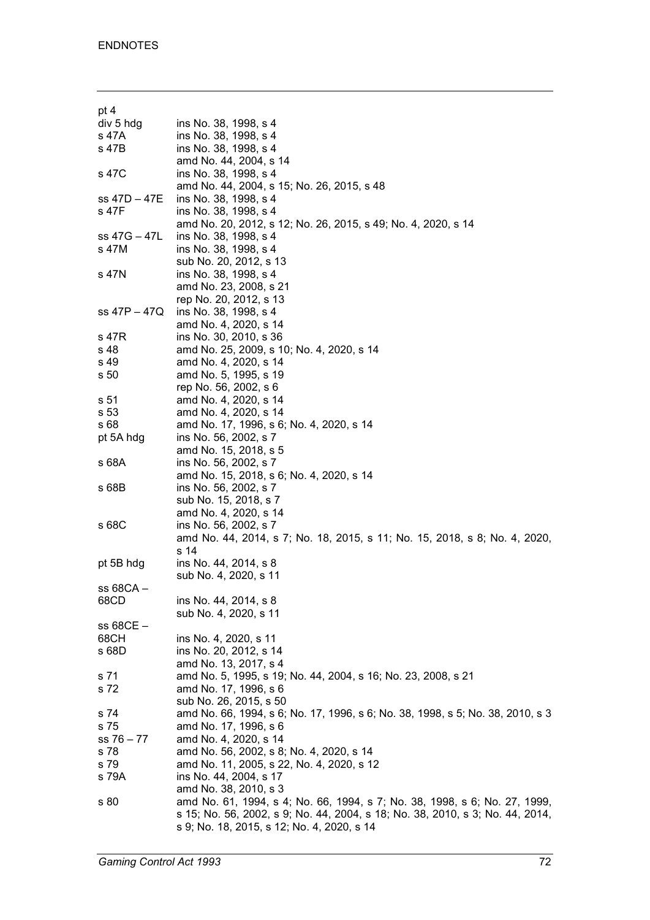| | |
|---|---|
| pt 4 | |
| div 5 hdg | ins No. 38, 1998, s 4 |
| s 47A | ins No. 38, 1998, s 4 |
| s 47B | ins No. 38, 1998, s 4 |
| | amd No. 44, 2004, s 14 |
| s 47C | ins No. 38, 1998, s 4 |
| | amd No. 44, 2004, s 15; No. 26, 2015, s 48 |
| ss 47D – 47E | ins No. 38, 1998, s 4 |
| s 47F | ins No. 38, 1998, s 4 |
| | amd No. 20, 2012, s 12; No. 26, 2015, s 49; No. 4, 2020, s 14 |
| ss 47G – 47L | ins No. 38, 1998, s 4 |
| s 47M | ins No. 38, 1998, s 4 |
| | sub No. 20, 2012, s 13 |
| s 47N | ins No. 38, 1998, s 4 |
| | amd No. 23, 2008, s 21 |
| | rep No. 20, 2012, s 13 |
| ss 47P – 47Q | ins No. 38, 1998, s 4 |
| | amd No. 4, 2020, s 14 |
| s 47R | ins No. 30, 2010, s 36 |
| s 48 | amd No. 25, 2009, s 10; No. 4, 2020, s 14 |
| s 49 | amd No. 4, 2020, s 14 |
| s 50 | amd No. 5, 1995, s 19 |
| | rep No. 56, 2002, s 6 |
| s 51 | amd No. 4, 2020, s 14 |
| s 53 | amd No. 4, 2020, s 14 |
| s 68 | amd No. 17, 1996, s 6; No. 4, 2020, s 14 |
| pt 5A hdg | ins No. 56, 2002, s 7 |
| | amd No. 15, 2018, s 5 |
| s 68A | ins No. 56, 2002, s 7 |
| | amd No. 15, 2018, s 6; No. 4, 2020, s 14 |
| s 68B | ins No. 56, 2002, s 7 |
| | sub No. 15, 2018, s 7 |
| | amd No. 4, 2020, s 14 |
| s 68C | ins No. 56, 2002, s 7 |
| | amd No. 44, 2014, s 7; No. 18, 2015, s 11; No. 15, 2018, s 8; No. 4, 2020, s 14 |
| pt 5B hdg | ins No. 44, 2014, s 8 |
| | sub No. 4, 2020, s 11 |
| ss 68CA – 68CD | ins No. 44, 2014, s 8 |
| | sub No. 4, 2020, s 11 |
| ss 68CE – 68CH | ins No. 4, 2020, s 11 |
| s 68D | ins No. 20, 2012, s 14 |
| | amd No. 13, 2017, s 4 |
| s 71 | amd No. 5, 1995, s 19; No. 44, 2004, s 16; No. 23, 2008, s 21 |
| s 72 | amd No. 17, 1996, s 6 |
| | sub No. 26, 2015, s 50 |
| s 74 | amd No. 66, 1994, s 6; No. 17, 1996, s 6; No. 38, 1998, s 5; No. 38, 2010, s 3 |
| s 75 | amd No. 17, 1996, s 6 |
| ss 76 – 77 | amd No. 4, 2020, s 14 |
| s 78 | amd No. 56, 2002, s 8; No. 4, 2020, s 14 |
| s 79 | amd No. 11, 2005, s 22, No. 4, 2020, s 12 |
| s 79A | ins No. 44, 2004, s 17 |
| | amd No. 38, 2010, s 3 |
| s 80 | amd No. 61, 1994, s 4; No. 66, 1994, s 7; No. 38, 1998, s 6; No. 27, 1999, s 15; No. 56, 2002, s 9; No. 44, 2004, s 18; No. 38, 2010, s 3; No. 44, 2014, s 9; No. 18, 2015, s 12; No. 4, 2020, s 14 |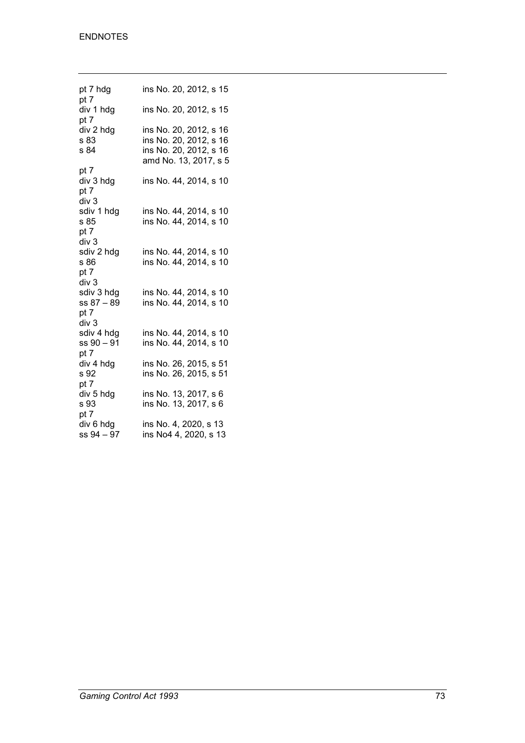| | |
|---|---|
| pt 7 hdg | ins No. 20, 2012, s 15 |
| pt 7 div 1 hdg | ins No. 20, 2012, s 15 |
| pt 7 div 2 hdg | ins No. 20, 2012, s 16 |
| s 83 | ins No. 20, 2012, s 16 |
| s 84 | ins No. 20, 2012, s 16 amd No. 13, 2017, s 5 |
| pt 7 div 3 hdg | ins No. 44, 2014, s 10 |
| pt 7 div 3 sdiv 1 hdg | ins No. 44, 2014, s 10 |
| s 85 | ins No. 44, 2014, s 10 |
| pt 7 div 3 sdiv 2 hdg | ins No. 44, 2014, s 10 |
| s 86 | ins No. 44, 2014, s 10 |
| pt 7 div 3 sdiv 3 hdg | ins No. 44, 2014, s 10 |
| ss 87 – 89 | ins No. 44, 2014, s 10 |
| pt 7 div 3 sdiv 4 hdg | ins No. 44, 2014, s 10 |
| ss 90 – 91 | ins No. 44, 2014, s 10 |
| pt 7 div 4 hdg | ins No. 26, 2015, s 51 |
| s 92 | ins No. 26, 2015, s 51 |
| pt 7 div 5 hdg | ins No. 13, 2017, s 6 |
| s 93 | ins No. 13, 2017, s 6 |
| pt 7 div 6 hdg | ins No. 4, 2020, s 13 |
| ss 94 – 97 | ins No4 4, 2020, s 13 |